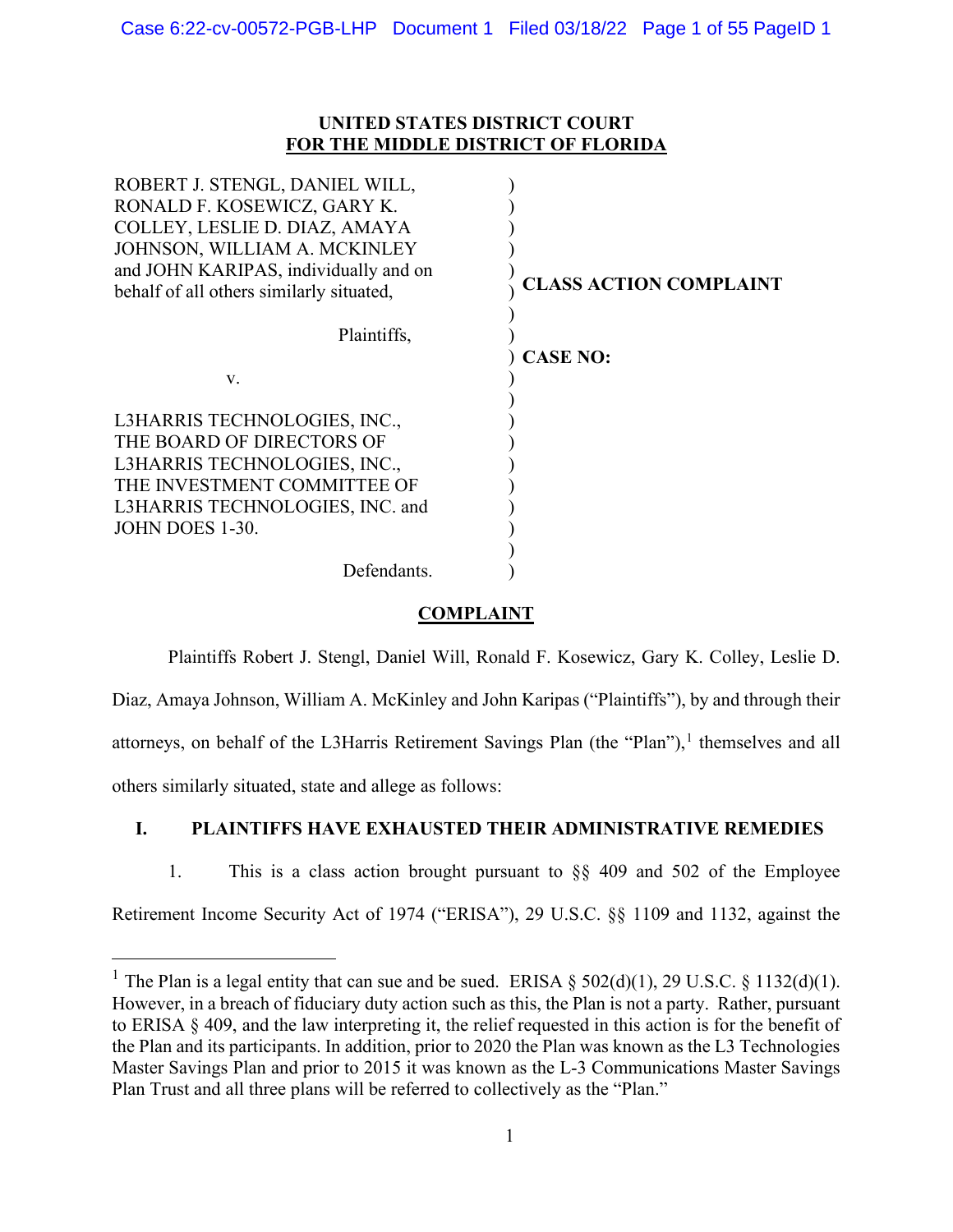**UNITED STATES DISTRICT COURT**
**FOR THE MIDDLE DISTRICT OF FLORIDA**

| | |
|---|---|
| ROBERT J. STENGL, DANIEL WILL, RONALD F. KOSEWICZ, GARY K. COLLEY, LESLIE D. DIAZ, AMAYA JOHNSON, WILLIAM A. MCKINLEY and JOHN KARIPAS, individually and on behalf of all others similarly situated, | **CLASS ACTION COMPLAINT** |
| Plaintiffs, | |
| v. | **CASE NO:** |
| L3HARRIS TECHNOLOGIES, INC., THE BOARD OF DIRECTORS OF L3HARRIS TECHNOLOGIES, INC., THE INVESTMENT COMMITTEE OF L3HARRIS TECHNOLOGIES, INC. and JOHN DOES 1-30. | |
| Defendants. | |

## COMPLAINT

Plaintiffs Robert J. Stengl, Daniel Will, Ronald F. Kosewicz, Gary K. Colley, Leslie D. Diaz, Amaya Johnson, William A. McKinley and John Karipas ("Plaintiffs"), by and through their attorneys, on behalf of the L3Harris Retirement Savings Plan (the "Plan"),[1] themselves and all others similarly situated, state and allege as follows:

## I. PLAINTIFFS HAVE EXHAUSTED THEIR ADMINISTRATIVE REMEDIES

1. This is a class action brought pursuant to §§ 409 and 502 of the Employee Retirement Income Security Act of 1974 ("ERISA"), 29 U.S.C. §§ 1109 and 1132, against the

[1] The Plan is a legal entity that can sue and be sued. ERISA § 502(d)(1), 29 U.S.C. § 1132(d)(1). However, in a breach of fiduciary duty action such as this, the Plan is not a party. Rather, pursuant to ERISA § 409, and the law interpreting it, the relief requested in this action is for the benefit of the Plan and its participants. In addition, prior to 2020 the Plan was known as the L3 Technologies Master Savings Plan and prior to 2015 it was known as the L-3 Communications Master Savings Plan Trust and all three plans will be referred to collectively as the "Plan."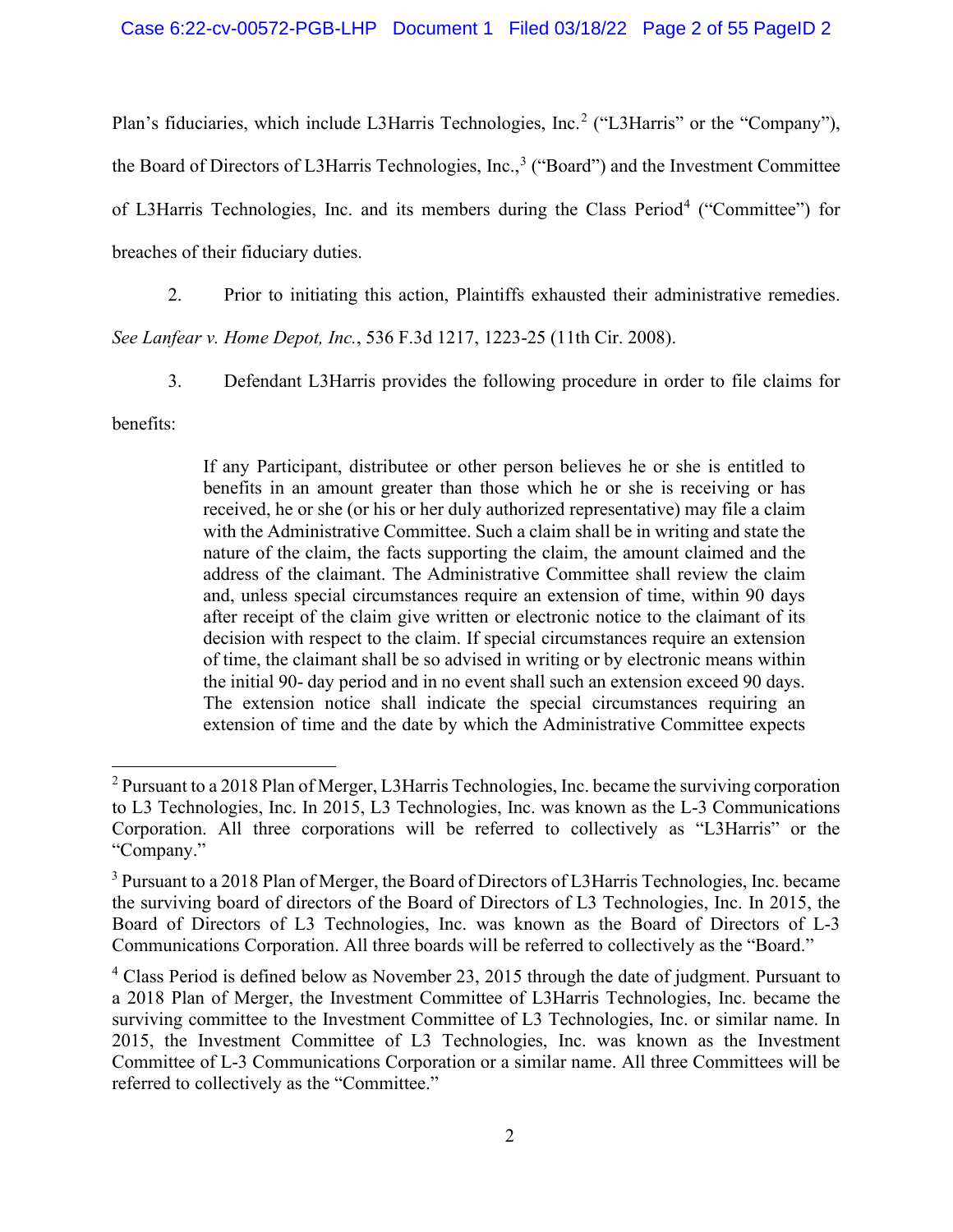Plan's fiduciaries, which include L3Harris Technologies, Inc.[2] ("L3Harris" or the "Company"), the Board of Directors of L3Harris Technologies, Inc.,[3] ("Board") and the Investment Committee of L3Harris Technologies, Inc. and its members during the Class Period[4] ("Committee") for breaches of their fiduciary duties.

2. Prior to initiating this action, Plaintiffs exhausted their administrative remedies. *See Lanfear v. Home Depot, Inc.*, 536 F.3d 1217, 1223-25 (11th Cir. 2008).

3. Defendant L3Harris provides the following procedure in order to file claims for benefits:

> If any Participant, distributee or other person believes he or she is entitled to benefits in an amount greater than those which he or she is receiving or has received, he or she (or his or her duly authorized representative) may file a claim with the Administrative Committee. Such a claim shall be in writing and state the nature of the claim, the facts supporting the claim, the amount claimed and the address of the claimant. The Administrative Committee shall review the claim and, unless special circumstances require an extension of time, within 90 days after receipt of the claim give written or electronic notice to the claimant of its decision with respect to the claim. If special circumstances require an extension of time, the claimant shall be so advised in writing or by electronic means within the initial 90- day period and in no event shall such an extension exceed 90 days. The extension notice shall indicate the special circumstances requiring an extension of time and the date by which the Administrative Committee expects

---

[2] Pursuant to a 2018 Plan of Merger, L3Harris Technologies, Inc. became the surviving corporation to L3 Technologies, Inc. In 2015, L3 Technologies, Inc. was known as the L-3 Communications Corporation. All three corporations will be referred to collectively as "L3Harris" or the "Company."

[3] Pursuant to a 2018 Plan of Merger, the Board of Directors of L3Harris Technologies, Inc. became the surviving board of directors of the Board of Directors of L3 Technologies, Inc. In 2015, the Board of Directors of L3 Technologies, Inc. was known as the Board of Directors of L-3 Communications Corporation. All three boards will be referred to collectively as the "Board."

[4] Class Period is defined below as November 23, 2015 through the date of judgment. Pursuant to a 2018 Plan of Merger, the Investment Committee of L3Harris Technologies, Inc. became the surviving committee to the Investment Committee of L3 Technologies, Inc. or similar name. In 2015, the Investment Committee of L3 Technologies, Inc. was known as the Investment Committee of L-3 Communications Corporation or a similar name. All three Committees will be referred to collectively as the "Committee."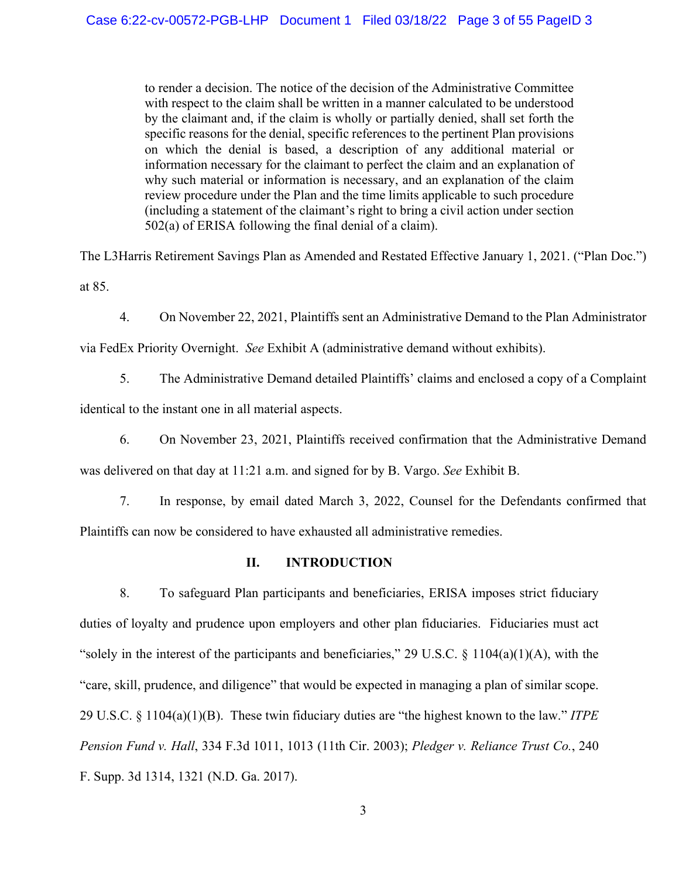> to render a decision. The notice of the decision of the Administrative Committee with respect to the claim shall be written in a manner calculated to be understood by the claimant and, if the claim is wholly or partially denied, shall set forth the specific reasons for the denial, specific references to the pertinent Plan provisions on which the denial is based, a description of any additional material or information necessary for the claimant to perfect the claim and an explanation of why such material or information is necessary, and an explanation of the claim review procedure under the Plan and the time limits applicable to such procedure (including a statement of the claimant's right to bring a civil action under section 502(a) of ERISA following the final denial of a claim).

The L3Harris Retirement Savings Plan as Amended and Restated Effective January 1, 2021. ("Plan Doc.") at 85.

4. On November 22, 2021, Plaintiffs sent an Administrative Demand to the Plan Administrator via FedEx Priority Overnight. *See* Exhibit A (administrative demand without exhibits).

5. The Administrative Demand detailed Plaintiffs' claims and enclosed a copy of a Complaint identical to the instant one in all material aspects.

6. On November 23, 2021, Plaintiffs received confirmation that the Administrative Demand was delivered on that day at 11:21 a.m. and signed for by B. Vargo. *See* Exhibit B.

7. In response, by email dated March 3, 2022, Counsel for the Defendants confirmed that Plaintiffs can now be considered to have exhausted all administrative remedies.

## II. INTRODUCTION

8. To safeguard Plan participants and beneficiaries, ERISA imposes strict fiduciary duties of loyalty and prudence upon employers and other plan fiduciaries. Fiduciaries must act "solely in the interest of the participants and beneficiaries," 29 U.S.C. § 1104(a)(1)(A), with the "care, skill, prudence, and diligence" that would be expected in managing a plan of similar scope. 29 U.S.C. § 1104(a)(1)(B). These twin fiduciary duties are "the highest known to the law." *ITPE Pension Fund v. Hall*, 334 F.3d 1011, 1013 (11th Cir. 2003); *Pledger v. Reliance Trust Co.*, 240 F. Supp. 3d 1314, 1321 (N.D. Ga. 2017).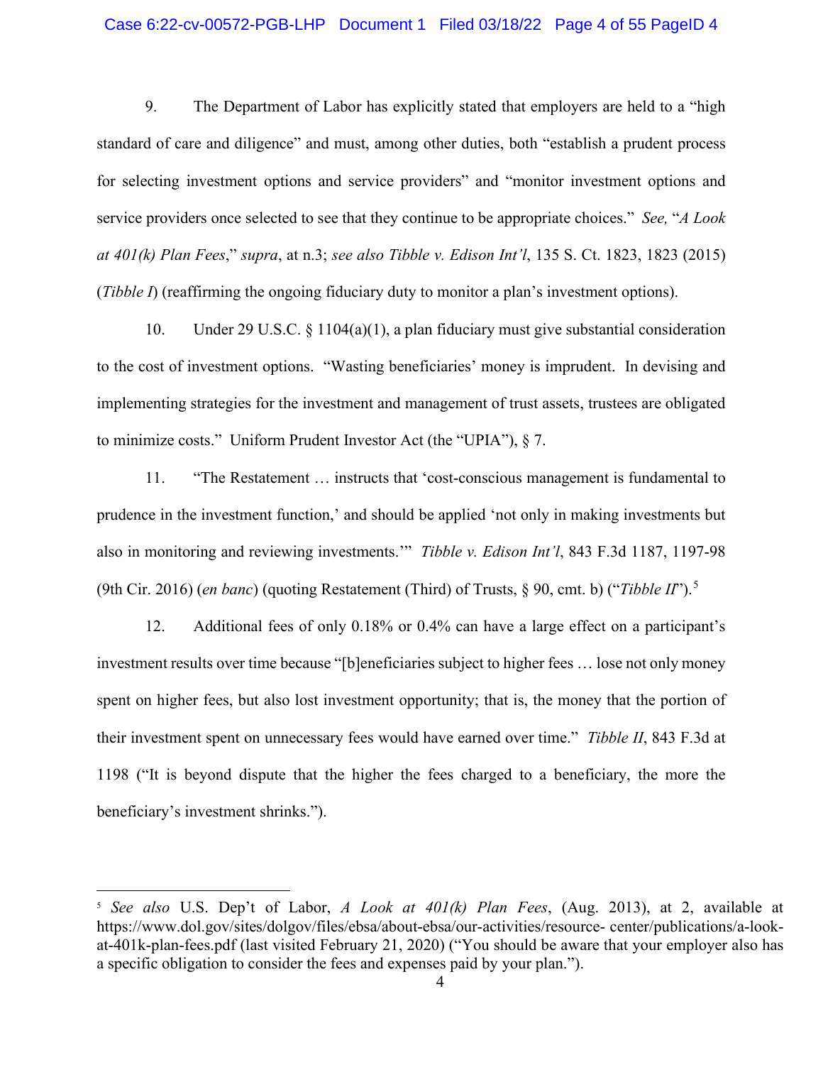9. The Department of Labor has explicitly stated that employers are held to a "high standard of care and diligence" and must, among other duties, both "establish a prudent process for selecting investment options and service providers" and "monitor investment options and service providers once selected to see that they continue to be appropriate choices." *See,* "*A Look at 401(k) Plan Fees*," *supra*, at n.3; *see also Tibble v. Edison Int'l*, 135 S. Ct. 1823, 1823 (2015) (*Tibble I*) (reaffirming the ongoing fiduciary duty to monitor a plan's investment options).

10. Under 29 U.S.C. § 1104(a)(1), a plan fiduciary must give substantial consideration to the cost of investment options. "Wasting beneficiaries' money is imprudent. In devising and implementing strategies for the investment and management of trust assets, trustees are obligated to minimize costs." Uniform Prudent Investor Act (the "UPIA"), § 7.

11. "The Restatement … instructs that 'cost-conscious management is fundamental to prudence in the investment function,' and should be applied 'not only in making investments but also in monitoring and reviewing investments.'" *Tibble v. Edison Int'l*, 843 F.3d 1187, 1197-98 (9th Cir. 2016) (*en banc*) (quoting Restatement (Third) of Trusts, § 90, cmt. b) ("*Tibble II*").[5]

12. Additional fees of only 0.18% or 0.4% can have a large effect on a participant's investment results over time because "[b]eneficiaries subject to higher fees … lose not only money spent on higher fees, but also lost investment opportunity; that is, the money that the portion of their investment spent on unnecessary fees would have earned over time." *Tibble II*, 843 F.3d at 1198 ("It is beyond dispute that the higher the fees charged to a beneficiary, the more the beneficiary's investment shrinks.").

---

[5] *See also* U.S. Dep't of Labor, *A Look at 401(k) Plan Fees*, (Aug. 2013), at 2, available at https://www.dol.gov/sites/dolgov/files/ebsa/about-ebsa/our-activities/resource- center/publications/a-look-at-401k-plan-fees.pdf (last visited February 21, 2020) ("You should be aware that your employer also has a specific obligation to consider the fees and expenses paid by your plan.").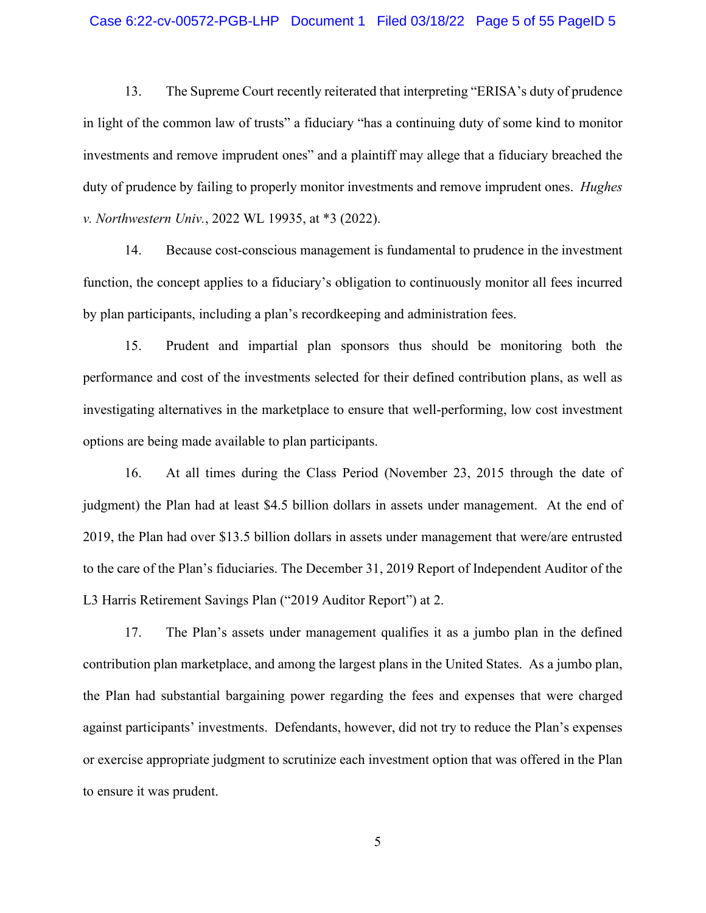13. The Supreme Court recently reiterated that interpreting "ERISA's duty of prudence in light of the common law of trusts" a fiduciary "has a continuing duty of some kind to monitor investments and remove imprudent ones" and a plaintiff may allege that a fiduciary breached the duty of prudence by failing to properly monitor investments and remove imprudent ones. *Hughes v. Northwestern Univ.*, 2022 WL 19935, at *3 (2022).

14. Because cost-conscious management is fundamental to prudence in the investment function, the concept applies to a fiduciary's obligation to continuously monitor all fees incurred by plan participants, including a plan's recordkeeping and administration fees.

15. Prudent and impartial plan sponsors thus should be monitoring both the performance and cost of the investments selected for their defined contribution plans, as well as investigating alternatives in the marketplace to ensure that well-performing, low cost investment options are being made available to plan participants.

16. At all times during the Class Period (November 23, 2015 through the date of judgment) the Plan had at least $4.5 billion dollars in assets under management. At the end of 2019, the Plan had over $13.5 billion dollars in assets under management that were/are entrusted to the care of the Plan's fiduciaries. The December 31, 2019 Report of Independent Auditor of the L3 Harris Retirement Savings Plan ("2019 Auditor Report") at 2.

17. The Plan's assets under management qualifies it as a jumbo plan in the defined contribution plan marketplace, and among the largest plans in the United States. As a jumbo plan, the Plan had substantial bargaining power regarding the fees and expenses that were charged against participants' investments. Defendants, however, did not try to reduce the Plan's expenses or exercise appropriate judgment to scrutinize each investment option that was offered in the Plan to ensure it was prudent.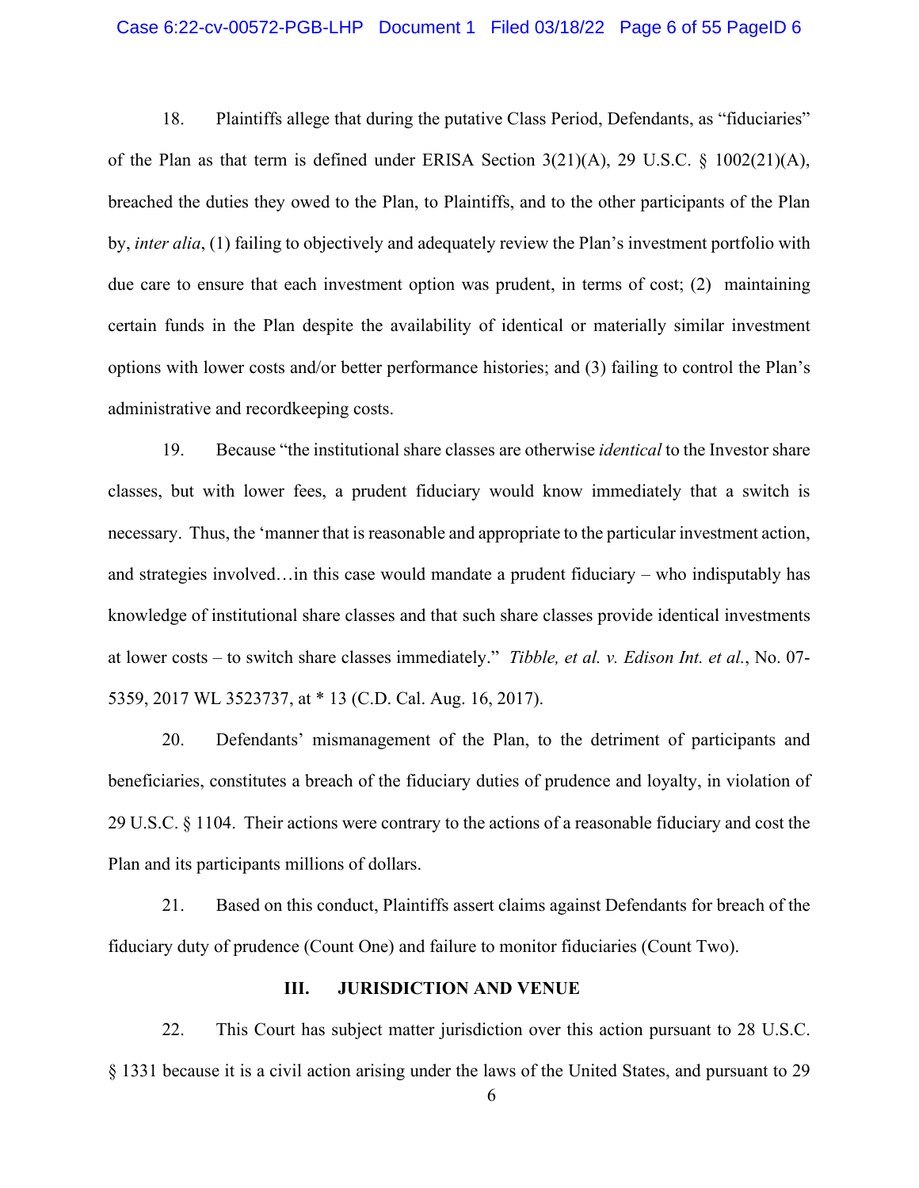18. Plaintiffs allege that during the putative Class Period, Defendants, as "fiduciaries" of the Plan as that term is defined under ERISA Section 3(21)(A), 29 U.S.C. § 1002(21)(A), breached the duties they owed to the Plan, to Plaintiffs, and to the other participants of the Plan by, *inter alia*, (1) failing to objectively and adequately review the Plan's investment portfolio with due care to ensure that each investment option was prudent, in terms of cost; (2) maintaining certain funds in the Plan despite the availability of identical or materially similar investment options with lower costs and/or better performance histories; and (3) failing to control the Plan's administrative and recordkeeping costs.

19. Because "the institutional share classes are otherwise *identical* to the Investor share classes, but with lower fees, a prudent fiduciary would know immediately that a switch is necessary. Thus, the 'manner that is reasonable and appropriate to the particular investment action, and strategies involved…in this case would mandate a prudent fiduciary – who indisputably has knowledge of institutional share classes and that such share classes provide identical investments at lower costs – to switch share classes immediately." *Tibble, et al. v. Edison Int. et al.*, No. 07-5359, 2017 WL 3523737, at * 13 (C.D. Cal. Aug. 16, 2017).

20. Defendants' mismanagement of the Plan, to the detriment of participants and beneficiaries, constitutes a breach of the fiduciary duties of prudence and loyalty, in violation of 29 U.S.C. § 1104. Their actions were contrary to the actions of a reasonable fiduciary and cost the Plan and its participants millions of dollars.

21. Based on this conduct, Plaintiffs assert claims against Defendants for breach of the fiduciary duty of prudence (Count One) and failure to monitor fiduciaries (Count Two).

## III. JURISDICTION AND VENUE

22. This Court has subject matter jurisdiction over this action pursuant to 28 U.S.C. § 1331 because it is a civil action arising under the laws of the United States, and pursuant to 29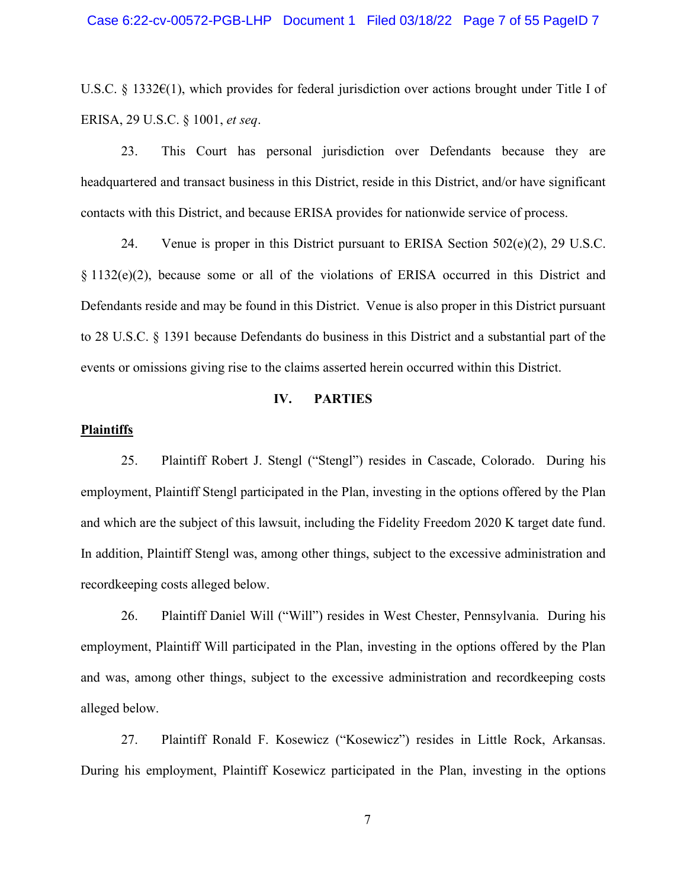U.S.C. § 1332€(1), which provides for federal jurisdiction over actions brought under Title I of ERISA, 29 U.S.C. § 1001, *et seq*.

23. This Court has personal jurisdiction over Defendants because they are headquartered and transact business in this District, reside in this District, and/or have significant contacts with this District, and because ERISA provides for nationwide service of process.

24. Venue is proper in this District pursuant to ERISA Section 502(e)(2), 29 U.S.C. § 1132(e)(2), because some or all of the violations of ERISA occurred in this District and Defendants reside and may be found in this District. Venue is also proper in this District pursuant to 28 U.S.C. § 1391 because Defendants do business in this District and a substantial part of the events or omissions giving rise to the claims asserted herein occurred within this District.

## IV. PARTIES

**Plaintiffs**

25. Plaintiff Robert J. Stengl ("Stengl") resides in Cascade, Colorado. During his employment, Plaintiff Stengl participated in the Plan, investing in the options offered by the Plan and which are the subject of this lawsuit, including the Fidelity Freedom 2020 K target date fund. In addition, Plaintiff Stengl was, among other things, subject to the excessive administration and recordkeeping costs alleged below.

26. Plaintiff Daniel Will ("Will") resides in West Chester, Pennsylvania. During his employment, Plaintiff Will participated in the Plan, investing in the options offered by the Plan and was, among other things, subject to the excessive administration and recordkeeping costs alleged below.

27. Plaintiff Ronald F. Kosewicz ("Kosewicz") resides in Little Rock, Arkansas. During his employment, Plaintiff Kosewicz participated in the Plan, investing in the options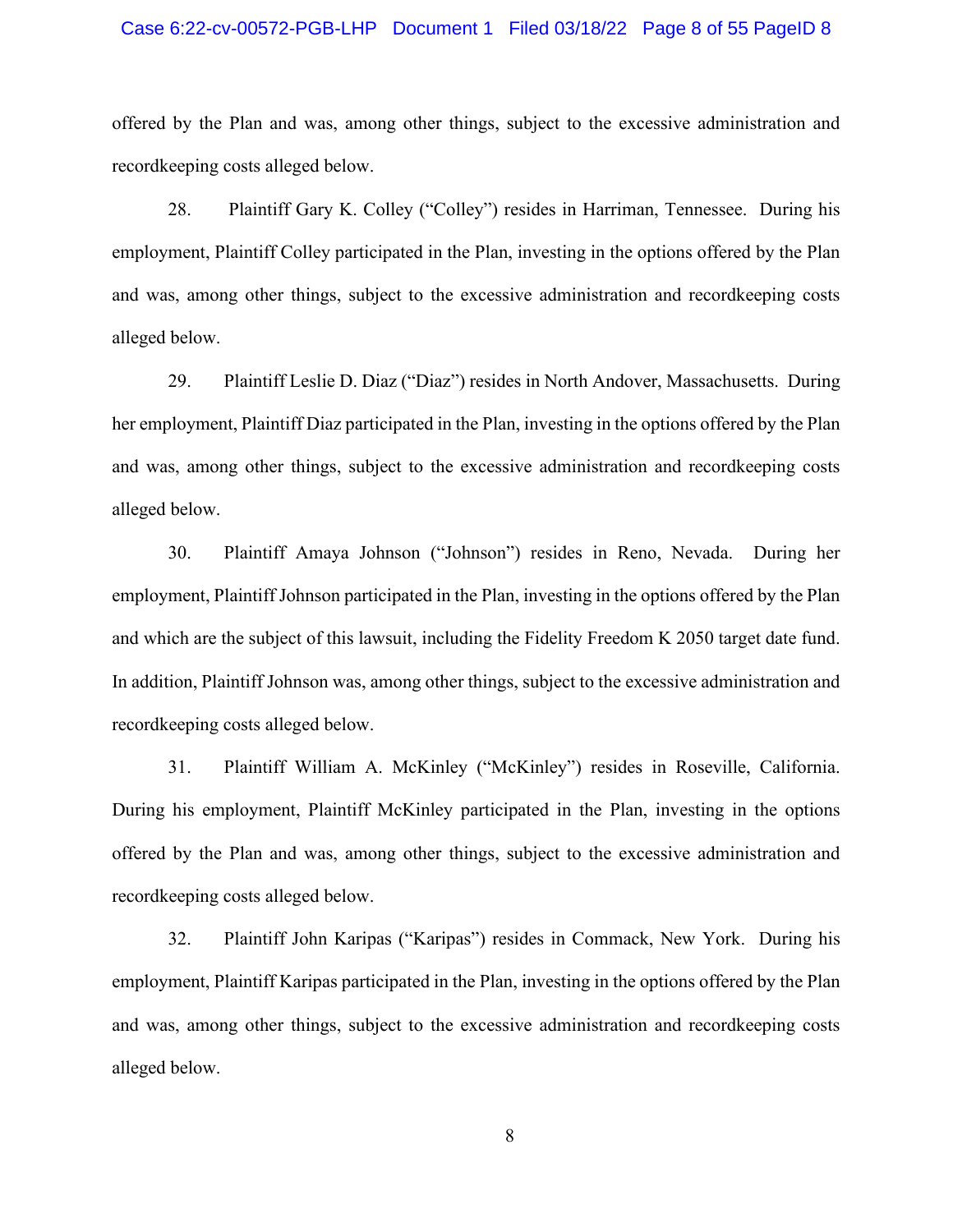offered by the Plan and was, among other things, subject to the excessive administration and recordkeeping costs alleged below.

28. Plaintiff Gary K. Colley ("Colley") resides in Harriman, Tennessee. During his employment, Plaintiff Colley participated in the Plan, investing in the options offered by the Plan and was, among other things, subject to the excessive administration and recordkeeping costs alleged below.

29. Plaintiff Leslie D. Diaz ("Diaz") resides in North Andover, Massachusetts. During her employment, Plaintiff Diaz participated in the Plan, investing in the options offered by the Plan and was, among other things, subject to the excessive administration and recordkeeping costs alleged below.

30. Plaintiff Amaya Johnson ("Johnson") resides in Reno, Nevada. During her employment, Plaintiff Johnson participated in the Plan, investing in the options offered by the Plan and which are the subject of this lawsuit, including the Fidelity Freedom K 2050 target date fund. In addition, Plaintiff Johnson was, among other things, subject to the excessive administration and recordkeeping costs alleged below.

31. Plaintiff William A. McKinley ("McKinley") resides in Roseville, California. During his employment, Plaintiff McKinley participated in the Plan, investing in the options offered by the Plan and was, among other things, subject to the excessive administration and recordkeeping costs alleged below.

32. Plaintiff John Karipas ("Karipas") resides in Commack, New York. During his employment, Plaintiff Karipas participated in the Plan, investing in the options offered by the Plan and was, among other things, subject to the excessive administration and recordkeeping costs alleged below.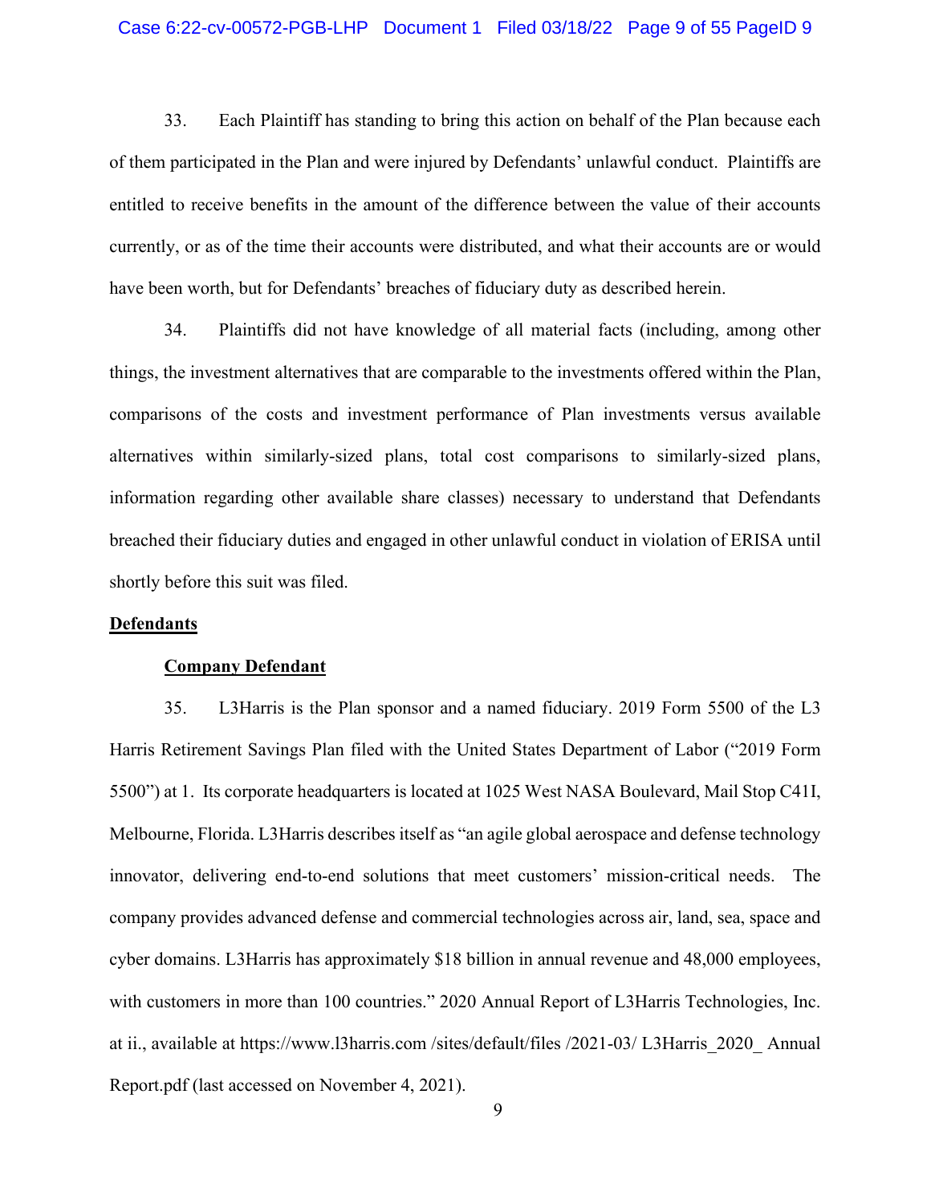33. Each Plaintiff has standing to bring this action on behalf of the Plan because each of them participated in the Plan and were injured by Defendants' unlawful conduct. Plaintiffs are entitled to receive benefits in the amount of the difference between the value of their accounts currently, or as of the time their accounts were distributed, and what their accounts are or would have been worth, but for Defendants' breaches of fiduciary duty as described herein.

34. Plaintiffs did not have knowledge of all material facts (including, among other things, the investment alternatives that are comparable to the investments offered within the Plan, comparisons of the costs and investment performance of Plan investments versus available alternatives within similarly-sized plans, total cost comparisons to similarly-sized plans, information regarding other available share classes) necessary to understand that Defendants breached their fiduciary duties and engaged in other unlawful conduct in violation of ERISA until shortly before this suit was filed.

**Defendants**

**Company Defendant**

35. L3Harris is the Plan sponsor and a named fiduciary. 2019 Form 5500 of the L3 Harris Retirement Savings Plan filed with the United States Department of Labor ("2019 Form 5500") at 1. Its corporate headquarters is located at 1025 West NASA Boulevard, Mail Stop C41I, Melbourne, Florida. L3Harris describes itself as "an agile global aerospace and defense technology innovator, delivering end-to-end solutions that meet customers' mission-critical needs. The company provides advanced defense and commercial technologies across air, land, sea, space and cyber domains. L3Harris has approximately $18 billion in annual revenue and 48,000 employees, with customers in more than 100 countries." 2020 Annual Report of L3Harris Technologies, Inc. at ii., available at https://www.l3harris.com /sites/default/files /2021-03/ L3Harris_2020_ Annual Report.pdf (last accessed on November 4, 2021).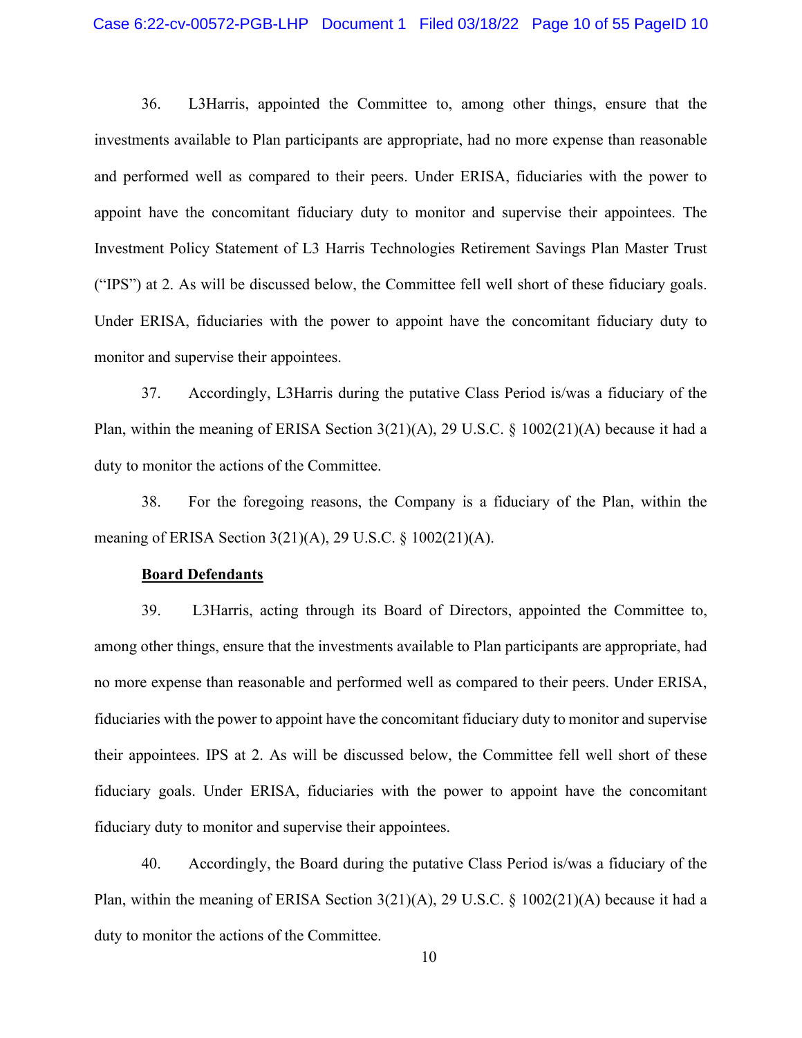36. L3Harris, appointed the Committee to, among other things, ensure that the investments available to Plan participants are appropriate, had no more expense than reasonable and performed well as compared to their peers. Under ERISA, fiduciaries with the power to appoint have the concomitant fiduciary duty to monitor and supervise their appointees. The Investment Policy Statement of L3 Harris Technologies Retirement Savings Plan Master Trust ("IPS") at 2. As will be discussed below, the Committee fell well short of these fiduciary goals. Under ERISA, fiduciaries with the power to appoint have the concomitant fiduciary duty to monitor and supervise their appointees.

37. Accordingly, L3Harris during the putative Class Period is/was a fiduciary of the Plan, within the meaning of ERISA Section 3(21)(A), 29 U.S.C. § 1002(21)(A) because it had a duty to monitor the actions of the Committee.

38. For the foregoing reasons, the Company is a fiduciary of the Plan, within the meaning of ERISA Section 3(21)(A), 29 U.S.C. § 1002(21)(A).

**Board Defendants**

39. L3Harris, acting through its Board of Directors, appointed the Committee to, among other things, ensure that the investments available to Plan participants are appropriate, had no more expense than reasonable and performed well as compared to their peers. Under ERISA, fiduciaries with the power to appoint have the concomitant fiduciary duty to monitor and supervise their appointees. IPS at 2. As will be discussed below, the Committee fell well short of these fiduciary goals. Under ERISA, fiduciaries with the power to appoint have the concomitant fiduciary duty to monitor and supervise their appointees.

40. Accordingly, the Board during the putative Class Period is/was a fiduciary of the Plan, within the meaning of ERISA Section 3(21)(A), 29 U.S.C. § 1002(21)(A) because it had a duty to monitor the actions of the Committee.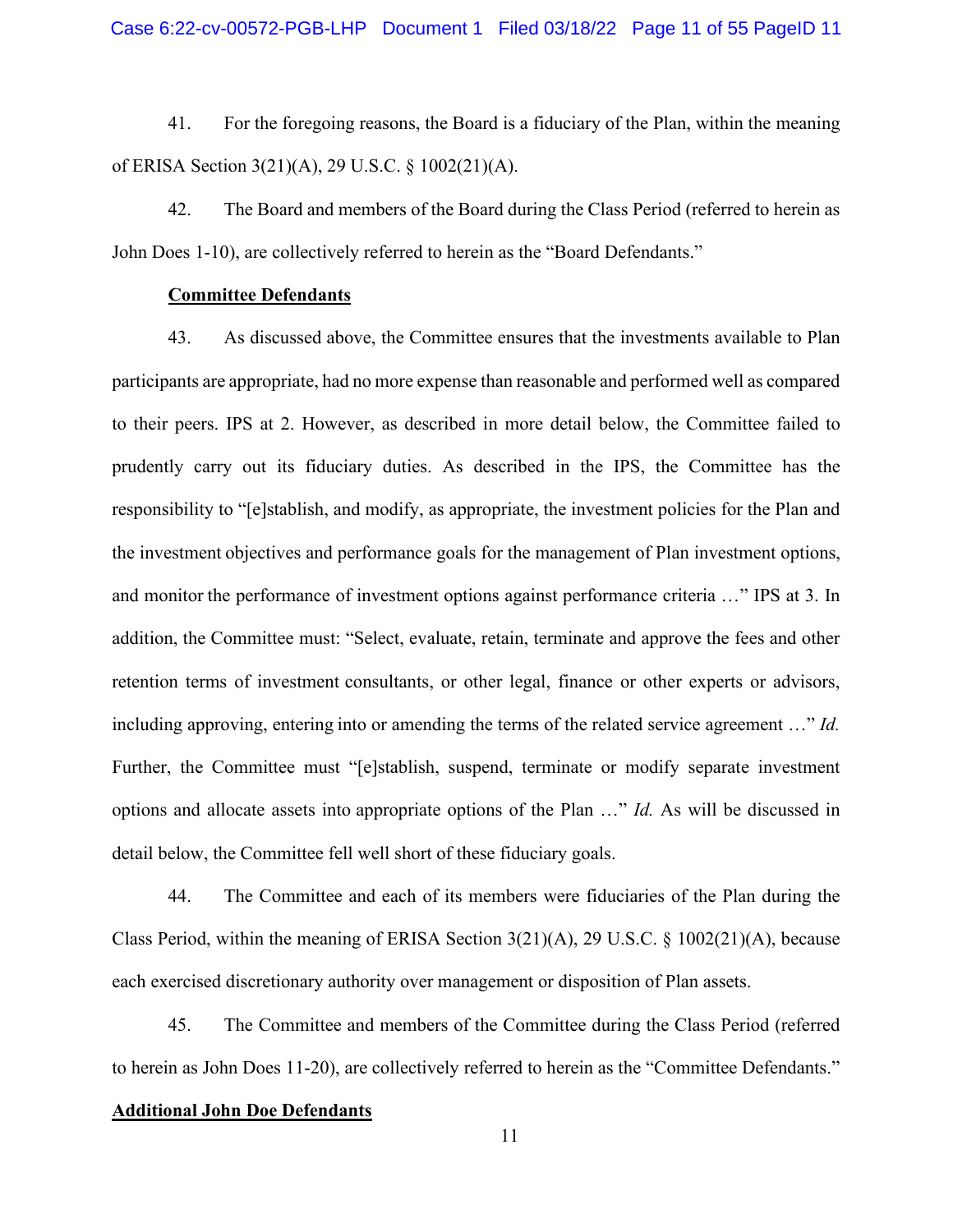41. For the foregoing reasons, the Board is a fiduciary of the Plan, within the meaning of ERISA Section 3(21)(A), 29 U.S.C. § 1002(21)(A).

42. The Board and members of the Board during the Class Period (referred to herein as John Does 1-10), are collectively referred to herein as the "Board Defendants."

**Committee Defendants**

43. As discussed above, the Committee ensures that the investments available to Plan participants are appropriate, had no more expense than reasonable and performed well as compared to their peers. IPS at 2. However, as described in more detail below, the Committee failed to prudently carry out its fiduciary duties. As described in the IPS, the Committee has the responsibility to "[e]stablish, and modify, as appropriate, the investment policies for the Plan and the investment objectives and performance goals for the management of Plan investment options, and monitor the performance of investment options against performance criteria …" IPS at 3. In addition, the Committee must: "Select, evaluate, retain, terminate and approve the fees and other retention terms of investment consultants, or other legal, finance or other experts or advisors, including approving, entering into or amending the terms of the related service agreement …" *Id.* Further, the Committee must "[e]stablish, suspend, terminate or modify separate investment options and allocate assets into appropriate options of the Plan …" *Id.* As will be discussed in detail below, the Committee fell well short of these fiduciary goals.

44. The Committee and each of its members were fiduciaries of the Plan during the Class Period, within the meaning of ERISA Section 3(21)(A), 29 U.S.C. § 1002(21)(A), because each exercised discretionary authority over management or disposition of Plan assets.

45. The Committee and members of the Committee during the Class Period (referred to herein as John Does 11-20), are collectively referred to herein as the "Committee Defendants."

**Additional John Doe Defendants**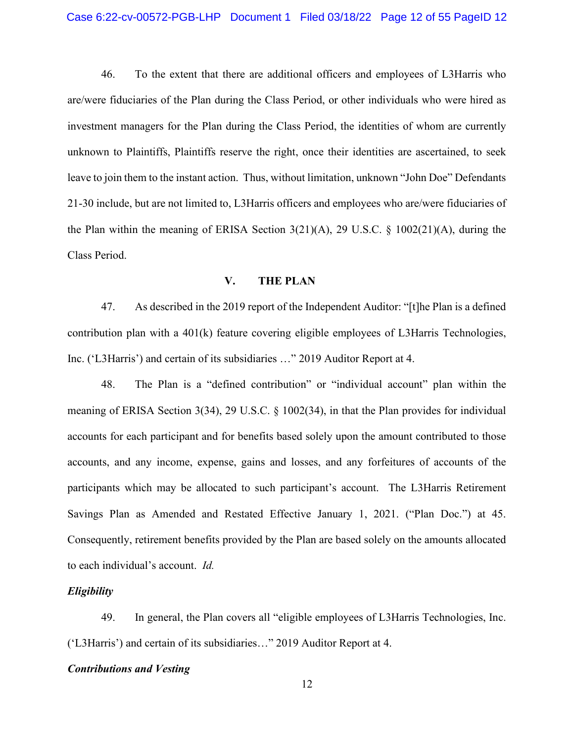46. To the extent that there are additional officers and employees of L3Harris who are/were fiduciaries of the Plan during the Class Period, or other individuals who were hired as investment managers for the Plan during the Class Period, the identities of whom are currently unknown to Plaintiffs, Plaintiffs reserve the right, once their identities are ascertained, to seek leave to join them to the instant action. Thus, without limitation, unknown "John Doe" Defendants 21-30 include, but are not limited to, L3Harris officers and employees who are/were fiduciaries of the Plan within the meaning of ERISA Section 3(21)(A), 29 U.S.C. § 1002(21)(A), during the Class Period.

## V. THE PLAN

47. As described in the 2019 report of the Independent Auditor: "[t]he Plan is a defined contribution plan with a 401(k) feature covering eligible employees of L3Harris Technologies, Inc. ('L3Harris') and certain of its subsidiaries …" 2019 Auditor Report at 4.

48. The Plan is a "defined contribution" or "individual account" plan within the meaning of ERISA Section 3(34), 29 U.S.C. § 1002(34), in that the Plan provides for individual accounts for each participant and for benefits based solely upon the amount contributed to those accounts, and any income, expense, gains and losses, and any forfeitures of accounts of the participants which may be allocated to such participant's account. The L3Harris Retirement Savings Plan as Amended and Restated Effective January 1, 2021. ("Plan Doc.") at 45. Consequently, retirement benefits provided by the Plan are based solely on the amounts allocated to each individual's account. *Id.*

***Eligibility***

49. In general, the Plan covers all "eligible employees of L3Harris Technologies, Inc. ('L3Harris') and certain of its subsidiaries…" 2019 Auditor Report at 4.

***Contributions and Vesting***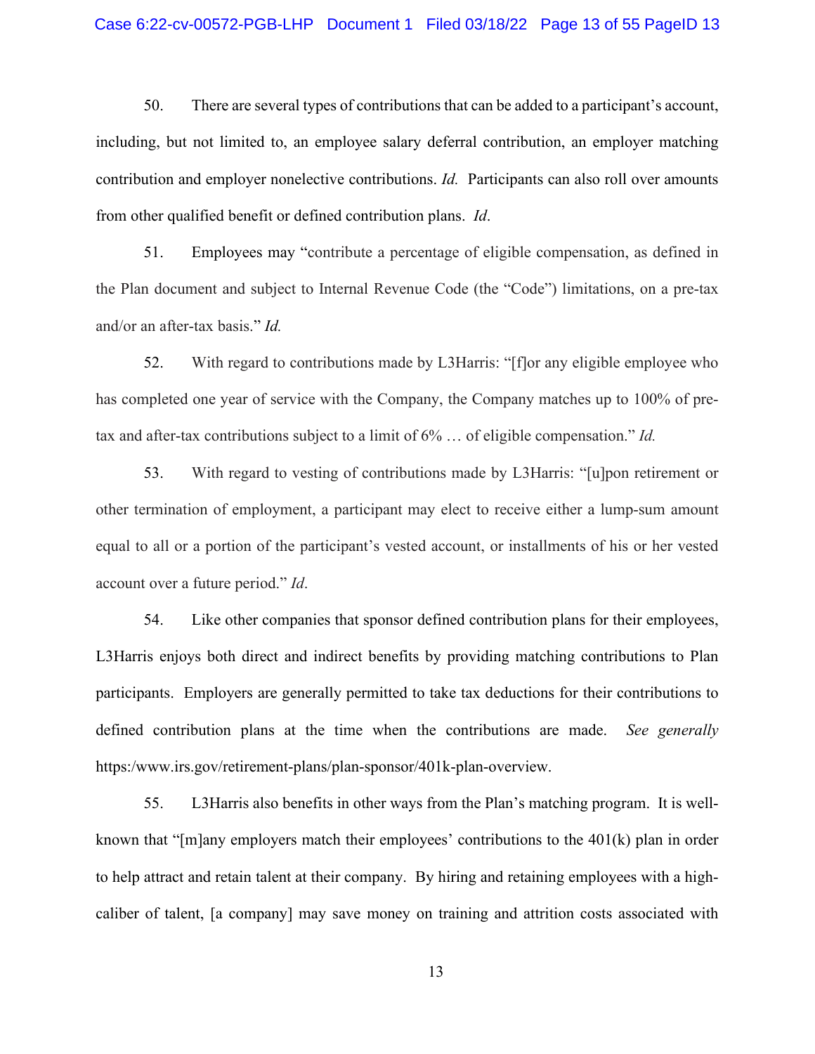50. There are several types of contributions that can be added to a participant's account, including, but not limited to, an employee salary deferral contribution, an employer matching contribution and employer nonelective contributions. *Id.* Participants can also roll over amounts from other qualified benefit or defined contribution plans. *Id*.

51. Employees may "contribute a percentage of eligible compensation, as defined in the Plan document and subject to Internal Revenue Code (the "Code") limitations, on a pre-tax and/or an after-tax basis." *Id.*

52. With regard to contributions made by L3Harris: "[f]or any eligible employee who has completed one year of service with the Company, the Company matches up to 100% of pre-tax and after-tax contributions subject to a limit of 6% … of eligible compensation." *Id.*

53. With regard to vesting of contributions made by L3Harris: "[u]pon retirement or other termination of employment, a participant may elect to receive either a lump-sum amount equal to all or a portion of the participant's vested account, or installments of his or her vested account over a future period." *Id*.

54. Like other companies that sponsor defined contribution plans for their employees, L3Harris enjoys both direct and indirect benefits by providing matching contributions to Plan participants. Employers are generally permitted to take tax deductions for their contributions to defined contribution plans at the time when the contributions are made. *See generally* https:/www.irs.gov/retirement-plans/plan-sponsor/401k-plan-overview.

55. L3Harris also benefits in other ways from the Plan's matching program. It is well-known that "[m]any employers match their employees' contributions to the 401(k) plan in order to help attract and retain talent at their company. By hiring and retaining employees with a high-caliber of talent, [a company] may save money on training and attrition costs associated with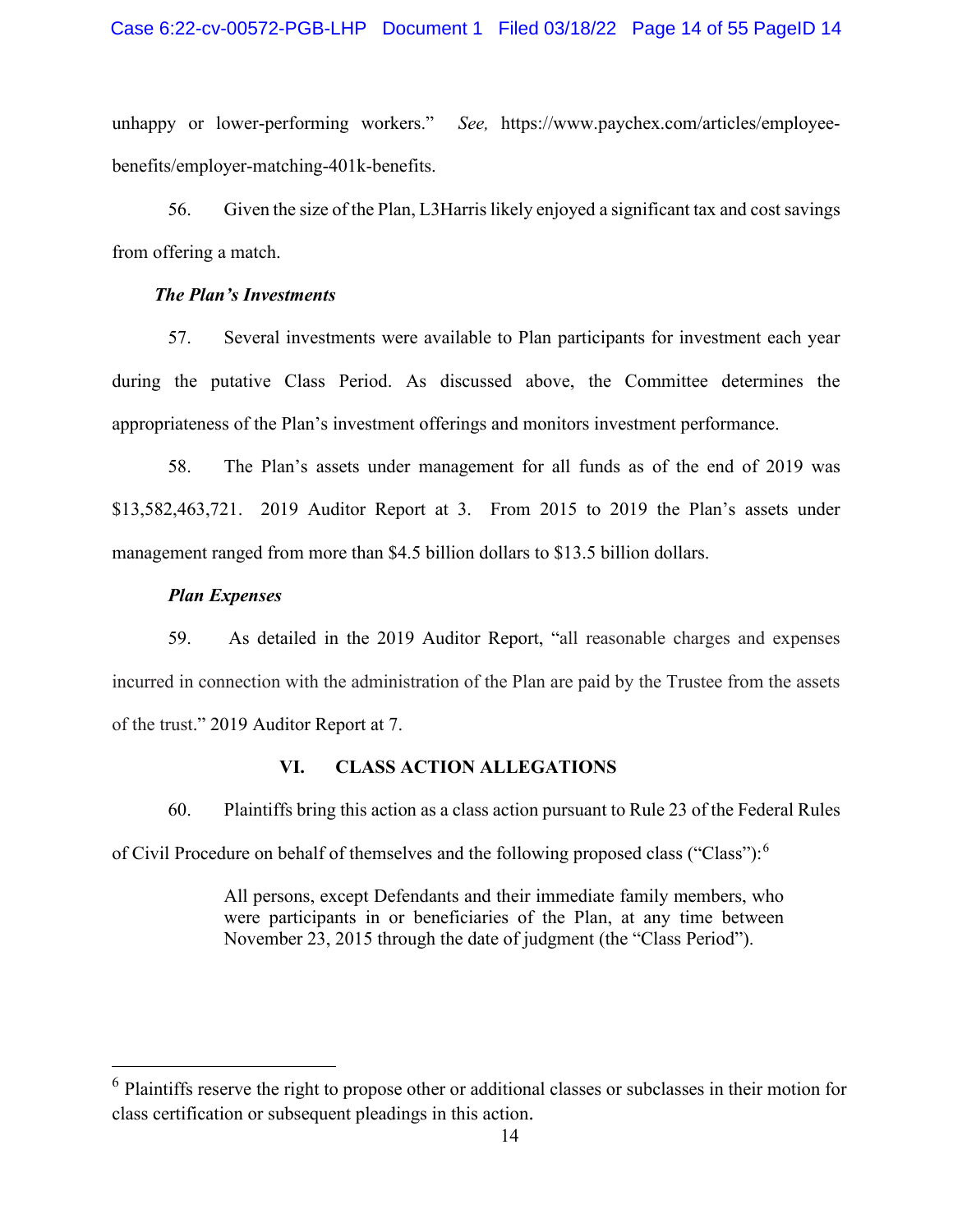unhappy or lower-performing workers." *See,* https://www.paychex.com/articles/employee-benefits/employer-matching-401k-benefits.

56. Given the size of the Plan, L3Harris likely enjoyed a significant tax and cost savings from offering a match.

***The Plan's Investments***

57. Several investments were available to Plan participants for investment each year during the putative Class Period. As discussed above, the Committee determines the appropriateness of the Plan's investment offerings and monitors investment performance.

58. The Plan's assets under management for all funds as of the end of 2019 was $13,582,463,721. 2019 Auditor Report at 3. From 2015 to 2019 the Plan's assets under management ranged from more than $4.5 billion dollars to $13.5 billion dollars.

***Plan Expenses***

59. As detailed in the 2019 Auditor Report, "all reasonable charges and expenses incurred in connection with the administration of the Plan are paid by the Trustee from the assets of the trust." 2019 Auditor Report at 7.

## VI. CLASS ACTION ALLEGATIONS

60. Plaintiffs bring this action as a class action pursuant to Rule 23 of the Federal Rules of Civil Procedure on behalf of themselves and the following proposed class ("Class"):[6]

> All persons, except Defendants and their immediate family members, who were participants in or beneficiaries of the Plan, at any time between November 23, 2015 through the date of judgment (the "Class Period").

[6] Plaintiffs reserve the right to propose other or additional classes or subclasses in their motion for class certification or subsequent pleadings in this action.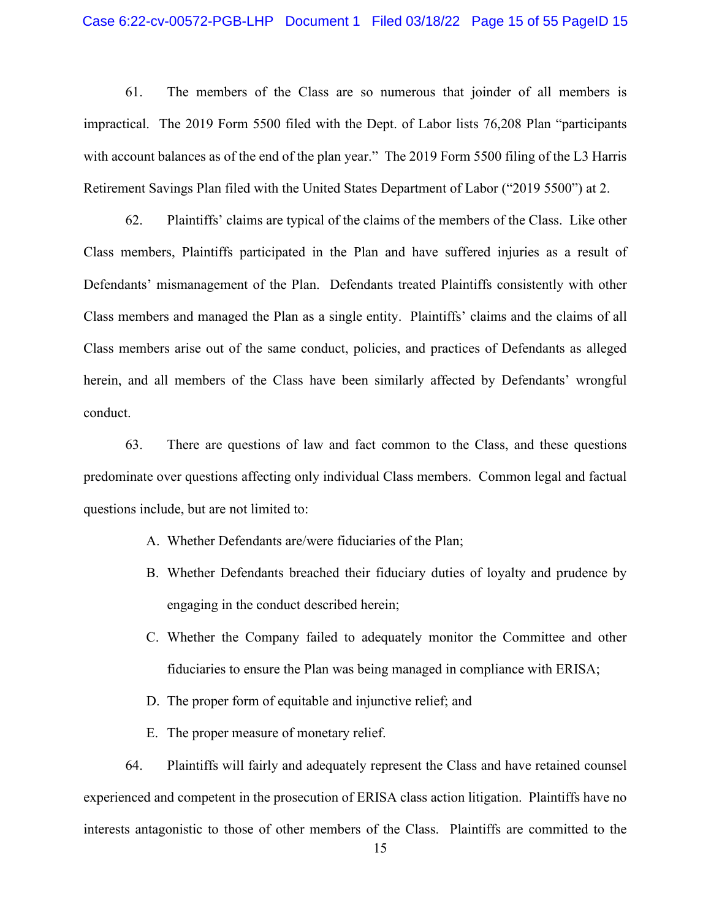61. The members of the Class are so numerous that joinder of all members is impractical. The 2019 Form 5500 filed with the Dept. of Labor lists 76,208 Plan "participants with account balances as of the end of the plan year." The 2019 Form 5500 filing of the L3 Harris Retirement Savings Plan filed with the United States Department of Labor ("2019 5500") at 2.

62. Plaintiffs' claims are typical of the claims of the members of the Class. Like other Class members, Plaintiffs participated in the Plan and have suffered injuries as a result of Defendants' mismanagement of the Plan. Defendants treated Plaintiffs consistently with other Class members and managed the Plan as a single entity. Plaintiffs' claims and the claims of all Class members arise out of the same conduct, policies, and practices of Defendants as alleged herein, and all members of the Class have been similarly affected by Defendants' wrongful conduct.

63. There are questions of law and fact common to the Class, and these questions predominate over questions affecting only individual Class members. Common legal and factual questions include, but are not limited to:

A. Whether Defendants are/were fiduciaries of the Plan;

B. Whether Defendants breached their fiduciary duties of loyalty and prudence by engaging in the conduct described herein;

C. Whether the Company failed to adequately monitor the Committee and other fiduciaries to ensure the Plan was being managed in compliance with ERISA;

D. The proper form of equitable and injunctive relief; and

E. The proper measure of monetary relief.

64. Plaintiffs will fairly and adequately represent the Class and have retained counsel experienced and competent in the prosecution of ERISA class action litigation. Plaintiffs have no interests antagonistic to those of other members of the Class. Plaintiffs are committed to the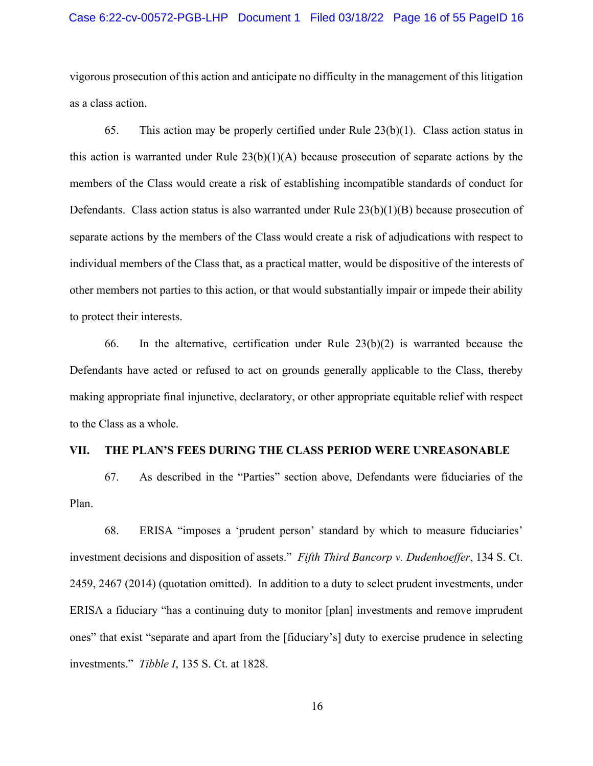vigorous prosecution of this action and anticipate no difficulty in the management of this litigation as a class action.

65. This action may be properly certified under Rule 23(b)(1). Class action status in this action is warranted under Rule 23(b)(1)(A) because prosecution of separate actions by the members of the Class would create a risk of establishing incompatible standards of conduct for Defendants. Class action status is also warranted under Rule 23(b)(1)(B) because prosecution of separate actions by the members of the Class would create a risk of adjudications with respect to individual members of the Class that, as a practical matter, would be dispositive of the interests of other members not parties to this action, or that would substantially impair or impede their ability to protect their interests.

66. In the alternative, certification under Rule 23(b)(2) is warranted because the Defendants have acted or refused to act on grounds generally applicable to the Class, thereby making appropriate final injunctive, declaratory, or other appropriate equitable relief with respect to the Class as a whole.

## VII. THE PLAN'S FEES DURING THE CLASS PERIOD WERE UNREASONABLE

67. As described in the "Parties" section above, Defendants were fiduciaries of the Plan.

68. ERISA "imposes a 'prudent person' standard by which to measure fiduciaries' investment decisions and disposition of assets." *Fifth Third Bancorp v. Dudenhoeffer*, 134 S. Ct. 2459, 2467 (2014) (quotation omitted). In addition to a duty to select prudent investments, under ERISA a fiduciary "has a continuing duty to monitor [plan] investments and remove imprudent ones" that exist "separate and apart from the [fiduciary's] duty to exercise prudence in selecting investments." *Tibble I*, 135 S. Ct. at 1828.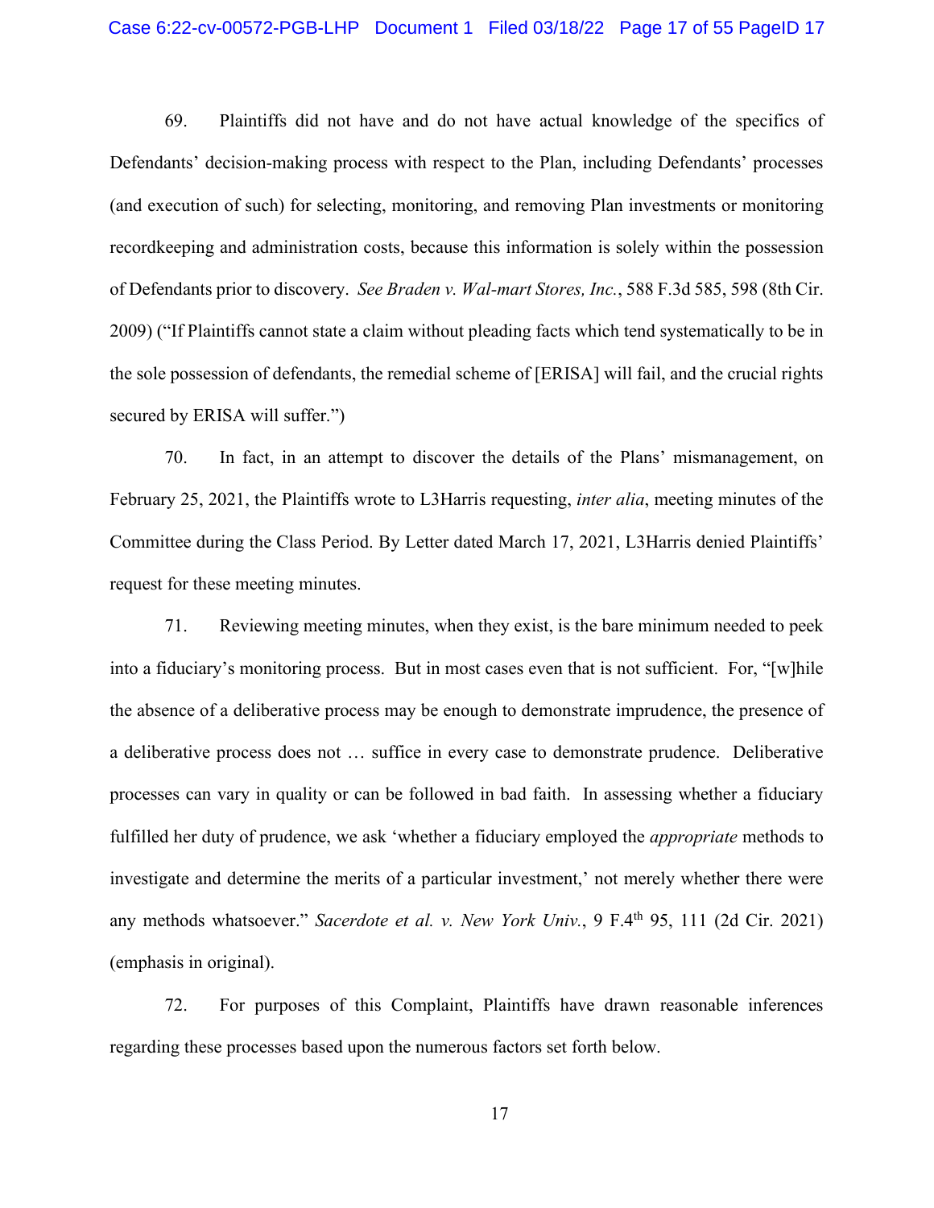69. Plaintiffs did not have and do not have actual knowledge of the specifics of Defendants' decision-making process with respect to the Plan, including Defendants' processes (and execution of such) for selecting, monitoring, and removing Plan investments or monitoring recordkeeping and administration costs, because this information is solely within the possession of Defendants prior to discovery. *See Braden v. Wal-mart Stores, Inc.*, 588 F.3d 585, 598 (8th Cir. 2009) ("If Plaintiffs cannot state a claim without pleading facts which tend systematically to be in the sole possession of defendants, the remedial scheme of [ERISA] will fail, and the crucial rights secured by ERISA will suffer.")

70. In fact, in an attempt to discover the details of the Plans' mismanagement, on February 25, 2021, the Plaintiffs wrote to L3Harris requesting, *inter alia*, meeting minutes of the Committee during the Class Period. By Letter dated March 17, 2021, L3Harris denied Plaintiffs' request for these meeting minutes.

71. Reviewing meeting minutes, when they exist, is the bare minimum needed to peek into a fiduciary's monitoring process. But in most cases even that is not sufficient. For, "[w]hile the absence of a deliberative process may be enough to demonstrate imprudence, the presence of a deliberative process does not … suffice in every case to demonstrate prudence. Deliberative processes can vary in quality or can be followed in bad faith. In assessing whether a fiduciary fulfilled her duty of prudence, we ask 'whether a fiduciary employed the *appropriate* methods to investigate and determine the merits of a particular investment,' not merely whether there were any methods whatsoever." *Sacerdote et al. v. New York Univ.*, 9 F.4th 95, 111 (2d Cir. 2021) (emphasis in original).

72. For purposes of this Complaint, Plaintiffs have drawn reasonable inferences regarding these processes based upon the numerous factors set forth below.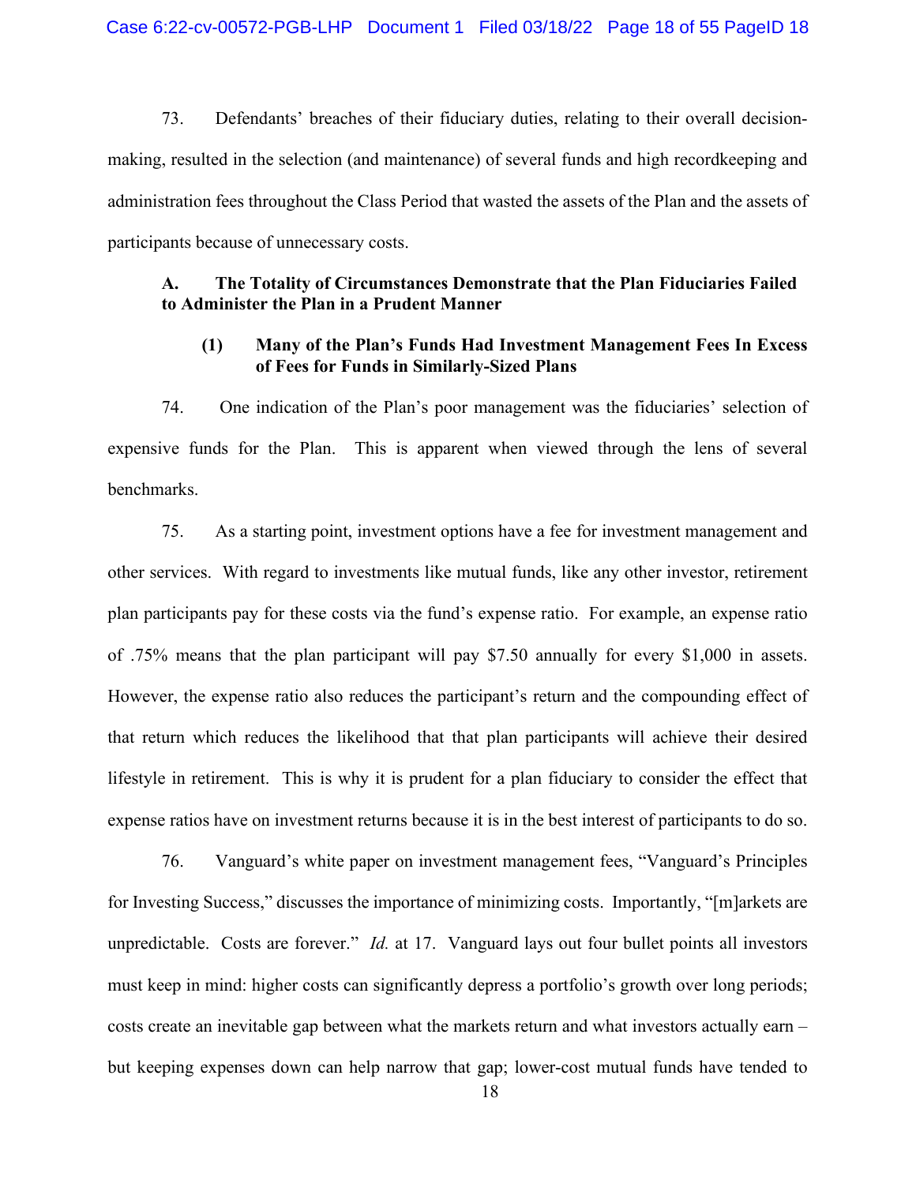73. Defendants' breaches of their fiduciary duties, relating to their overall decision-making, resulted in the selection (and maintenance) of several funds and high recordkeeping and administration fees throughout the Class Period that wasted the assets of the Plan and the assets of participants because of unnecessary costs.

### A. The Totality of Circumstances Demonstrate that the Plan Fiduciaries Failed to Administer the Plan in a Prudent Manner

#### (1) Many of the Plan's Funds Had Investment Management Fees In Excess of Fees for Funds in Similarly-Sized Plans

74. One indication of the Plan's poor management was the fiduciaries' selection of expensive funds for the Plan. This is apparent when viewed through the lens of several benchmarks.

75. As a starting point, investment options have a fee for investment management and other services. With regard to investments like mutual funds, like any other investor, retirement plan participants pay for these costs via the fund's expense ratio. For example, an expense ratio of .75% means that the plan participant will pay $7.50 annually for every $1,000 in assets. However, the expense ratio also reduces the participant's return and the compounding effect of that return which reduces the likelihood that that plan participants will achieve their desired lifestyle in retirement. This is why it is prudent for a plan fiduciary to consider the effect that expense ratios have on investment returns because it is in the best interest of participants to do so.

76. Vanguard's white paper on investment management fees, "Vanguard's Principles for Investing Success," discusses the importance of minimizing costs. Importantly, "[m]arkets are unpredictable. Costs are forever." *Id.* at 17. Vanguard lays out four bullet points all investors must keep in mind: higher costs can significantly depress a portfolio's growth over long periods; costs create an inevitable gap between what the markets return and what investors actually earn – but keeping expenses down can help narrow that gap; lower-cost mutual funds have tended to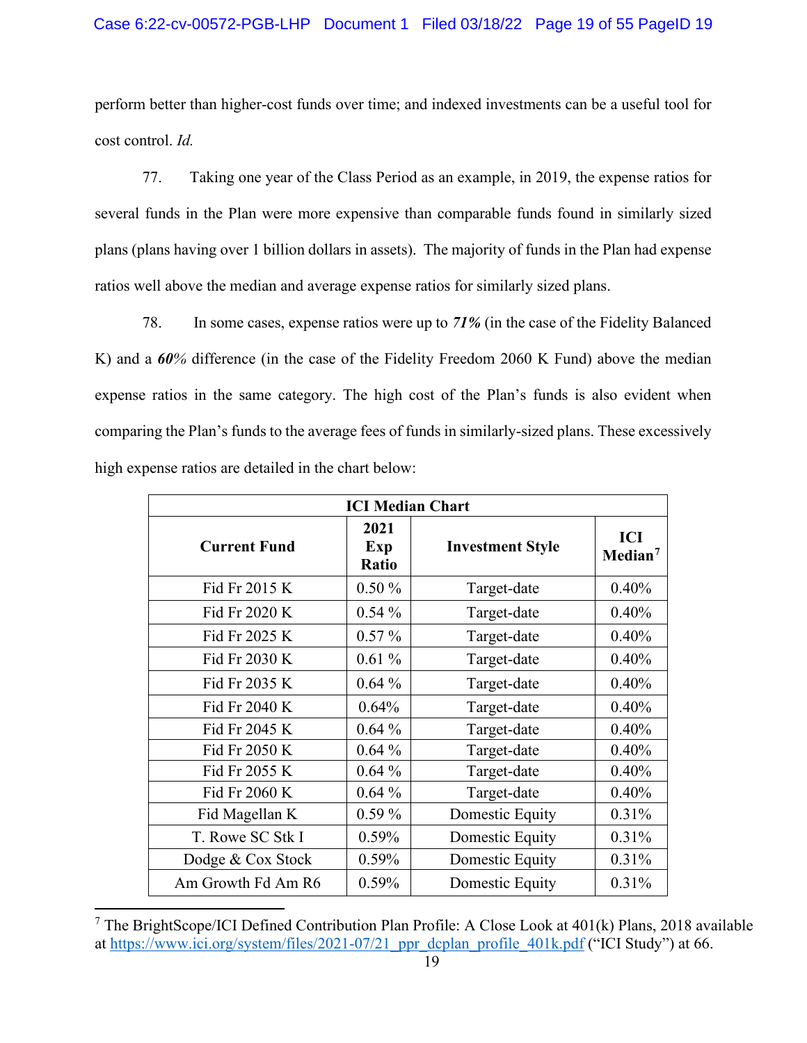perform better than higher-cost funds over time; and indexed investments can be a useful tool for cost control. *Id.*

77. Taking one year of the Class Period as an example, in 2019, the expense ratios for several funds in the Plan were more expensive than comparable funds found in similarly sized plans (plans having over 1 billion dollars in assets). The majority of funds in the Plan had expense ratios well above the median and average expense ratios for similarly sized plans.

78. In some cases, expense ratios were up to ***71%*** (in the case of the Fidelity Balanced K) and a ***60%*** difference (in the case of the Fidelity Freedom 2060 K Fund) above the median expense ratios in the same category. The high cost of the Plan's funds is also evident when comparing the Plan's funds to the average fees of funds in similarly-sized plans. These excessively high expense ratios are detailed in the chart below:

| ICI Median Chart | | | |
|---|---|---|---|
| **Current Fund** | **2021 Exp Ratio** | **Investment Style** | **ICI Median[7]** |
| Fid Fr 2015 K | 0.50 % | Target-date | 0.40% |
| Fid Fr 2020 K | 0.54 % | Target-date | 0.40% |
| Fid Fr 2025 K | 0.57 % | Target-date | 0.40% |
| Fid Fr 2030 K | 0.61 % | Target-date | 0.40% |
| Fid Fr 2035 K | 0.64 % | Target-date | 0.40% |
| Fid Fr 2040 K | 0.64% | Target-date | 0.40% |
| Fid Fr 2045 K | 0.64 % | Target-date | 0.40% |
| Fid Fr 2050 K | 0.64 % | Target-date | 0.40% |
| Fid Fr 2055 K | 0.64 % | Target-date | 0.40% |
| Fid Fr 2060 K | 0.64 % | Target-date | 0.40% |
| Fid Magellan K | 0.59 % | Domestic Equity | 0.31% |
| T. Rowe SC Stk I | 0.59% | Domestic Equity | 0.31% |
| Dodge & Cox Stock | 0.59% | Domestic Equity | 0.31% |
| Am Growth Fd Am R6 | 0.59% | Domestic Equity | 0.31% |

[7] The BrightScope/ICI Defined Contribution Plan Profile: A Close Look at 401(k) Plans, 2018 available at https://www.ici.org/system/files/2021-07/21_ppr_dcplan_profile_401k.pdf ("ICI Study") at 66.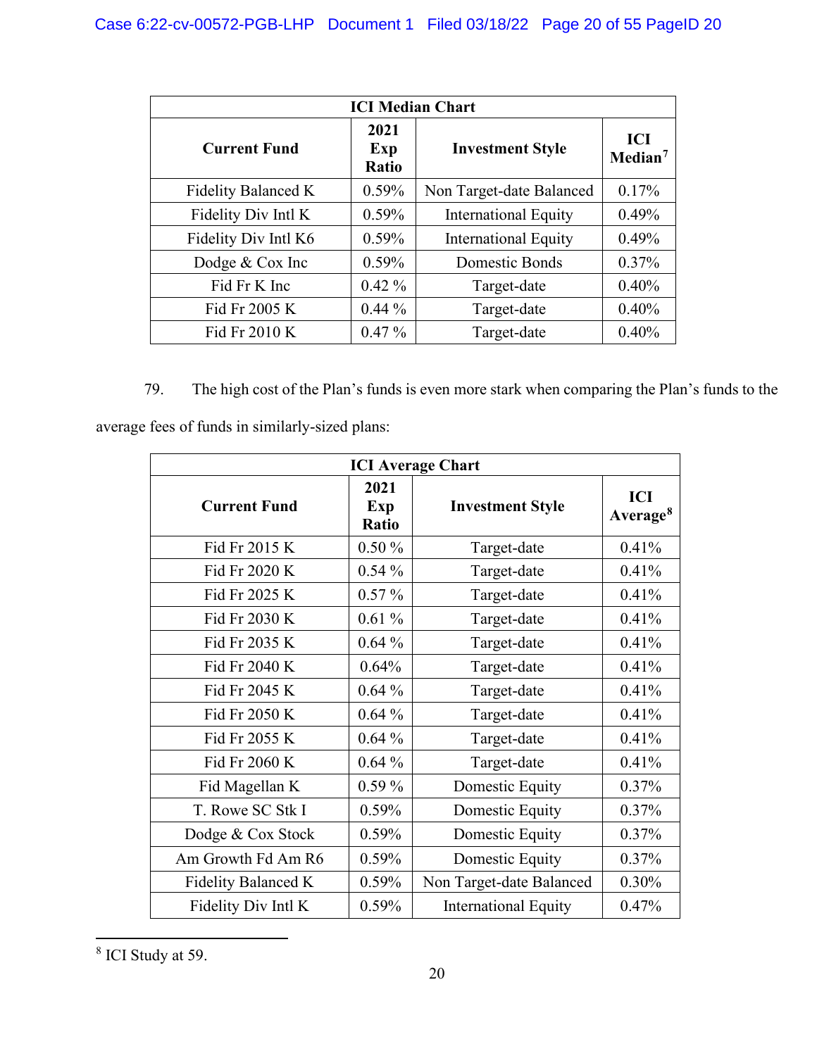| ICI Median Chart | | | |
|---|---|---|---|
| **Current Fund** | **2021 Exp Ratio** | **Investment Style** | **ICI Median[7]** |
| Fidelity Balanced K | 0.59% | Non Target-date Balanced | 0.17% |
| Fidelity Div Intl K | 0.59% | International Equity | 0.49% |
| Fidelity Div Intl K6 | 0.59% | International Equity | 0.49% |
| Dodge & Cox Inc | 0.59% | Domestic Bonds | 0.37% |
| Fid Fr K Inc | 0.42 % | Target-date | 0.40% |
| Fid Fr 2005 K | 0.44 % | Target-date | 0.40% |
| Fid Fr 2010 K | 0.47 % | Target-date | 0.40% |

79. The high cost of the Plan's funds is even more stark when comparing the Plan's funds to the average fees of funds in similarly-sized plans:

| ICI Average Chart | | | |
|---|---|---|---|
| **Current Fund** | **2021 Exp Ratio** | **Investment Style** | **ICI Average[8]** |
| Fid Fr 2015 K | 0.50 % | Target-date | 0.41% |
| Fid Fr 2020 K | 0.54 % | Target-date | 0.41% |
| Fid Fr 2025 K | 0.57 % | Target-date | 0.41% |
| Fid Fr 2030 K | 0.61 % | Target-date | 0.41% |
| Fid Fr 2035 K | 0.64 % | Target-date | 0.41% |
| Fid Fr 2040 K | 0.64% | Target-date | 0.41% |
| Fid Fr 2045 K | 0.64 % | Target-date | 0.41% |
| Fid Fr 2050 K | 0.64 % | Target-date | 0.41% |
| Fid Fr 2055 K | 0.64 % | Target-date | 0.41% |
| Fid Fr 2060 K | 0.64 % | Target-date | 0.41% |
| Fid Magellan K | 0.59 % | Domestic Equity | 0.37% |
| T. Rowe SC Stk I | 0.59% | Domestic Equity | 0.37% |
| Dodge & Cox Stock | 0.59% | Domestic Equity | 0.37% |
| Am Growth Fd Am R6 | 0.59% | Domestic Equity | 0.37% |
| Fidelity Balanced K | 0.59% | Non Target-date Balanced | 0.30% |
| Fidelity Div Intl K | 0.59% | International Equity | 0.47% |

[8] ICI Study at 59.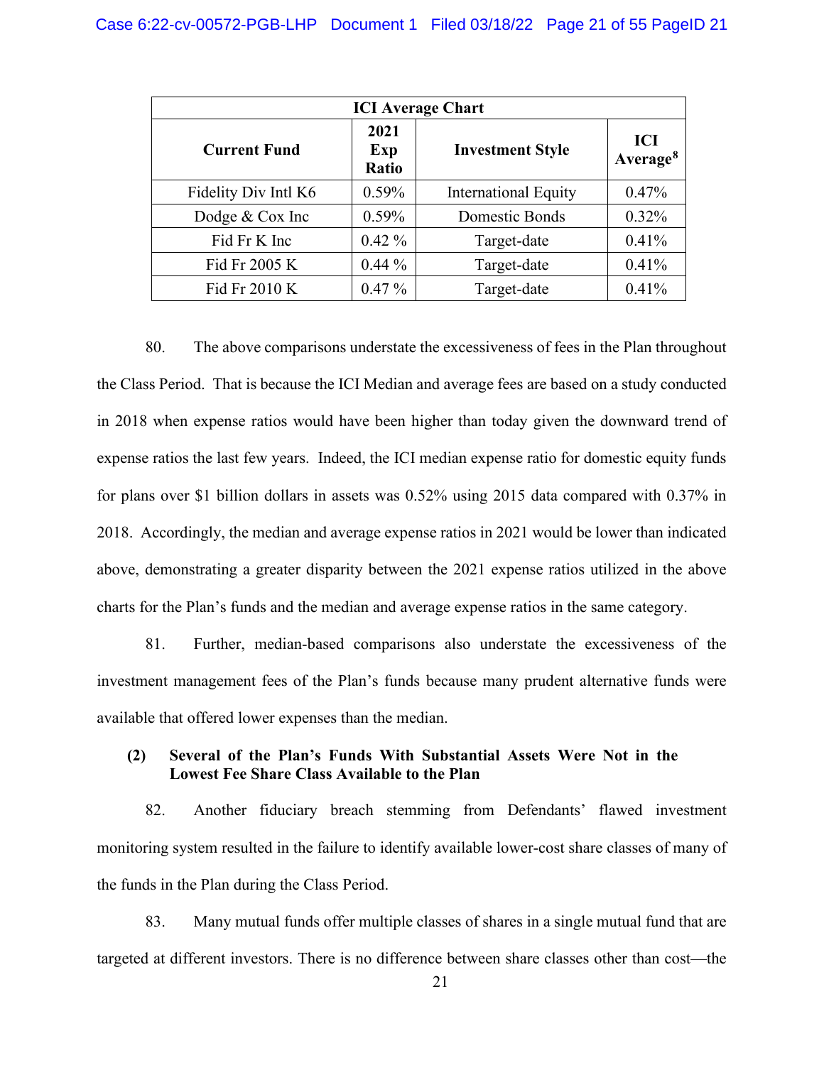| ICI Average Chart | | | |
|---|---|---|---|
| Current Fund | 2021 Exp Ratio | Investment Style | ICI Average[8] |
| Fidelity Div Intl K6 | 0.59% | International Equity | 0.47% |
| Dodge & Cox Inc | 0.59% | Domestic Bonds | 0.32% |
| Fid Fr K Inc | 0.42 % | Target-date | 0.41% |
| Fid Fr 2005 K | 0.44 % | Target-date | 0.41% |
| Fid Fr 2010 K | 0.47 % | Target-date | 0.41% |

80. The above comparisons understate the excessiveness of fees in the Plan throughout the Class Period. That is because the ICI Median and average fees are based on a study conducted in 2018 when expense ratios would have been higher than today given the downward trend of expense ratios the last few years. Indeed, the ICI median expense ratio for domestic equity funds for plans over $1 billion dollars in assets was 0.52% using 2015 data compared with 0.37% in 2018. Accordingly, the median and average expense ratios in 2021 would be lower than indicated above, demonstrating a greater disparity between the 2021 expense ratios utilized in the above charts for the Plan's funds and the median and average expense ratios in the same category.

81. Further, median-based comparisons also understate the excessiveness of the investment management fees of the Plan's funds because many prudent alternative funds were available that offered lower expenses than the median.

**(2) Several of the Plan's Funds With Substantial Assets Were Not in the Lowest Fee Share Class Available to the Plan**

82. Another fiduciary breach stemming from Defendants' flawed investment monitoring system resulted in the failure to identify available lower-cost share classes of many of the funds in the Plan during the Class Period.

83. Many mutual funds offer multiple classes of shares in a single mutual fund that are targeted at different investors. There is no difference between share classes other than cost—the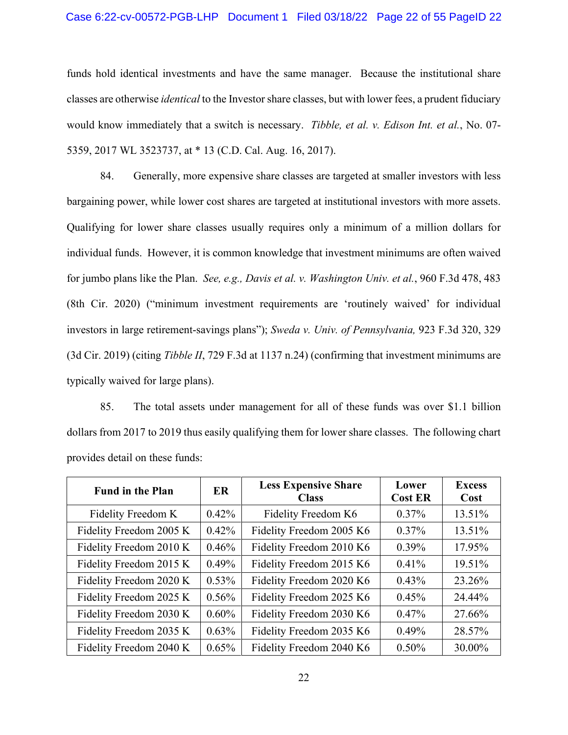funds hold identical investments and have the same manager. Because the institutional share classes are otherwise *identical* to the Investor share classes, but with lower fees, a prudent fiduciary would know immediately that a switch is necessary. *Tibble, et al. v. Edison Int. et al.*, No. 07-5359, 2017 WL 3523737, at * 13 (C.D. Cal. Aug. 16, 2017).

84. Generally, more expensive share classes are targeted at smaller investors with less bargaining power, while lower cost shares are targeted at institutional investors with more assets. Qualifying for lower share classes usually requires only a minimum of a million dollars for individual funds. However, it is common knowledge that investment minimums are often waived for jumbo plans like the Plan. *See, e.g., Davis et al. v. Washington Univ. et al.*, 960 F.3d 478, 483 (8th Cir. 2020) ("minimum investment requirements are 'routinely waived' for individual investors in large retirement-savings plans"); *Sweda v. Univ. of Pennsylvania,* 923 F.3d 320, 329 (3d Cir. 2019) (citing *Tibble II*, 729 F.3d at 1137 n.24) (confirming that investment minimums are typically waived for large plans).

85. The total assets under management for all of these funds was over $1.1 billion dollars from 2017 to 2019 thus easily qualifying them for lower share classes. The following chart provides detail on these funds:

| Fund in the Plan | ER | Less Expensive Share Class | Lower Cost ER | Excess Cost |
|---|---|---|---|---|
| Fidelity Freedom K | 0.42% | Fidelity Freedom K6 | 0.37% | 13.51% |
| Fidelity Freedom 2005 K | 0.42% | Fidelity Freedom 2005 K6 | 0.37% | 13.51% |
| Fidelity Freedom 2010 K | 0.46% | Fidelity Freedom 2010 K6 | 0.39% | 17.95% |
| Fidelity Freedom 2015 K | 0.49% | Fidelity Freedom 2015 K6 | 0.41% | 19.51% |
| Fidelity Freedom 2020 K | 0.53% | Fidelity Freedom 2020 K6 | 0.43% | 23.26% |
| Fidelity Freedom 2025 K | 0.56% | Fidelity Freedom 2025 K6 | 0.45% | 24.44% |
| Fidelity Freedom 2030 K | 0.60% | Fidelity Freedom 2030 K6 | 0.47% | 27.66% |
| Fidelity Freedom 2035 K | 0.63% | Fidelity Freedom 2035 K6 | 0.49% | 28.57% |
| Fidelity Freedom 2040 K | 0.65% | Fidelity Freedom 2040 K6 | 0.50% | 30.00% |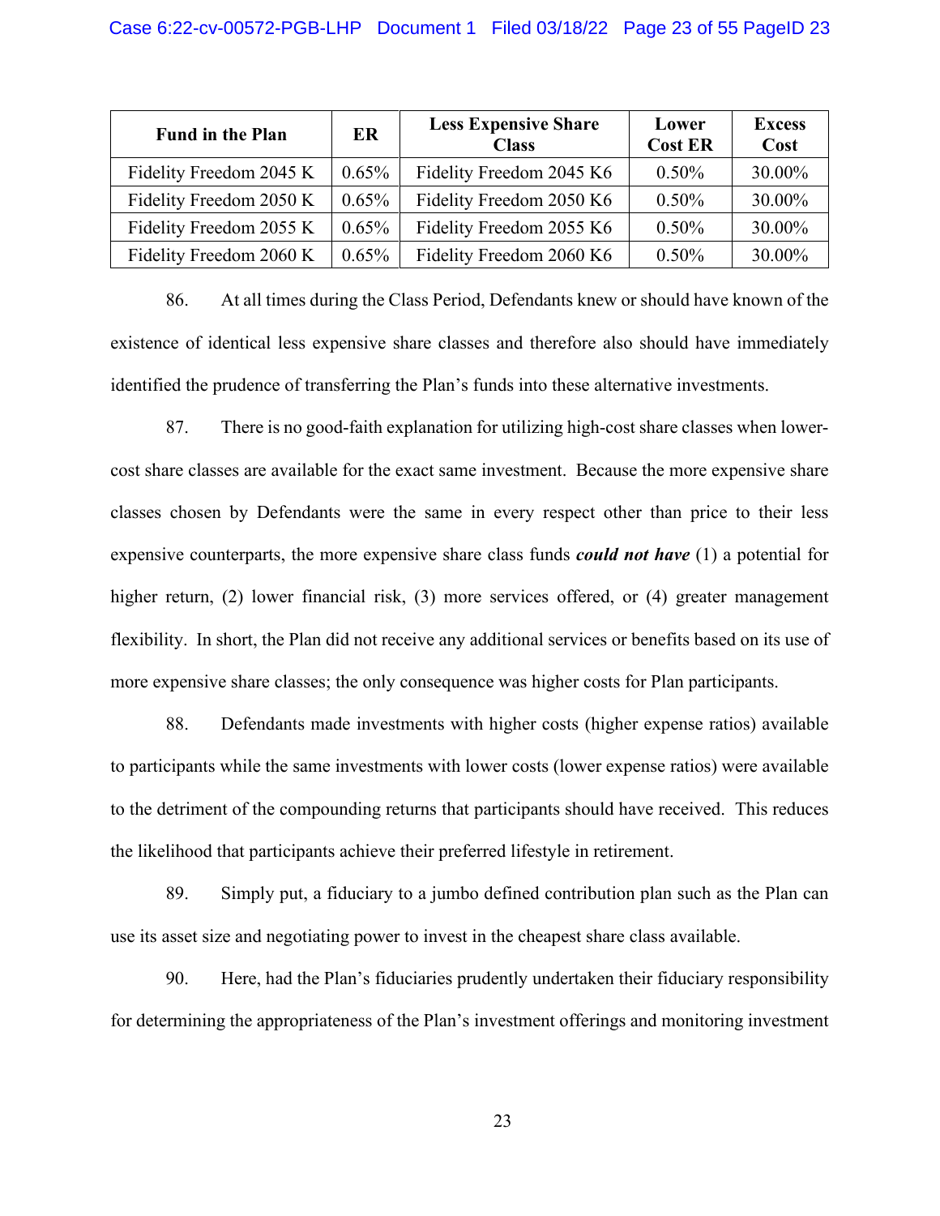| Fund in the Plan | ER | Less Expensive Share Class | Lower Cost ER | Excess Cost |
|---|---|---|---|---|
| Fidelity Freedom 2045 K | 0.65% | Fidelity Freedom 2045 K6 | 0.50% | 30.00% |
| Fidelity Freedom 2050 K | 0.65% | Fidelity Freedom 2050 K6 | 0.50% | 30.00% |
| Fidelity Freedom 2055 K | 0.65% | Fidelity Freedom 2055 K6 | 0.50% | 30.00% |
| Fidelity Freedom 2060 K | 0.65% | Fidelity Freedom 2060 K6 | 0.50% | 30.00% |

86. At all times during the Class Period, Defendants knew or should have known of the existence of identical less expensive share classes and therefore also should have immediately identified the prudence of transferring the Plan's funds into these alternative investments.

87. There is no good-faith explanation for utilizing high-cost share classes when lower-cost share classes are available for the exact same investment. Because the more expensive share classes chosen by Defendants were the same in every respect other than price to their less expensive counterparts, the more expensive share class funds ***could not have*** (1) a potential for higher return, (2) lower financial risk, (3) more services offered, or (4) greater management flexibility. In short, the Plan did not receive any additional services or benefits based on its use of more expensive share classes; the only consequence was higher costs for Plan participants.

88. Defendants made investments with higher costs (higher expense ratios) available to participants while the same investments with lower costs (lower expense ratios) were available to the detriment of the compounding returns that participants should have received. This reduces the likelihood that participants achieve their preferred lifestyle in retirement.

89. Simply put, a fiduciary to a jumbo defined contribution plan such as the Plan can use its asset size and negotiating power to invest in the cheapest share class available.

90. Here, had the Plan's fiduciaries prudently undertaken their fiduciary responsibility for determining the appropriateness of the Plan's investment offerings and monitoring investment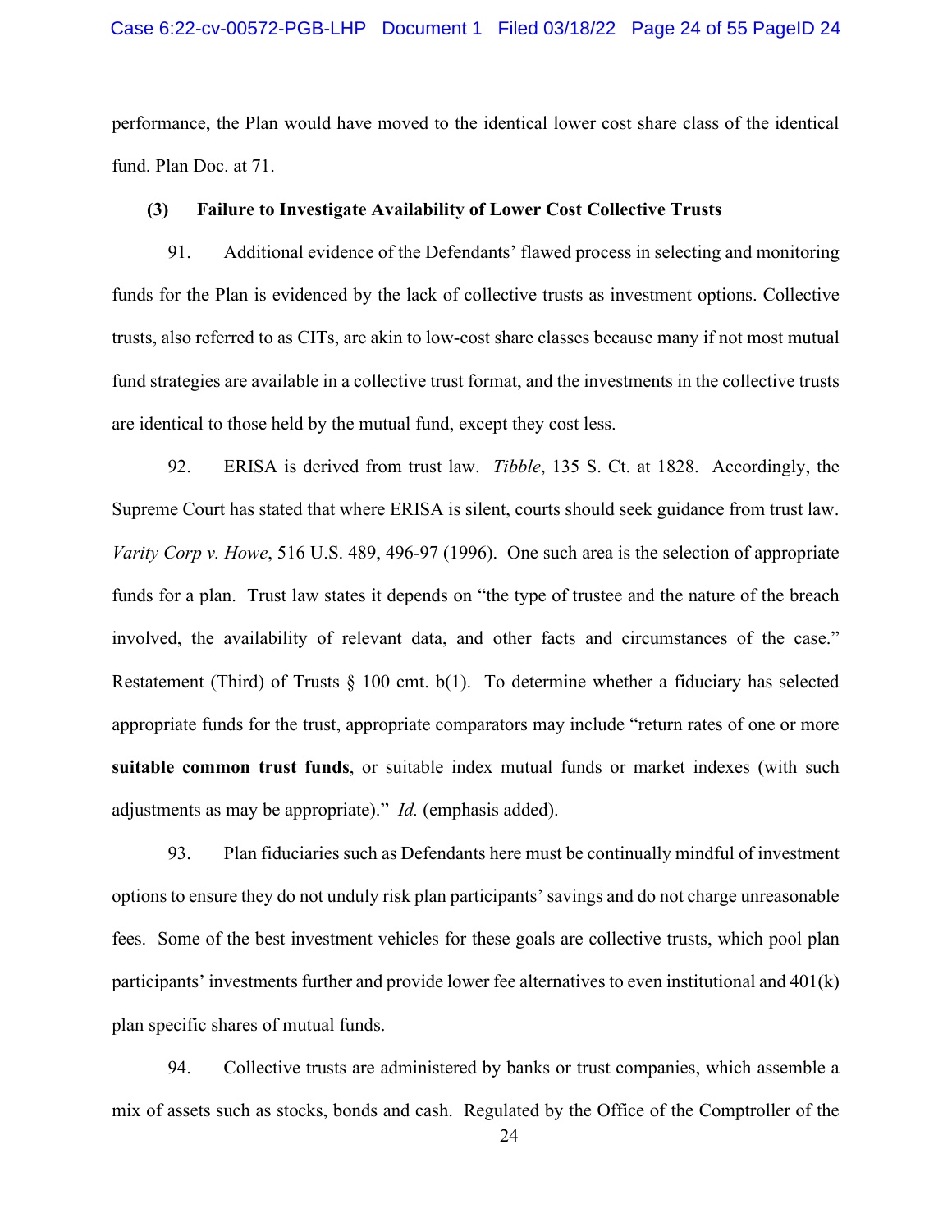performance, the Plan would have moved to the identical lower cost share class of the identical fund. Plan Doc. at 71.

**(3) Failure to Investigate Availability of Lower Cost Collective Trusts**

91. Additional evidence of the Defendants' flawed process in selecting and monitoring funds for the Plan is evidenced by the lack of collective trusts as investment options. Collective trusts, also referred to as CITs, are akin to low-cost share classes because many if not most mutual fund strategies are available in a collective trust format, and the investments in the collective trusts are identical to those held by the mutual fund, except they cost less.

92. ERISA is derived from trust law. *Tibble*, 135 S. Ct. at 1828. Accordingly, the Supreme Court has stated that where ERISA is silent, courts should seek guidance from trust law. *Varity Corp v. Howe*, 516 U.S. 489, 496-97 (1996). One such area is the selection of appropriate funds for a plan. Trust law states it depends on "the type of trustee and the nature of the breach involved, the availability of relevant data, and other facts and circumstances of the case." Restatement (Third) of Trusts § 100 cmt. b(1). To determine whether a fiduciary has selected appropriate funds for the trust, appropriate comparators may include "return rates of one or more **suitable common trust funds**, or suitable index mutual funds or market indexes (with such adjustments as may be appropriate)." *Id.* (emphasis added).

93. Plan fiduciaries such as Defendants here must be continually mindful of investment options to ensure they do not unduly risk plan participants' savings and do not charge unreasonable fees. Some of the best investment vehicles for these goals are collective trusts, which pool plan participants' investments further and provide lower fee alternatives to even institutional and 401(k) plan specific shares of mutual funds.

94. Collective trusts are administered by banks or trust companies, which assemble a mix of assets such as stocks, bonds and cash. Regulated by the Office of the Comptroller of the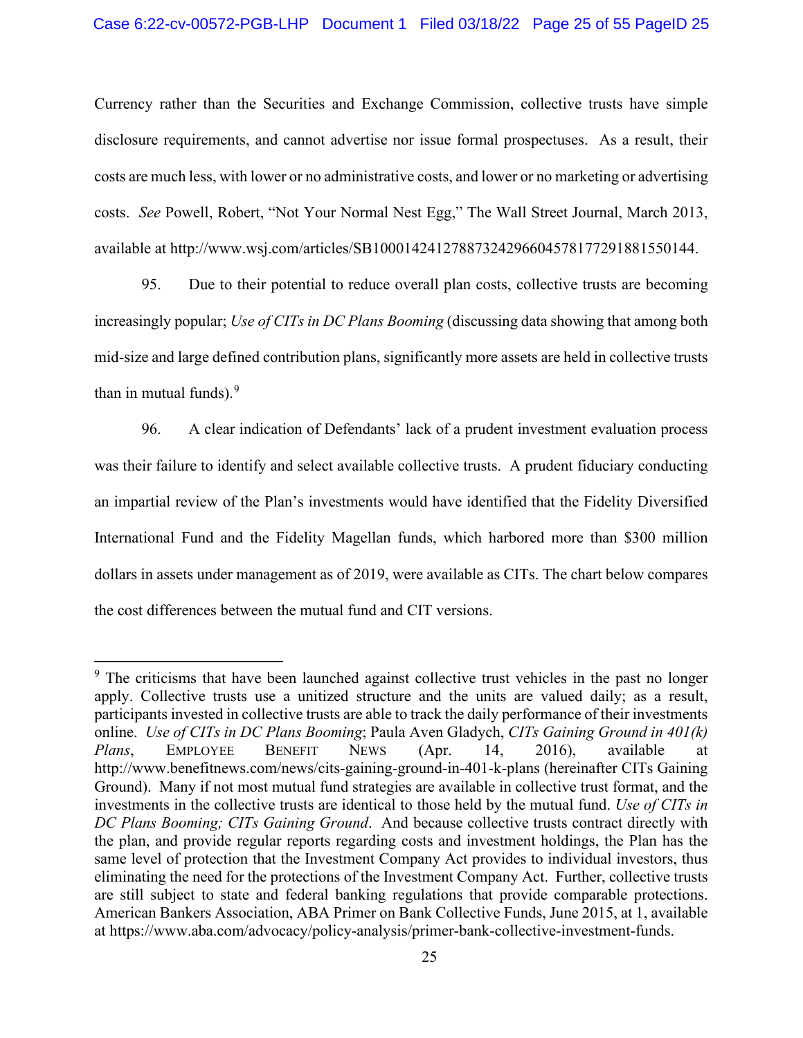Currency rather than the Securities and Exchange Commission, collective trusts have simple disclosure requirements, and cannot advertise nor issue formal prospectuses. As a result, their costs are much less, with lower or no administrative costs, and lower or no marketing or advertising costs. *See* Powell, Robert, "Not Your Normal Nest Egg," The Wall Street Journal, March 2013, available at http://www.wsj.com/articles/SB10001424127887324296604578177291881550144.

95. Due to their potential to reduce overall plan costs, collective trusts are becoming increasingly popular; *Use of CITs in DC Plans Booming* (discussing data showing that among both mid-size and large defined contribution plans, significantly more assets are held in collective trusts than in mutual funds).[9]

96. A clear indication of Defendants' lack of a prudent investment evaluation process was their failure to identify and select available collective trusts. A prudent fiduciary conducting an impartial review of the Plan's investments would have identified that the Fidelity Diversified International Fund and the Fidelity Magellan funds, which harbored more than $300 million dollars in assets under management as of 2019, were available as CITs. The chart below compares the cost differences between the mutual fund and CIT versions.

---

[9] The criticisms that have been launched against collective trust vehicles in the past no longer apply. Collective trusts use a unitized structure and the units are valued daily; as a result, participants invested in collective trusts are able to track the daily performance of their investments online. *Use of CITs in DC Plans Booming*; Paula Aven Gladych, *CITs Gaining Ground in 401(k) Plans*, EMPLOYEE BENEFIT NEWS (Apr. 14, 2016), available at http://www.benefitnews.com/news/cits-gaining-ground-in-401-k-plans (hereinafter CITs Gaining Ground). Many if not most mutual fund strategies are available in collective trust format, and the investments in the collective trusts are identical to those held by the mutual fund. *Use of CITs in DC Plans Booming; CITs Gaining Ground*. And because collective trusts contract directly with the plan, and provide regular reports regarding costs and investment holdings, the Plan has the same level of protection that the Investment Company Act provides to individual investors, thus eliminating the need for the protections of the Investment Company Act. Further, collective trusts are still subject to state and federal banking regulations that provide comparable protections. American Bankers Association, ABA Primer on Bank Collective Funds, June 2015, at 1, available at https://www.aba.com/advocacy/policy-analysis/primer-bank-collective-investment-funds.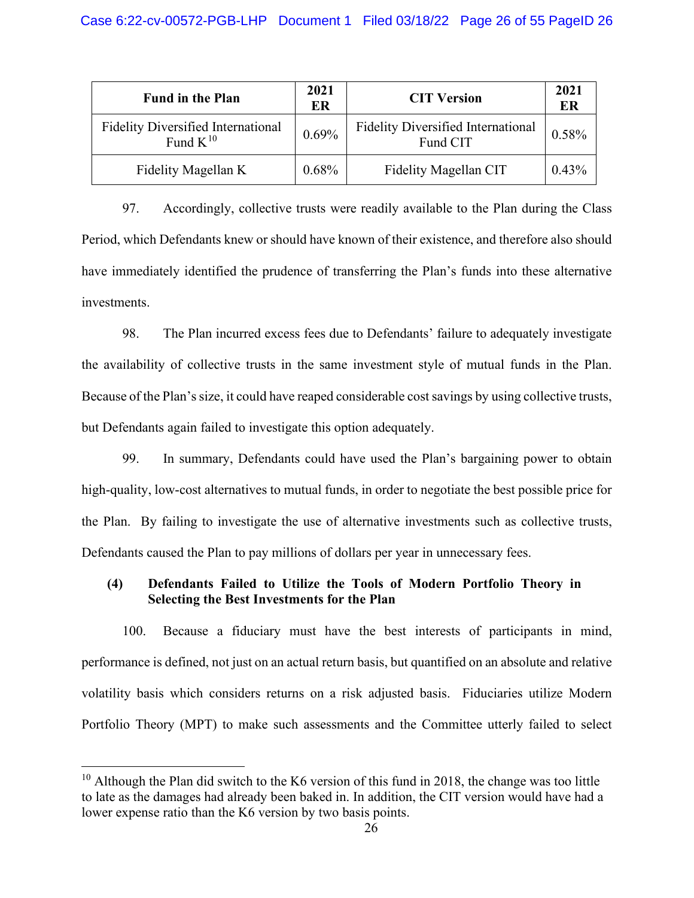| Fund in the Plan | 2021 ER | CIT Version | 2021 ER |
|---|---|---|---|
| Fidelity Diversified International Fund K[10] | 0.69% | Fidelity Diversified International Fund CIT | 0.58% |
| Fidelity Magellan K | 0.68% | Fidelity Magellan CIT | 0.43% |

97. Accordingly, collective trusts were readily available to the Plan during the Class Period, which Defendants knew or should have known of their existence, and therefore also should have immediately identified the prudence of transferring the Plan's funds into these alternative investments.

98. The Plan incurred excess fees due to Defendants' failure to adequately investigate the availability of collective trusts in the same investment style of mutual funds in the Plan. Because of the Plan's size, it could have reaped considerable cost savings by using collective trusts, but Defendants again failed to investigate this option adequately.

99. In summary, Defendants could have used the Plan's bargaining power to obtain high-quality, low-cost alternatives to mutual funds, in order to negotiate the best possible price for the Plan. By failing to investigate the use of alternative investments such as collective trusts, Defendants caused the Plan to pay millions of dollars per year in unnecessary fees.

**(4) Defendants Failed to Utilize the Tools of Modern Portfolio Theory in Selecting the Best Investments for the Plan**

100. Because a fiduciary must have the best interests of participants in mind, performance is defined, not just on an actual return basis, but quantified on an absolute and relative volatility basis which considers returns on a risk adjusted basis. Fiduciaries utilize Modern Portfolio Theory (MPT) to make such assessments and the Committee utterly failed to select

[10] Although the Plan did switch to the K6 version of this fund in 2018, the change was too little to late as the damages had already been baked in. In addition, the CIT version would have had a lower expense ratio than the K6 version by two basis points.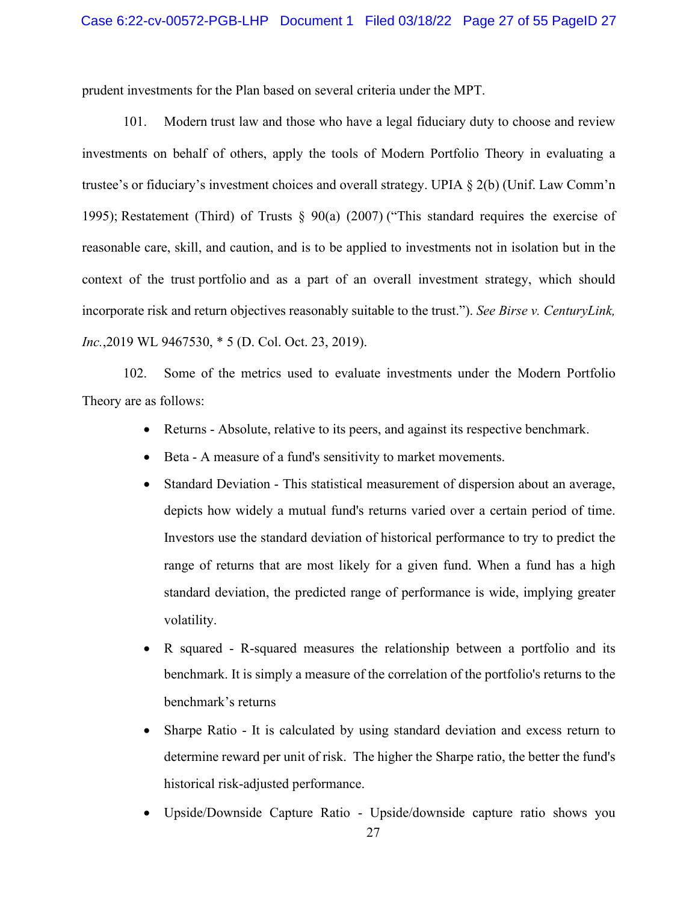prudent investments for the Plan based on several criteria under the MPT.

101. Modern trust law and those who have a legal fiduciary duty to choose and review investments on behalf of others, apply the tools of Modern Portfolio Theory in evaluating a trustee's or fiduciary's investment choices and overall strategy. UPIA § 2(b) (Unif. Law Comm'n 1995); Restatement (Third) of Trusts § 90(a) (2007) ("This standard requires the exercise of reasonable care, skill, and caution, and is to be applied to investments not in isolation but in the context of the trust portfolio and as a part of an overall investment strategy, which should incorporate risk and return objectives reasonably suitable to the trust."). *See Birse v. CenturyLink, Inc.*,2019 WL 9467530, * 5 (D. Col. Oct. 23, 2019).

102. Some of the metrics used to evaluate investments under the Modern Portfolio Theory are as follows:

- Returns - Absolute, relative to its peers, and against its respective benchmark.
- Beta - A measure of a fund's sensitivity to market movements.
- Standard Deviation - This statistical measurement of dispersion about an average, depicts how widely a mutual fund's returns varied over a certain period of time. Investors use the standard deviation of historical performance to try to predict the range of returns that are most likely for a given fund. When a fund has a high standard deviation, the predicted range of performance is wide, implying greater volatility.
- R squared - R-squared measures the relationship between a portfolio and its benchmark. It is simply a measure of the correlation of the portfolio's returns to the benchmark's returns
- Sharpe Ratio - It is calculated by using standard deviation and excess return to determine reward per unit of risk. The higher the Sharpe ratio, the better the fund's historical risk-adjusted performance.
- Upside/Downside Capture Ratio - Upside/downside capture ratio shows you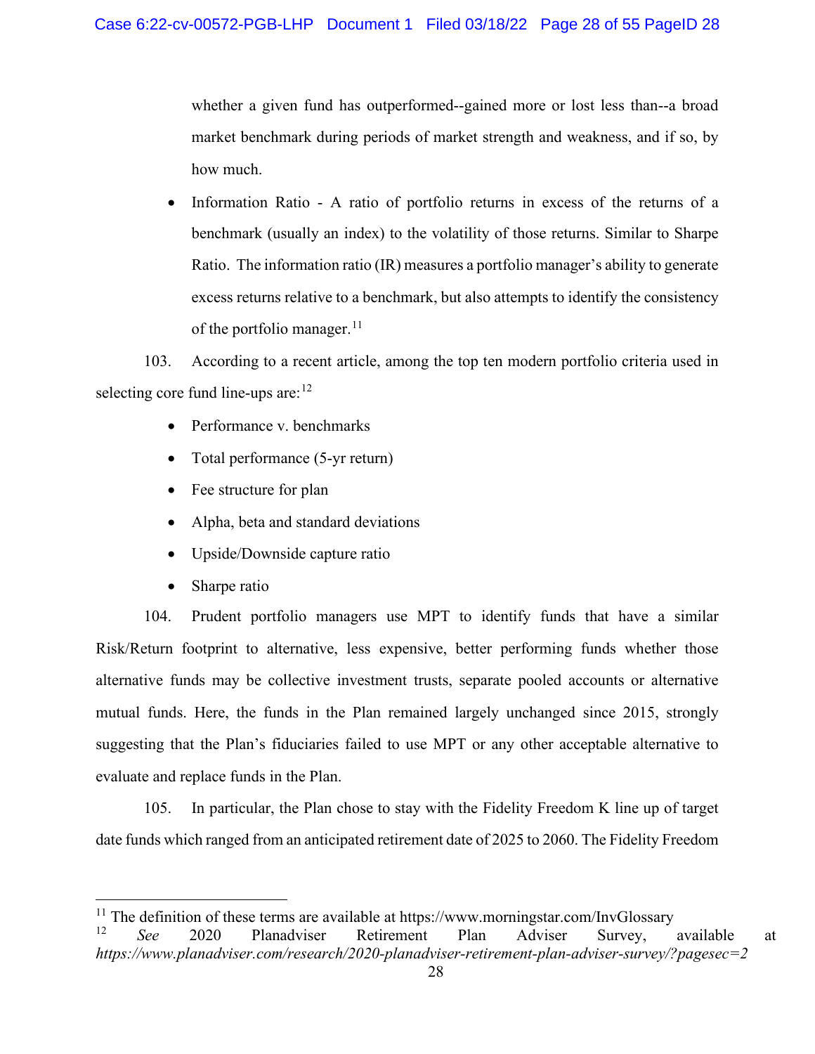whether a given fund has outperformed--gained more or lost less than--a broad market benchmark during periods of market strength and weakness, and if so, by how much.

- Information Ratio - A ratio of portfolio returns in excess of the returns of a benchmark (usually an index) to the volatility of those returns. Similar to Sharpe Ratio. The information ratio (IR) measures a portfolio manager's ability to generate excess returns relative to a benchmark, but also attempts to identify the consistency of the portfolio manager.[11]

103. According to a recent article, among the top ten modern portfolio criteria used in selecting core fund line-ups are:[12]

- Performance v. benchmarks
- Total performance (5-yr return)
- Fee structure for plan
- Alpha, beta and standard deviations
- Upside/Downside capture ratio
- Sharpe ratio

104. Prudent portfolio managers use MPT to identify funds that have a similar Risk/Return footprint to alternative, less expensive, better performing funds whether those alternative funds may be collective investment trusts, separate pooled accounts or alternative mutual funds. Here, the funds in the Plan remained largely unchanged since 2015, strongly suggesting that the Plan's fiduciaries failed to use MPT or any other acceptable alternative to evaluate and replace funds in the Plan.

105. In particular, the Plan chose to stay with the Fidelity Freedom K line up of target date funds which ranged from an anticipated retirement date of 2025 to 2060. The Fidelity Freedom

---

[11] The definition of these terms are available at https://www.morningstar.com/InvGlossary

[12] *See* 2020 Planadviser Retirement Plan Adviser Survey, available at *https://www.planadviser.com/research/2020-planadviser-retirement-plan-adviser-survey/?pagesec=2*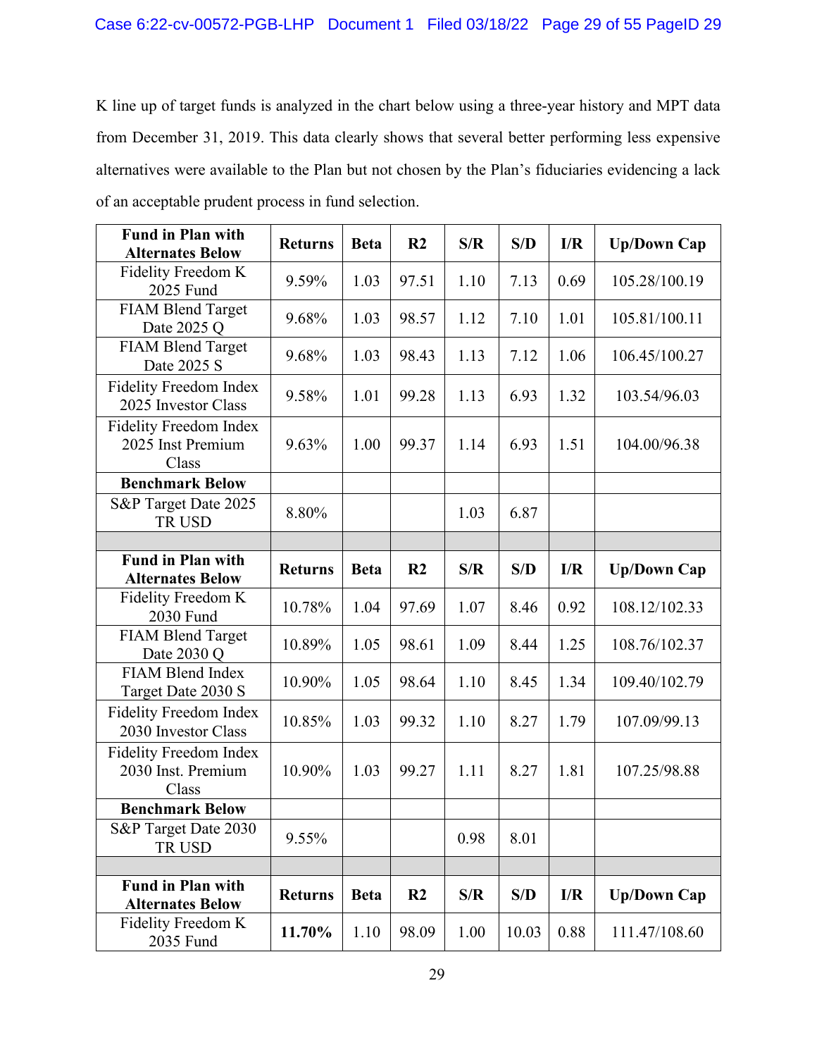K line up of target funds is analyzed in the chart below using a three-year history and MPT data from December 31, 2019. This data clearly shows that several better performing less expensive alternatives were available to the Plan but not chosen by the Plan's fiduciaries evidencing a lack of an acceptable prudent process in fund selection.

| **Fund in Plan with Alternates Below** | **Returns** | **Beta** | **R2** | **S/R** | **S/D** | **I/R** | **Up/Down Cap** |
|---|---|---|---|---|---|---|---|
| Fidelity Freedom K 2025 Fund | 9.59% | 1.03 | 97.51 | 1.10 | 7.13 | 0.69 | 105.28/100.19 |
| FIAM Blend Target Date 2025 Q | 9.68% | 1.03 | 98.57 | 1.12 | 7.10 | 1.01 | 105.81/100.11 |
| FIAM Blend Target Date 2025 S | 9.68% | 1.03 | 98.43 | 1.13 | 7.12 | 1.06 | 106.45/100.27 |
| Fidelity Freedom Index 2025 Investor Class | 9.58% | 1.01 | 99.28 | 1.13 | 6.93 | 1.32 | 103.54/96.03 |
| Fidelity Freedom Index 2025 Inst Premium Class | 9.63% | 1.00 | 99.37 | 1.14 | 6.93 | 1.51 | 104.00/96.38 |
| **Benchmark Below** | | | | | | | |
| S&P Target Date 2025 TR USD | 8.80% | | | 1.03 | 6.87 | | |
| | | | | | | | |
| **Fund in Plan with Alternates Below** | **Returns** | **Beta** | **R2** | **S/R** | **S/D** | **I/R** | **Up/Down Cap** |
| Fidelity Freedom K 2030 Fund | 10.78% | 1.04 | 97.69 | 1.07 | 8.46 | 0.92 | 108.12/102.33 |
| FIAM Blend Target Date 2030 Q | 10.89% | 1.05 | 98.61 | 1.09 | 8.44 | 1.25 | 108.76/102.37 |
| FIAM Blend Index Target Date 2030 S | 10.90% | 1.05 | 98.64 | 1.10 | 8.45 | 1.34 | 109.40/102.79 |
| Fidelity Freedom Index 2030 Investor Class | 10.85% | 1.03 | 99.32 | 1.10 | 8.27 | 1.79 | 107.09/99.13 |
| Fidelity Freedom Index 2030 Inst. Premium Class | 10.90% | 1.03 | 99.27 | 1.11 | 8.27 | 1.81 | 107.25/98.88 |
| **Benchmark Below** | | | | | | | |
| S&P Target Date 2030 TR USD | 9.55% | | | 0.98 | 8.01 | | |
| | | | | | | | |
| **Fund in Plan with Alternates Below** | **Returns** | **Beta** | **R2** | **S/R** | **S/D** | **I/R** | **Up/Down Cap** |
| Fidelity Freedom K 2035 Fund | **11.70%** | 1.10 | 98.09 | 1.00 | 10.03 | 0.88 | 111.47/108.60 |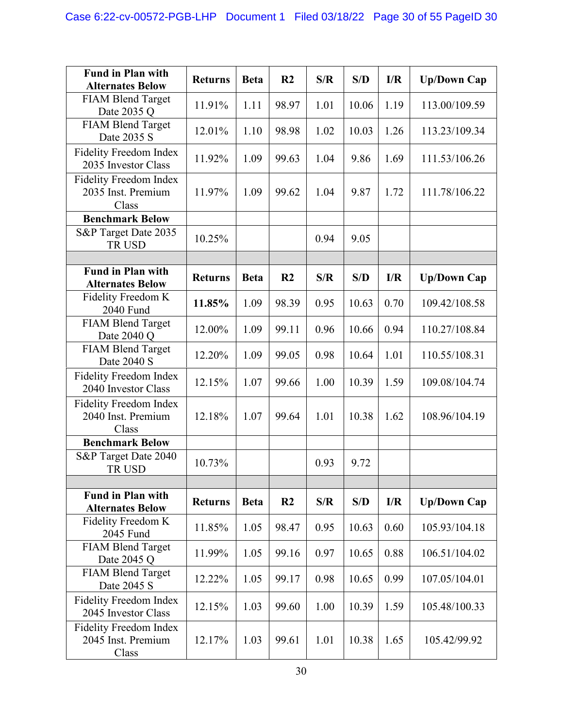| Fund in Plan with Alternates Below | Returns | Beta | R2 | S/R | S/D | I/R | Up/Down Cap |
|---|---|---|---|---|---|---|---|
| FIAM Blend Target Date 2035 Q | 11.91% | 1.11 | 98.97 | 1.01 | 10.06 | 1.19 | 113.00/109.59 |
| FIAM Blend Target Date 2035 S | 12.01% | 1.10 | 98.98 | 1.02 | 10.03 | 1.26 | 113.23/109.34 |
| Fidelity Freedom Index 2035 Investor Class | 11.92% | 1.09 | 99.63 | 1.04 | 9.86 | 1.69 | 111.53/106.26 |
| Fidelity Freedom Index 2035 Inst. Premium Class | 11.97% | 1.09 | 99.62 | 1.04 | 9.87 | 1.72 | 111.78/106.22 |
| **Benchmark Below** | | | | | | | |
| S&P Target Date 2035 TR USD | 10.25% | | | 0.94 | 9.05 | | |
| | | | | | | | |
| **Fund in Plan with Alternates Below** | **Returns** | **Beta** | **R2** | **S/R** | **S/D** | **I/R** | **Up/Down Cap** |
| Fidelity Freedom K 2040 Fund | **11.85%** | 1.09 | 98.39 | 0.95 | 10.63 | 0.70 | 109.42/108.58 |
| FIAM Blend Target Date 2040 Q | 12.00% | 1.09 | 99.11 | 0.96 | 10.66 | 0.94 | 110.27/108.84 |
| FIAM Blend Target Date 2040 S | 12.20% | 1.09 | 99.05 | 0.98 | 10.64 | 1.01 | 110.55/108.31 |
| Fidelity Freedom Index 2040 Investor Class | 12.15% | 1.07 | 99.66 | 1.00 | 10.39 | 1.59 | 109.08/104.74 |
| Fidelity Freedom Index 2040 Inst. Premium Class | 12.18% | 1.07 | 99.64 | 1.01 | 10.38 | 1.62 | 108.96/104.19 |
| **Benchmark Below** | | | | | | | |
| S&P Target Date 2040 TR USD | 10.73% | | | 0.93 | 9.72 | | |
| | | | | | | | |
| **Fund in Plan with Alternates Below** | **Returns** | **Beta** | **R2** | **S/R** | **S/D** | **I/R** | **Up/Down Cap** |
| Fidelity Freedom K 2045 Fund | 11.85% | 1.05 | 98.47 | 0.95 | 10.63 | 0.60 | 105.93/104.18 |
| FIAM Blend Target Date 2045 Q | 11.99% | 1.05 | 99.16 | 0.97 | 10.65 | 0.88 | 106.51/104.02 |
| FIAM Blend Target Date 2045 S | 12.22% | 1.05 | 99.17 | 0.98 | 10.65 | 0.99 | 107.05/104.01 |
| Fidelity Freedom Index 2045 Investor Class | 12.15% | 1.03 | 99.60 | 1.00 | 10.39 | 1.59 | 105.48/100.33 |
| Fidelity Freedom Index 2045 Inst. Premium Class | 12.17% | 1.03 | 99.61 | 1.01 | 10.38 | 1.65 | 105.42/99.92 |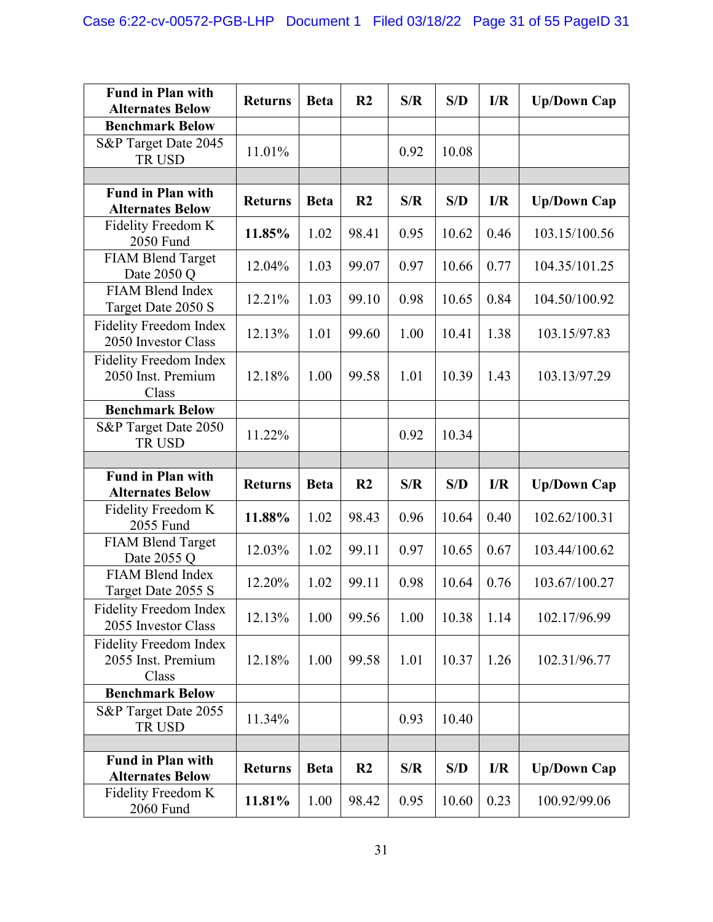| **Fund in Plan with Alternates Below** | **Returns** | **Beta** | **R2** | **S/R** | **S/D** | **I/R** | **Up/Down Cap** |
|---|---|---|---|---|---|---|---|
| **Benchmark Below** | | | | | | | |
| S&P Target Date 2045 TR USD | 11.01% | | | 0.92 | 10.08 | | |
| | | | | | | | |
| **Fund in Plan with Alternates Below** | **Returns** | **Beta** | **R2** | **S/R** | **S/D** | **I/R** | **Up/Down Cap** |
| Fidelity Freedom K 2050 Fund | **11.85%** | 1.02 | 98.41 | 0.95 | 10.62 | 0.46 | 103.15/100.56 |
| FIAM Blend Target Date 2050 Q | 12.04% | 1.03 | 99.07 | 0.97 | 10.66 | 0.77 | 104.35/101.25 |
| FIAM Blend Index Target Date 2050 S | 12.21% | 1.03 | 99.10 | 0.98 | 10.65 | 0.84 | 104.50/100.92 |
| Fidelity Freedom Index 2050 Investor Class | 12.13% | 1.01 | 99.60 | 1.00 | 10.41 | 1.38 | 103.15/97.83 |
| Fidelity Freedom Index 2050 Inst. Premium Class | 12.18% | 1.00 | 99.58 | 1.01 | 10.39 | 1.43 | 103.13/97.29 |
| **Benchmark Below** | | | | | | | |
| S&P Target Date 2050 TR USD | 11.22% | | | 0.92 | 10.34 | | |
| | | | | | | | |
| **Fund in Plan with Alternates Below** | **Returns** | **Beta** | **R2** | **S/R** | **S/D** | **I/R** | **Up/Down Cap** |
| Fidelity Freedom K 2055 Fund | **11.88%** | 1.02 | 98.43 | 0.96 | 10.64 | 0.40 | 102.62/100.31 |
| FIAM Blend Target Date 2055 Q | 12.03% | 1.02 | 99.11 | 0.97 | 10.65 | 0.67 | 103.44/100.62 |
| FIAM Blend Index Target Date 2055 S | 12.20% | 1.02 | 99.11 | 0.98 | 10.64 | 0.76 | 103.67/100.27 |
| Fidelity Freedom Index 2055 Investor Class | 12.13% | 1.00 | 99.56 | 1.00 | 10.38 | 1.14 | 102.17/96.99 |
| Fidelity Freedom Index 2055 Inst. Premium Class | 12.18% | 1.00 | 99.58 | 1.01 | 10.37 | 1.26 | 102.31/96.77 |
| **Benchmark Below** | | | | | | | |
| S&P Target Date 2055 TR USD | 11.34% | | | 0.93 | 10.40 | | |
| | | | | | | | |
| **Fund in Plan with Alternates Below** | **Returns** | **Beta** | **R2** | **S/R** | **S/D** | **I/R** | **Up/Down Cap** |
| Fidelity Freedom K 2060 Fund | **11.81%** | 1.00 | 98.42 | 0.95 | 10.60 | 0.23 | 100.92/99.06 |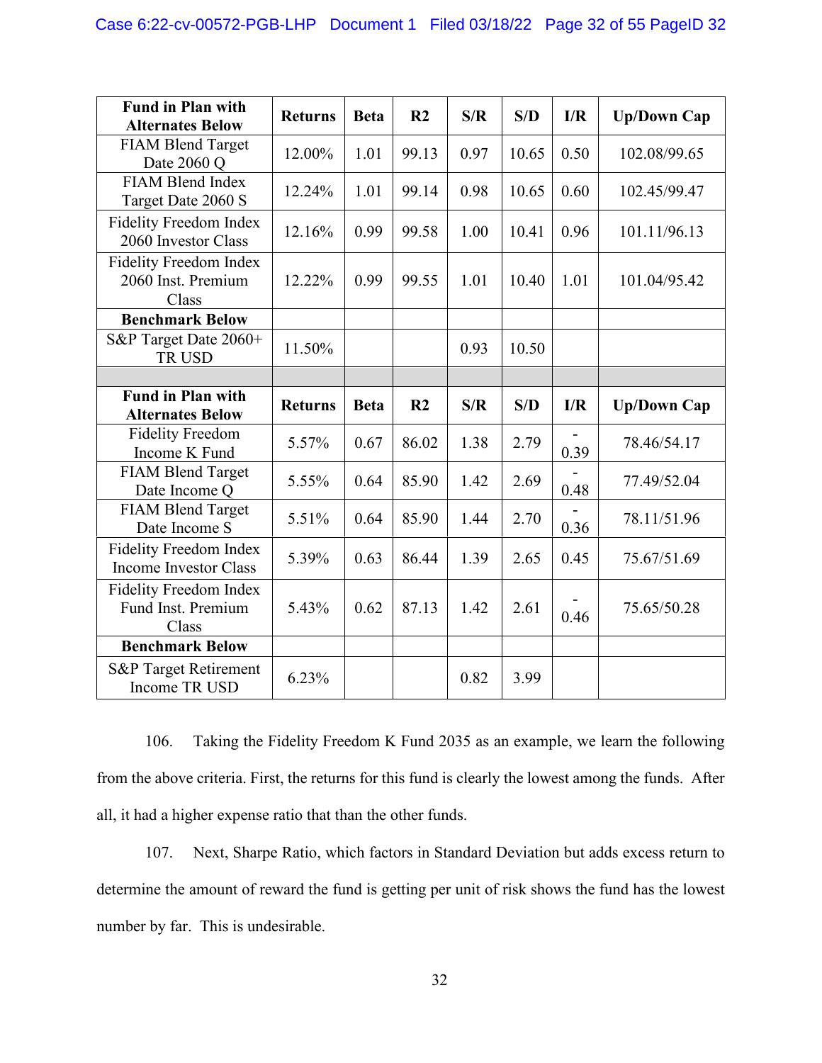| Fund in Plan with Alternates Below | Returns | Beta | R2 | S/R | S/D | I/R | Up/Down Cap |
|---|---|---|---|---|---|---|---|
| FIAM Blend Target Date 2060 Q | 12.00% | 1.01 | 99.13 | 0.97 | 10.65 | 0.50 | 102.08/99.65 |
| FIAM Blend Index Target Date 2060 S | 12.24% | 1.01 | 99.14 | 0.98 | 10.65 | 0.60 | 102.45/99.47 |
| Fidelity Freedom Index 2060 Investor Class | 12.16% | 0.99 | 99.58 | 1.00 | 10.41 | 0.96 | 101.11/96.13 |
| Fidelity Freedom Index 2060 Inst. Premium Class | 12.22% | 0.99 | 99.55 | 1.01 | 10.40 | 1.01 | 101.04/95.42 |
| **Benchmark Below** | | | | | | | |
| S&P Target Date 2060+ TR USD | 11.50% | | | 0.93 | 10.50 | | |
| | | | | | | | |
| **Fund in Plan with Alternates Below** | **Returns** | **Beta** | **R2** | **S/R** | **S/D** | **I/R** | **Up/Down Cap** |
| Fidelity Freedom Income K Fund | 5.57% | 0.67 | 86.02 | 1.38 | 2.79 | -0.39 | 78.46/54.17 |
| FIAM Blend Target Date Income Q | 5.55% | 0.64 | 85.90 | 1.42 | 2.69 | -0.48 | 77.49/52.04 |
| FIAM Blend Target Date Income S | 5.51% | 0.64 | 85.90 | 1.44 | 2.70 | -0.36 | 78.11/51.96 |
| Fidelity Freedom Index Income Investor Class | 5.39% | 0.63 | 86.44 | 1.39 | 2.65 | 0.45 | 75.67/51.69 |
| Fidelity Freedom Index Fund Inst. Premium Class | 5.43% | 0.62 | 87.13 | 1.42 | 2.61 | -0.46 | 75.65/50.28 |
| **Benchmark Below** | | | | | | | |
| S&P Target Retirement Income TR USD | 6.23% | | | 0.82 | 3.99 | | |

106. Taking the Fidelity Freedom K Fund 2035 as an example, we learn the following from the above criteria. First, the returns for this fund is clearly the lowest among the funds. After all, it had a higher expense ratio that than the other funds.

107. Next, Sharpe Ratio, which factors in Standard Deviation but adds excess return to determine the amount of reward the fund is getting per unit of risk shows the fund has the lowest number by far. This is undesirable.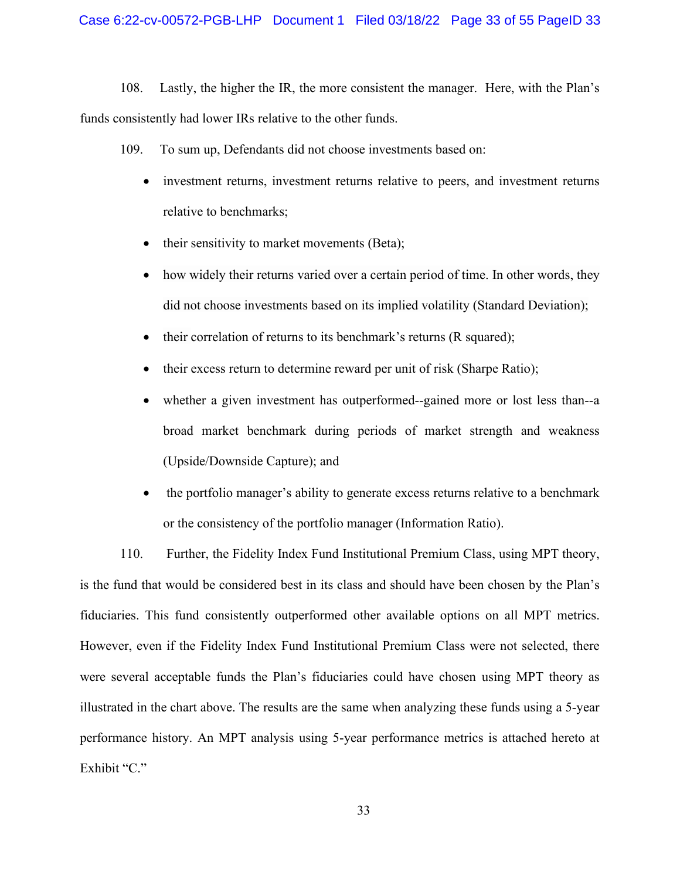108. Lastly, the higher the IR, the more consistent the manager. Here, with the Plan's funds consistently had lower IRs relative to the other funds.

109. To sum up, Defendants did not choose investments based on:

- investment returns, investment returns relative to peers, and investment returns relative to benchmarks;
- their sensitivity to market movements (Beta);
- how widely their returns varied over a certain period of time. In other words, they did not choose investments based on its implied volatility (Standard Deviation);
- their correlation of returns to its benchmark's returns (R squared);
- their excess return to determine reward per unit of risk (Sharpe Ratio);
- whether a given investment has outperformed--gained more or lost less than--a broad market benchmark during periods of market strength and weakness (Upside/Downside Capture); and
- the portfolio manager's ability to generate excess returns relative to a benchmark or the consistency of the portfolio manager (Information Ratio).

110. Further, the Fidelity Index Fund Institutional Premium Class, using MPT theory, is the fund that would be considered best in its class and should have been chosen by the Plan's fiduciaries. This fund consistently outperformed other available options on all MPT metrics. However, even if the Fidelity Index Fund Institutional Premium Class were not selected, there were several acceptable funds the Plan's fiduciaries could have chosen using MPT theory as illustrated in the chart above. The results are the same when analyzing these funds using a 5-year performance history. An MPT analysis using 5-year performance metrics is attached hereto at Exhibit "C."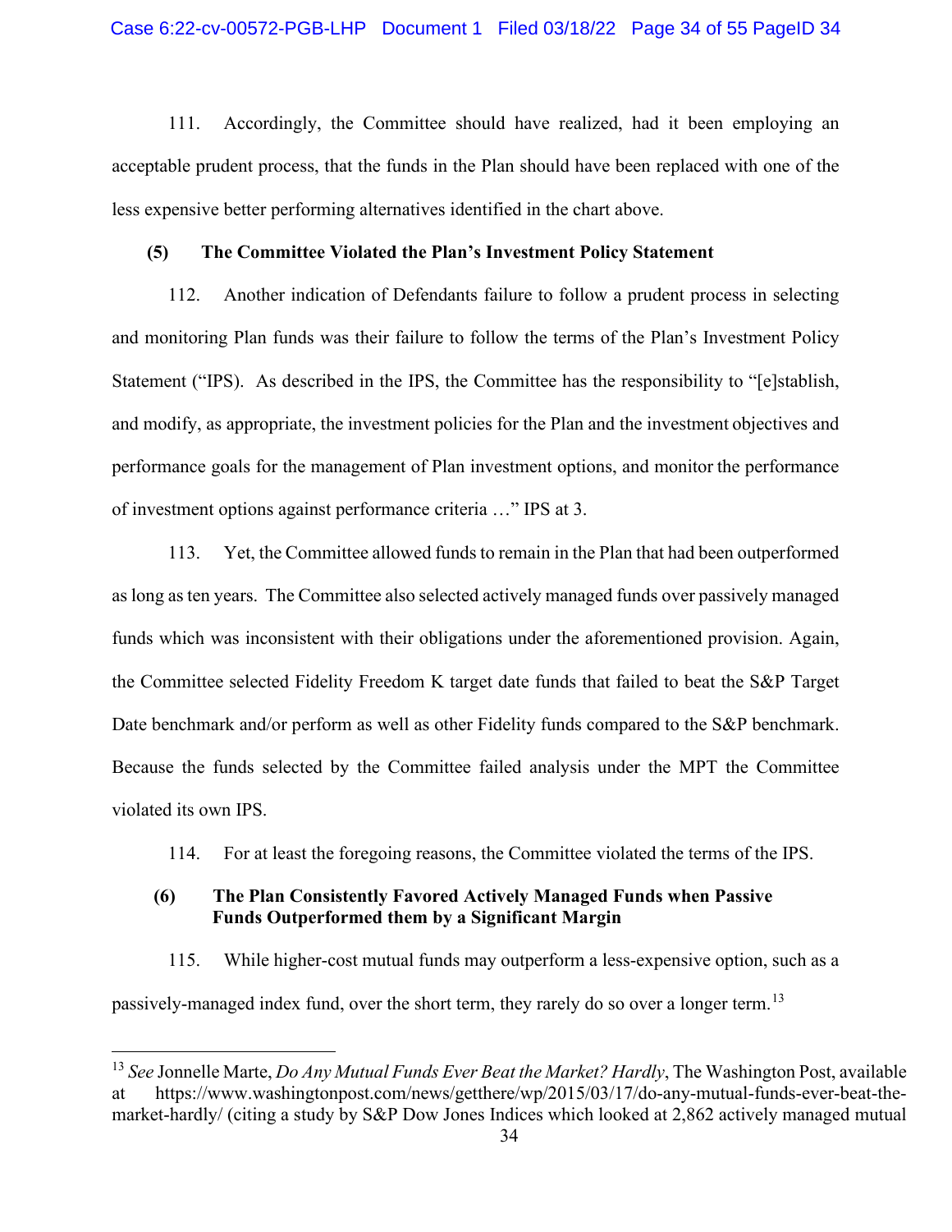111. Accordingly, the Committee should have realized, had it been employing an acceptable prudent process, that the funds in the Plan should have been replaced with one of the less expensive better performing alternatives identified in the chart above.

**(5) The Committee Violated the Plan's Investment Policy Statement**

112. Another indication of Defendants failure to follow a prudent process in selecting and monitoring Plan funds was their failure to follow the terms of the Plan's Investment Policy Statement ("IPS). As described in the IPS, the Committee has the responsibility to "[e]stablish, and modify, as appropriate, the investment policies for the Plan and the investment objectives and performance goals for the management of Plan investment options, and monitor the performance of investment options against performance criteria …" IPS at 3.

113. Yet, the Committee allowed funds to remain in the Plan that had been outperformed as long as ten years. The Committee also selected actively managed funds over passively managed funds which was inconsistent with their obligations under the aforementioned provision. Again, the Committee selected Fidelity Freedom K target date funds that failed to beat the S&P Target Date benchmark and/or perform as well as other Fidelity funds compared to the S&P benchmark. Because the funds selected by the Committee failed analysis under the MPT the Committee violated its own IPS.

114. For at least the foregoing reasons, the Committee violated the terms of the IPS.

**(6) The Plan Consistently Favored Actively Managed Funds when Passive Funds Outperformed them by a Significant Margin**

115. While higher-cost mutual funds may outperform a less-expensive option, such as a passively-managed index fund, over the short term, they rarely do so over a longer term.[13]

[13] *See* Jonnelle Marte, *Do Any Mutual Funds Ever Beat the Market? Hardly*, The Washington Post, available at https://www.washingtonpost.com/news/getthere/wp/2015/03/17/do-any-mutual-funds-ever-beat-the-market-hardly/ (citing a study by S&P Dow Jones Indices which looked at 2,862 actively managed mutual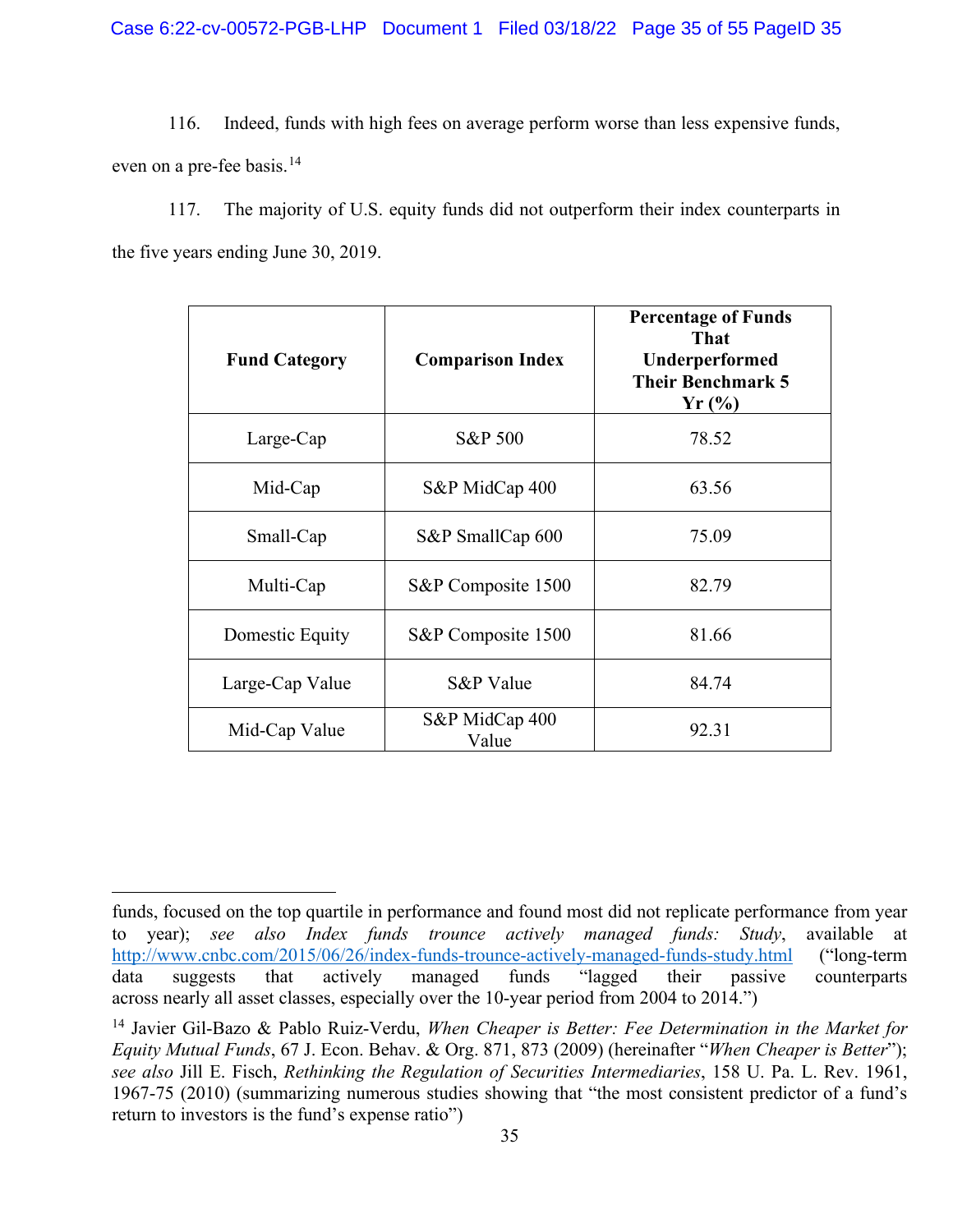116. Indeed, funds with high fees on average perform worse than less expensive funds, even on a pre-fee basis.[14]

117. The majority of U.S. equity funds did not outperform their index counterparts in the five years ending June 30, 2019.

| Fund Category | Comparison Index | Percentage of Funds That Underperformed Their Benchmark 5 Yr (%) |
|---|---|---|
| Large-Cap | S&P 500 | 78.52 |
| Mid-Cap | S&P MidCap 400 | 63.56 |
| Small-Cap | S&P SmallCap 600 | 75.09 |
| Multi-Cap | S&P Composite 1500 | 82.79 |
| Domestic Equity | S&P Composite 1500 | 81.66 |
| Large-Cap Value | S&P Value | 84.74 |
| Mid-Cap Value | S&P MidCap 400 Value | 92.31 |

---

funds, focused on the top quartile in performance and found most did not replicate performance from year to year); *see also Index funds trounce actively managed funds: Study*, available at http://www.cnbc.com/2015/06/26/index-funds-trounce-actively-managed-funds-study.html ("long-term data suggests that actively managed funds "lagged their passive counterparts across nearly all asset classes, especially over the 10-year period from 2004 to 2014.")

[14] Javier Gil-Bazo & Pablo Ruiz-Verdu, *When Cheaper is Better: Fee Determination in the Market for Equity Mutual Funds*, 67 J. Econ. Behav. & Org. 871, 873 (2009) (hereinafter "*When Cheaper is Better*"); *see also* Jill E. Fisch, *Rethinking the Regulation of Securities Intermediaries*, 158 U. Pa. L. Rev. 1961, 1967-75 (2010) (summarizing numerous studies showing that "the most consistent predictor of a fund's return to investors is the fund's expense ratio")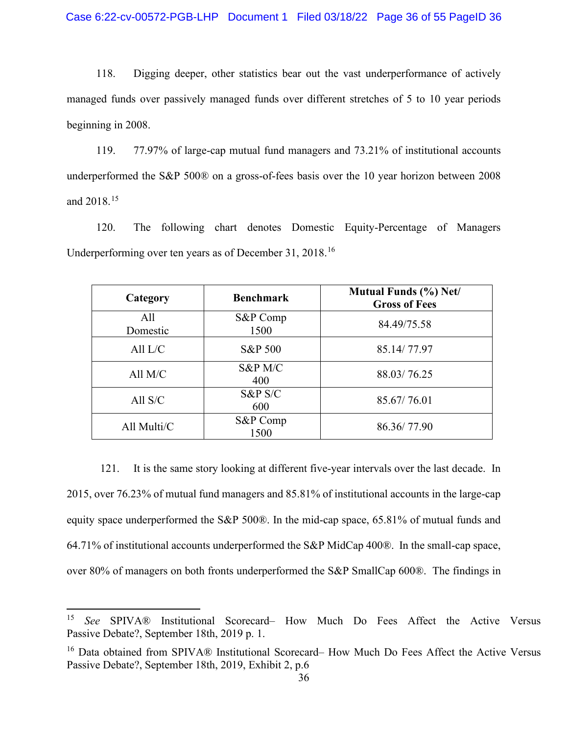118. Digging deeper, other statistics bear out the vast underperformance of actively managed funds over passively managed funds over different stretches of 5 to 10 year periods beginning in 2008.

119. 77.97% of large-cap mutual fund managers and 73.21% of institutional accounts underperformed the S&P 500® on a gross-of-fees basis over the 10 year horizon between 2008 and 2018.[15]

120. The following chart denotes Domestic Equity-Percentage of Managers Underperforming over ten years as of December 31, 2018.[16]

| Category | Benchmark | Mutual Funds (%) Net/ Gross of Fees |
|---|---|---|
| All Domestic | S&P Comp 1500 | 84.49/75.58 |
| All L/C | S&P 500 | 85.14/ 77.97 |
| All M/C | S&P M/C 400 | 88.03/ 76.25 |
| All S/C | S&P S/C 600 | 85.67/ 76.01 |
| All Multi/C | S&P Comp 1500 | 86.36/ 77.90 |

121. It is the same story looking at different five-year intervals over the last decade. In 2015, over 76.23% of mutual fund managers and 85.81% of institutional accounts in the large-cap equity space underperformed the S&P 500®. In the mid-cap space, 65.81% of mutual funds and 64.71% of institutional accounts underperformed the S&P MidCap 400®. In the small-cap space, over 80% of managers on both fronts underperformed the S&P SmallCap 600®. The findings in

---

[15] *See* SPIVA® Institutional Scorecard– How Much Do Fees Affect the Active Versus Passive Debate?, September 18th, 2019 p. 1.

[16] Data obtained from SPIVA® Institutional Scorecard– How Much Do Fees Affect the Active Versus Passive Debate?, September 18th, 2019, Exhibit 2, p.6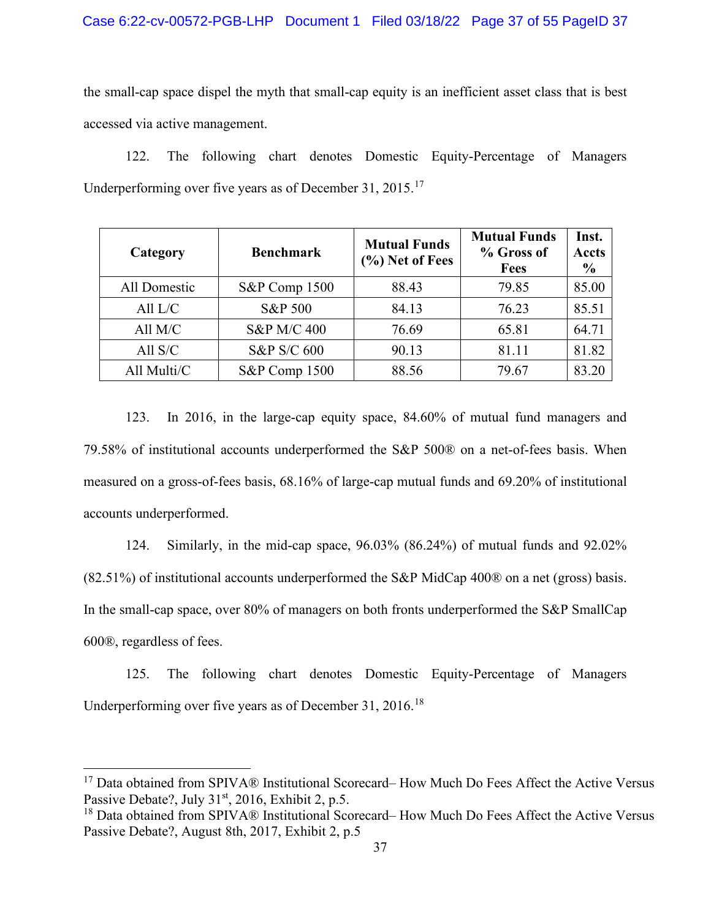the small-cap space dispel the myth that small-cap equity is an inefficient asset class that is best accessed via active management.

122. The following chart denotes Domestic Equity-Percentage of Managers Underperforming over five years as of December 31, 2015.[17]

| Category | Benchmark | Mutual Funds (%) Net of Fees | Mutual Funds % Gross of Fees | Inst. Accts % |
|---|---|---|---|---|
| All Domestic | S&P Comp 1500 | 88.43 | 79.85 | 85.00 |
| All L/C | S&P 500 | 84.13 | 76.23 | 85.51 |
| All M/C | S&P M/C 400 | 76.69 | 65.81 | 64.71 |
| All S/C | S&P S/C 600 | 90.13 | 81.11 | 81.82 |
| All Multi/C | S&P Comp 1500 | 88.56 | 79.67 | 83.20 |

123. In 2016, in the large-cap equity space, 84.60% of mutual fund managers and 79.58% of institutional accounts underperformed the S&P 500® on a net-of-fees basis. When measured on a gross-of-fees basis, 68.16% of large-cap mutual funds and 69.20% of institutional accounts underperformed.

124. Similarly, in the mid-cap space, 96.03% (86.24%) of mutual funds and 92.02% (82.51%) of institutional accounts underperformed the S&P MidCap 400® on a net (gross) basis. In the small-cap space, over 80% of managers on both fronts underperformed the S&P SmallCap 600®, regardless of fees.

125. The following chart denotes Domestic Equity-Percentage of Managers Underperforming over five years as of December 31, 2016.[18]

---

[17] Data obtained from SPIVA® Institutional Scorecard– How Much Do Fees Affect the Active Versus Passive Debate?, July 31st, 2016, Exhibit 2, p.5.

[18] Data obtained from SPIVA® Institutional Scorecard– How Much Do Fees Affect the Active Versus Passive Debate?, August 8th, 2017, Exhibit 2, p.5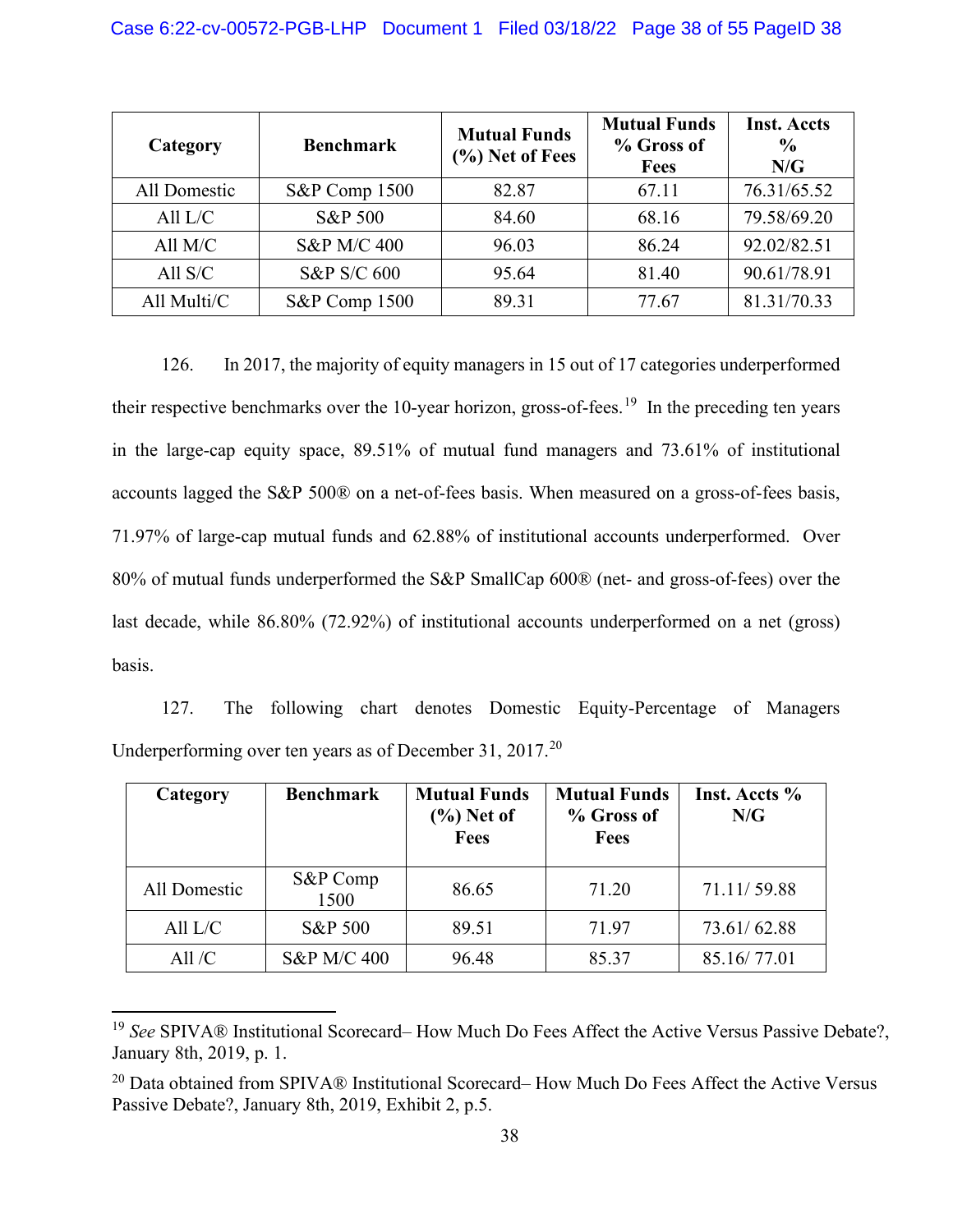| Category | Benchmark | Mutual Funds (%) Net of Fees | Mutual Funds % Gross of Fees | Inst. Accts % N/G |
|---|---|---|---|---|
| All Domestic | S&P Comp 1500 | 82.87 | 67.11 | 76.31/65.52 |
| All L/C | S&P 500 | 84.60 | 68.16 | 79.58/69.20 |
| All M/C | S&P M/C 400 | 96.03 | 86.24 | 92.02/82.51 |
| All S/C | S&P S/C 600 | 95.64 | 81.40 | 90.61/78.91 |
| All Multi/C | S&P Comp 1500 | 89.31 | 77.67 | 81.31/70.33 |

126. In 2017, the majority of equity managers in 15 out of 17 categories underperformed their respective benchmarks over the 10-year horizon, gross-of-fees.[19] In the preceding ten years in the large-cap equity space, 89.51% of mutual fund managers and 73.61% of institutional accounts lagged the S&P 500® on a net-of-fees basis. When measured on a gross-of-fees basis, 71.97% of large-cap mutual funds and 62.88% of institutional accounts underperformed. Over 80% of mutual funds underperformed the S&P SmallCap 600® (net- and gross-of-fees) over the last decade, while 86.80% (72.92%) of institutional accounts underperformed on a net (gross) basis.

127. The following chart denotes Domestic Equity-Percentage of Managers Underperforming over ten years as of December 31, 2017.[20]

| Category | Benchmark | Mutual Funds (%) Net of Fees | Mutual Funds % Gross of Fees | Inst. Accts % N/G |
|---|---|---|---|---|
| All Domestic | S&P Comp 1500 | 86.65 | 71.20 | 71.11/ 59.88 |
| All L/C | S&P 500 | 89.51 | 71.97 | 73.61/ 62.88 |
| All /C | S&P M/C 400 | 96.48 | 85.37 | 85.16/ 77.01 |

[19] *See* SPIVA® Institutional Scorecard– How Much Do Fees Affect the Active Versus Passive Debate?, January 8th, 2019, p. 1.

[20] Data obtained from SPIVA® Institutional Scorecard– How Much Do Fees Affect the Active Versus Passive Debate?, January 8th, 2019, Exhibit 2, p.5.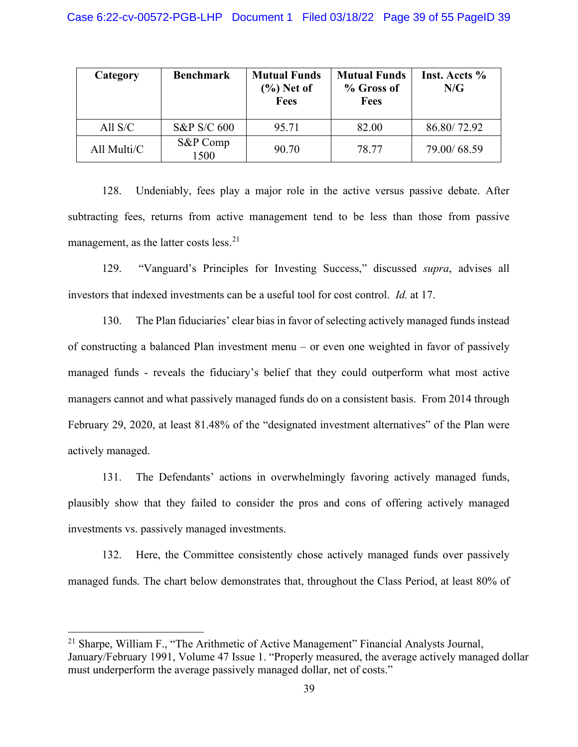| Category | Benchmark | Mutual Funds (%) Net of Fees | Mutual Funds % Gross of Fees | Inst. Accts % N/G |
|---|---|---|---|---|
| All S/C | S&P S/C 600 | 95.71 | 82.00 | 86.80/ 72.92 |
| All Multi/C | S&P Comp 1500 | 90.70 | 78.77 | 79.00/ 68.59 |

128. Undeniably, fees play a major role in the active versus passive debate. After subtracting fees, returns from active management tend to be less than those from passive management, as the latter costs less.[21]

129. "Vanguard's Principles for Investing Success," discussed *supra*, advises all investors that indexed investments can be a useful tool for cost control. *Id.* at 17.

130. The Plan fiduciaries' clear bias in favor of selecting actively managed funds instead of constructing a balanced Plan investment menu – or even one weighted in favor of passively managed funds - reveals the fiduciary's belief that they could outperform what most active managers cannot and what passively managed funds do on a consistent basis. From 2014 through February 29, 2020, at least 81.48% of the "designated investment alternatives" of the Plan were actively managed.

131. The Defendants' actions in overwhelmingly favoring actively managed funds, plausibly show that they failed to consider the pros and cons of offering actively managed investments vs. passively managed investments.

132. Here, the Committee consistently chose actively managed funds over passively managed funds. The chart below demonstrates that, throughout the Class Period, at least 80% of

[21] Sharpe, William F., "The Arithmetic of Active Management" Financial Analysts Journal, January/February 1991, Volume 47 Issue 1. "Properly measured, the average actively managed dollar must underperform the average passively managed dollar, net of costs."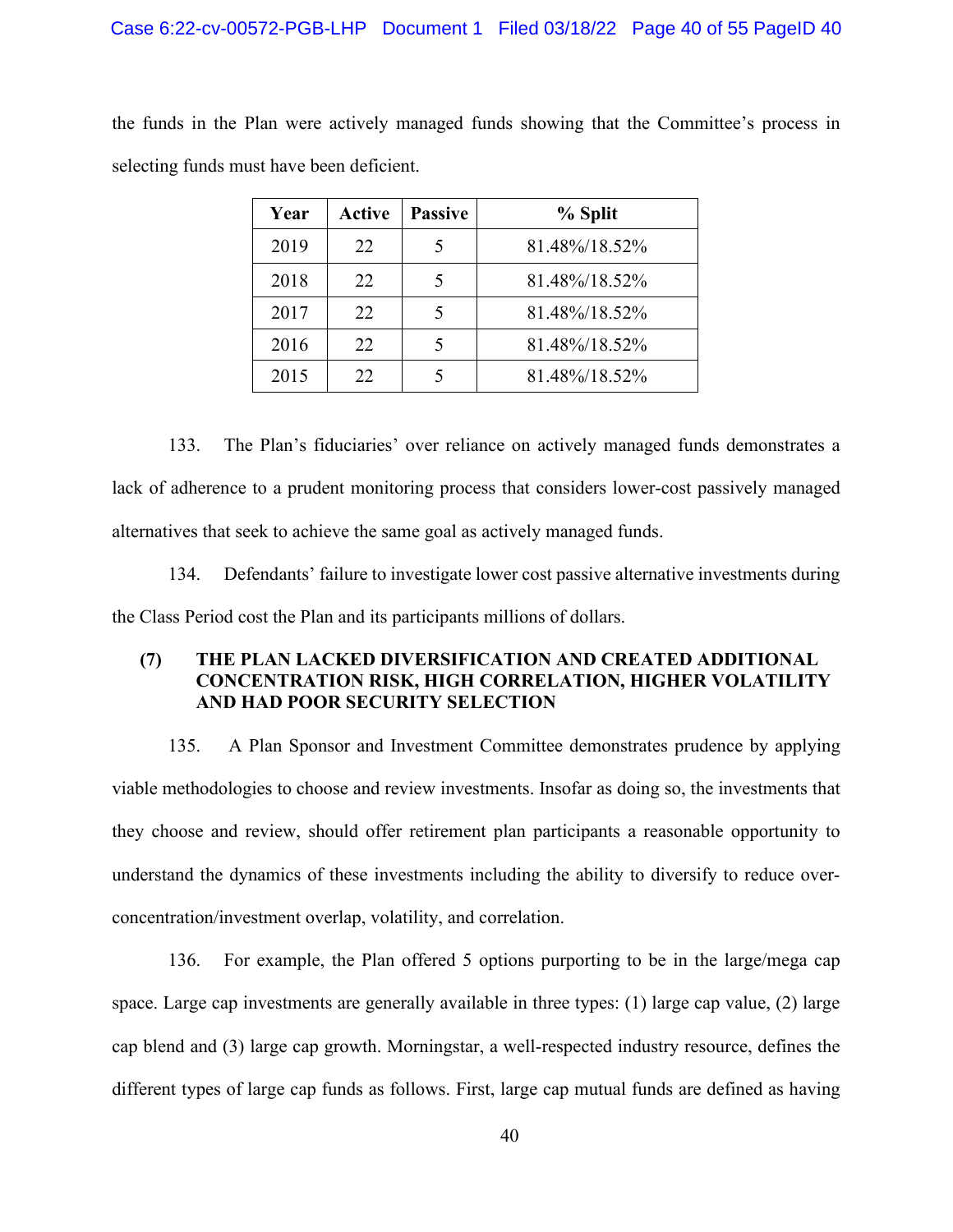the funds in the Plan were actively managed funds showing that the Committee's process in selecting funds must have been deficient.

| Year | Active | Passive | % Split |
|---|---|---|---|
| 2019 | 22 | 5 | 81.48%/18.52% |
| 2018 | 22 | 5 | 81.48%/18.52% |
| 2017 | 22 | 5 | 81.48%/18.52% |
| 2016 | 22 | 5 | 81.48%/18.52% |
| 2015 | 22 | 5 | 81.48%/18.52% |

133. The Plan's fiduciaries' over reliance on actively managed funds demonstrates a lack of adherence to a prudent monitoring process that considers lower-cost passively managed alternatives that seek to achieve the same goal as actively managed funds.

134. Defendants' failure to investigate lower cost passive alternative investments during the Class Period cost the Plan and its participants millions of dollars.

### (7) THE PLAN LACKED DIVERSIFICATION AND CREATED ADDITIONAL CONCENTRATION RISK, HIGH CORRELATION, HIGHER VOLATILITY AND HAD POOR SECURITY SELECTION

135. A Plan Sponsor and Investment Committee demonstrates prudence by applying viable methodologies to choose and review investments. Insofar as doing so, the investments that they choose and review, should offer retirement plan participants a reasonable opportunity to understand the dynamics of these investments including the ability to diversify to reduce over-concentration/investment overlap, volatility, and correlation.

136. For example, the Plan offered 5 options purporting to be in the large/mega cap space. Large cap investments are generally available in three types: (1) large cap value, (2) large cap blend and (3) large cap growth. Morningstar, a well-respected industry resource, defines the different types of large cap funds as follows. First, large cap mutual funds are defined as having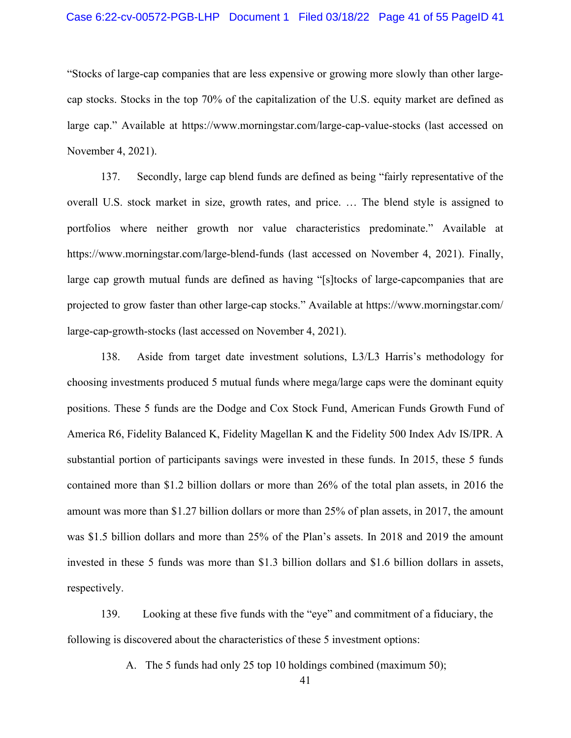"Stocks of large-cap companies that are less expensive or growing more slowly than other large-cap stocks. Stocks in the top 70% of the capitalization of the U.S. equity market are defined as large cap." Available at https://www.morningstar.com/large-cap-value-stocks (last accessed on November 4, 2021).

137. Secondly, large cap blend funds are defined as being "fairly representative of the overall U.S. stock market in size, growth rates, and price. … The blend style is assigned to portfolios where neither growth nor value characteristics predominate." Available at https://www.morningstar.com/large-blend-funds (last accessed on November 4, 2021). Finally, large cap growth mutual funds are defined as having "[s]tocks of large-capcompanies that are projected to grow faster than other large-cap stocks." Available at https://www.morningstar.com/large-cap-growth-stocks (last accessed on November 4, 2021).

138. Aside from target date investment solutions, L3/L3 Harris's methodology for choosing investments produced 5 mutual funds where mega/large caps were the dominant equity positions. These 5 funds are the Dodge and Cox Stock Fund, American Funds Growth Fund of America R6, Fidelity Balanced K, Fidelity Magellan K and the Fidelity 500 Index Adv IS/IPR. A substantial portion of participants savings were invested in these funds. In 2015, these 5 funds contained more than $1.2 billion dollars or more than 26% of the total plan assets, in 2016 the amount was more than $1.27 billion dollars or more than 25% of plan assets, in 2017, the amount was $1.5 billion dollars and more than 25% of the Plan's assets. In 2018 and 2019 the amount invested in these 5 funds was more than $1.3 billion dollars and $1.6 billion dollars in assets, respectively.

139. Looking at these five funds with the "eye" and commitment of a fiduciary, the following is discovered about the characteristics of these 5 investment options:

A. The 5 funds had only 25 top 10 holdings combined (maximum 50);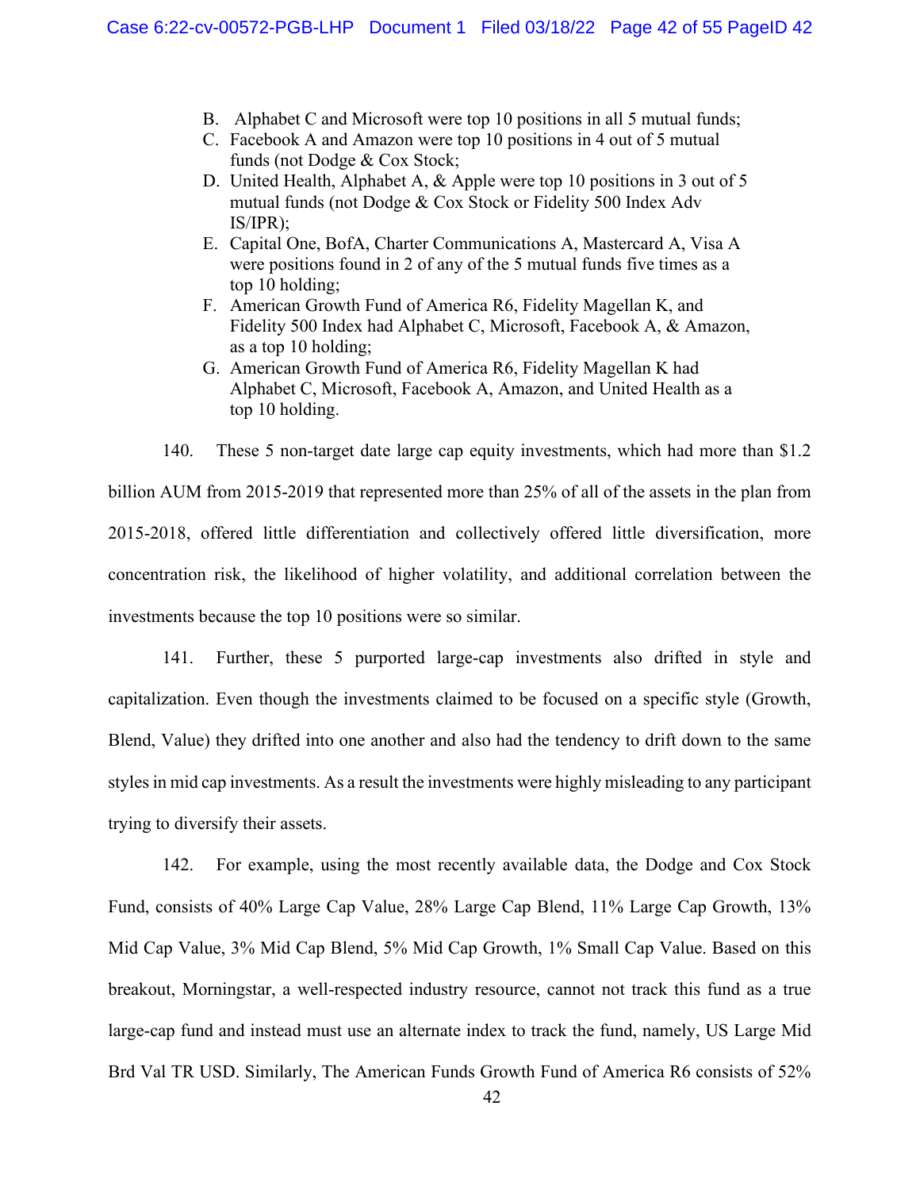B. Alphabet C and Microsoft were top 10 positions in all 5 mutual funds;
C. Facebook A and Amazon were top 10 positions in 4 out of 5 mutual funds (not Dodge & Cox Stock;
D. United Health, Alphabet A, & Apple were top 10 positions in 3 out of 5 mutual funds (not Dodge & Cox Stock or Fidelity 500 Index Adv IS/IPR);
E. Capital One, BofA, Charter Communications A, Mastercard A, Visa A were positions found in 2 of any of the 5 mutual funds five times as a top 10 holding;
F. American Growth Fund of America R6, Fidelity Magellan K, and Fidelity 500 Index had Alphabet C, Microsoft, Facebook A, & Amazon, as a top 10 holding;
G. American Growth Fund of America R6, Fidelity Magellan K had Alphabet C, Microsoft, Facebook A, Amazon, and United Health as a top 10 holding.

140. These 5 non-target date large cap equity investments, which had more than $1.2 billion AUM from 2015-2019 that represented more than 25% of all of the assets in the plan from 2015-2018, offered little differentiation and collectively offered little diversification, more concentration risk, the likelihood of higher volatility, and additional correlation between the investments because the top 10 positions were so similar.

141. Further, these 5 purported large-cap investments also drifted in style and capitalization. Even though the investments claimed to be focused on a specific style (Growth, Blend, Value) they drifted into one another and also had the tendency to drift down to the same styles in mid cap investments. As a result the investments were highly misleading to any participant trying to diversify their assets.

142. For example, using the most recently available data, the Dodge and Cox Stock Fund, consists of 40% Large Cap Value, 28% Large Cap Blend, 11% Large Cap Growth, 13% Mid Cap Value, 3% Mid Cap Blend, 5% Mid Cap Growth, 1% Small Cap Value. Based on this breakout, Morningstar, a well-respected industry resource, cannot not track this fund as a true large-cap fund and instead must use an alternate index to track the fund, namely, US Large Mid Brd Val TR USD. Similarly, The American Funds Growth Fund of America R6 consists of 52%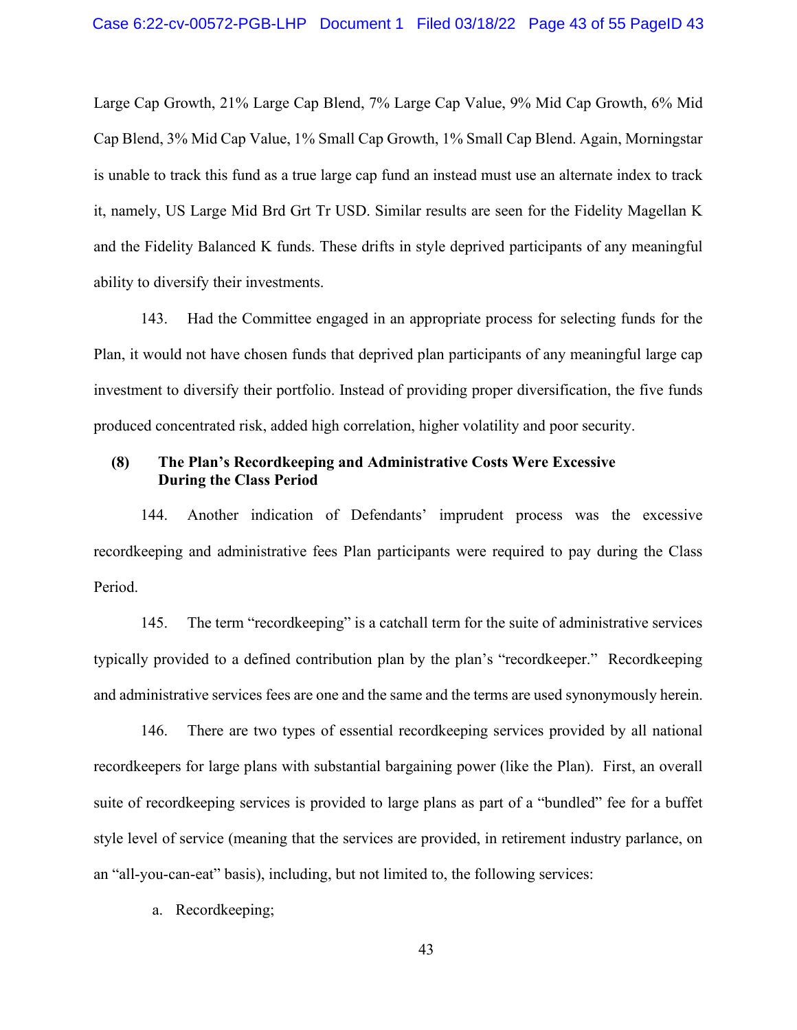Large Cap Growth, 21% Large Cap Blend, 7% Large Cap Value, 9% Mid Cap Growth, 6% Mid Cap Blend, 3% Mid Cap Value, 1% Small Cap Growth, 1% Small Cap Blend. Again, Morningstar is unable to track this fund as a true large cap fund an instead must use an alternate index to track it, namely, US Large Mid Brd Grt Tr USD. Similar results are seen for the Fidelity Magellan K and the Fidelity Balanced K funds. These drifts in style deprived participants of any meaningful ability to diversify their investments.

143. Had the Committee engaged in an appropriate process for selecting funds for the Plan, it would not have chosen funds that deprived plan participants of any meaningful large cap investment to diversify their portfolio. Instead of providing proper diversification, the five funds produced concentrated risk, added high correlation, higher volatility and poor security.

### (8) The Plan's Recordkeeping and Administrative Costs Were Excessive During the Class Period

144. Another indication of Defendants' imprudent process was the excessive recordkeeping and administrative fees Plan participants were required to pay during the Class Period.

145. The term "recordkeeping" is a catchall term for the suite of administrative services typically provided to a defined contribution plan by the plan's "recordkeeper." Recordkeeping and administrative services fees are one and the same and the terms are used synonymously herein.

146. There are two types of essential recordkeeping services provided by all national recordkeepers for large plans with substantial bargaining power (like the Plan). First, an overall suite of recordkeeping services is provided to large plans as part of a "bundled" fee for a buffet style level of service (meaning that the services are provided, in retirement industry parlance, on an "all-you-can-eat" basis), including, but not limited to, the following services:

a. Recordkeeping;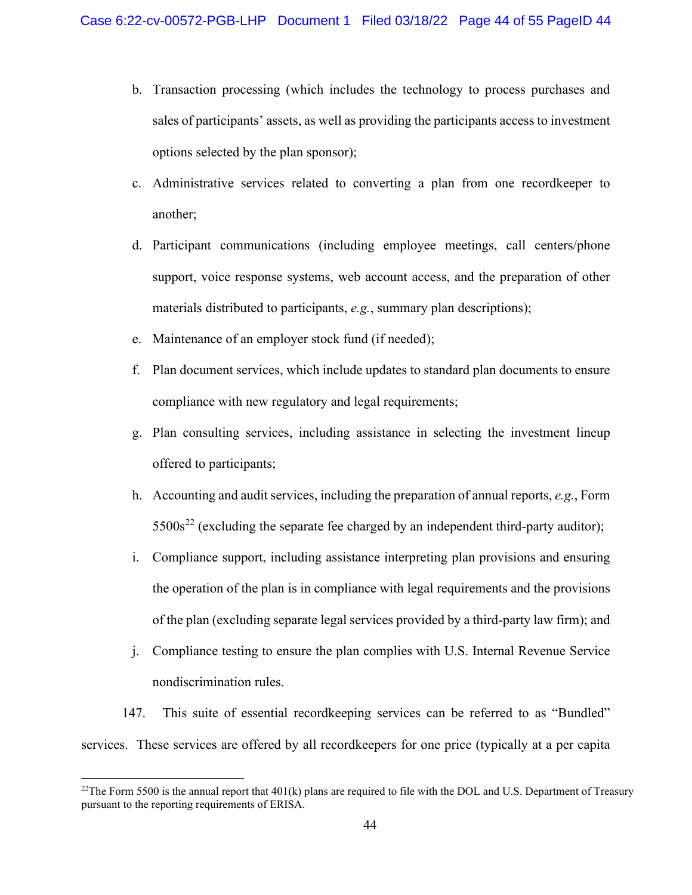b. Transaction processing (which includes the technology to process purchases and sales of participants' assets, as well as providing the participants access to investment options selected by the plan sponsor);

c. Administrative services related to converting a plan from one recordkeeper to another;

d. Participant communications (including employee meetings, call centers/phone support, voice response systems, web account access, and the preparation of other materials distributed to participants, *e.g.*, summary plan descriptions);

e. Maintenance of an employer stock fund (if needed);

f. Plan document services, which include updates to standard plan documents to ensure compliance with new regulatory and legal requirements;

g. Plan consulting services, including assistance in selecting the investment lineup offered to participants;

h. Accounting and audit services, including the preparation of annual reports, *e.g.*, Form 5500s[22] (excluding the separate fee charged by an independent third-party auditor);

i. Compliance support, including assistance interpreting plan provisions and ensuring the operation of the plan is in compliance with legal requirements and the provisions of the plan (excluding separate legal services provided by a third-party law firm); and

j. Compliance testing to ensure the plan complies with U.S. Internal Revenue Service nondiscrimination rules.

147. This suite of essential recordkeeping services can be referred to as "Bundled" services. These services are offered by all recordkeepers for one price (typically at a per capita

---

[22] The Form 5500 is the annual report that 401(k) plans are required to file with the DOL and U.S. Department of Treasury pursuant to the reporting requirements of ERISA.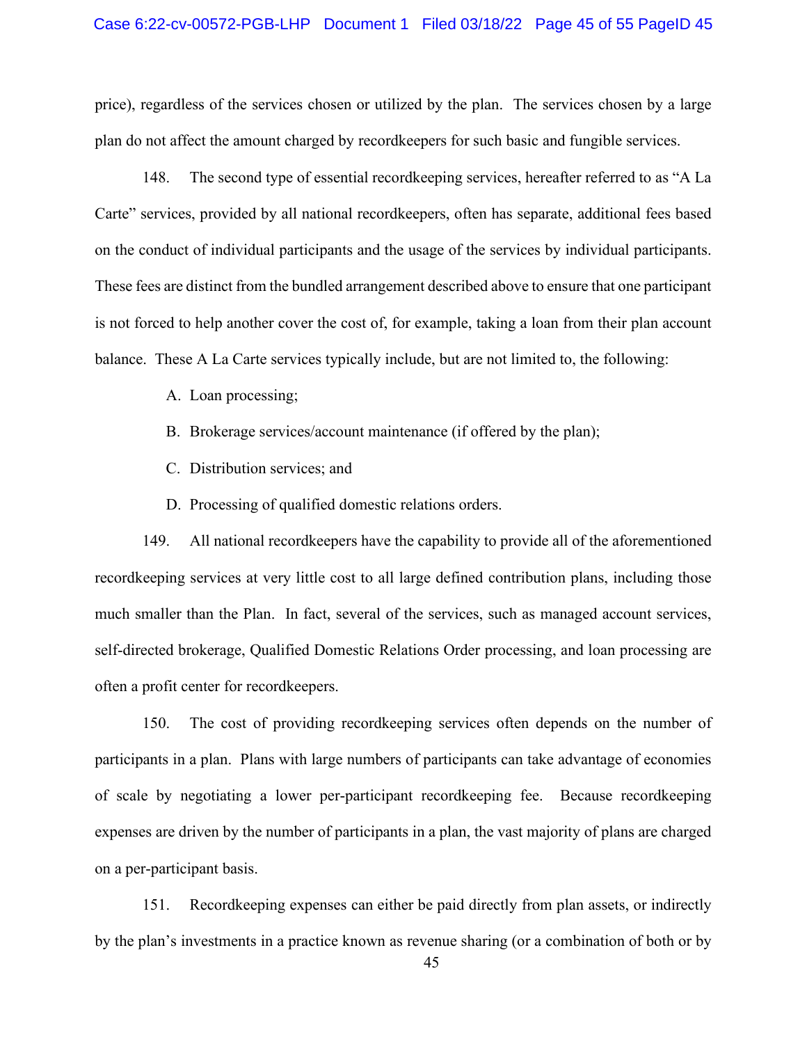price), regardless of the services chosen or utilized by the plan. The services chosen by a large plan do not affect the amount charged by recordkeepers for such basic and fungible services.

148. The second type of essential recordkeeping services, hereafter referred to as "A La Carte" services, provided by all national recordkeepers, often has separate, additional fees based on the conduct of individual participants and the usage of the services by individual participants. These fees are distinct from the bundled arrangement described above to ensure that one participant is not forced to help another cover the cost of, for example, taking a loan from their plan account balance. These A La Carte services typically include, but are not limited to, the following:

A. Loan processing;

B. Brokerage services/account maintenance (if offered by the plan);

C. Distribution services; and

D. Processing of qualified domestic relations orders.

149. All national recordkeepers have the capability to provide all of the aforementioned recordkeeping services at very little cost to all large defined contribution plans, including those much smaller than the Plan. In fact, several of the services, such as managed account services, self-directed brokerage, Qualified Domestic Relations Order processing, and loan processing are often a profit center for recordkeepers.

150. The cost of providing recordkeeping services often depends on the number of participants in a plan. Plans with large numbers of participants can take advantage of economies of scale by negotiating a lower per-participant recordkeeping fee. Because recordkeeping expenses are driven by the number of participants in a plan, the vast majority of plans are charged on a per-participant basis.

151. Recordkeeping expenses can either be paid directly from plan assets, or indirectly by the plan's investments in a practice known as revenue sharing (or a combination of both or by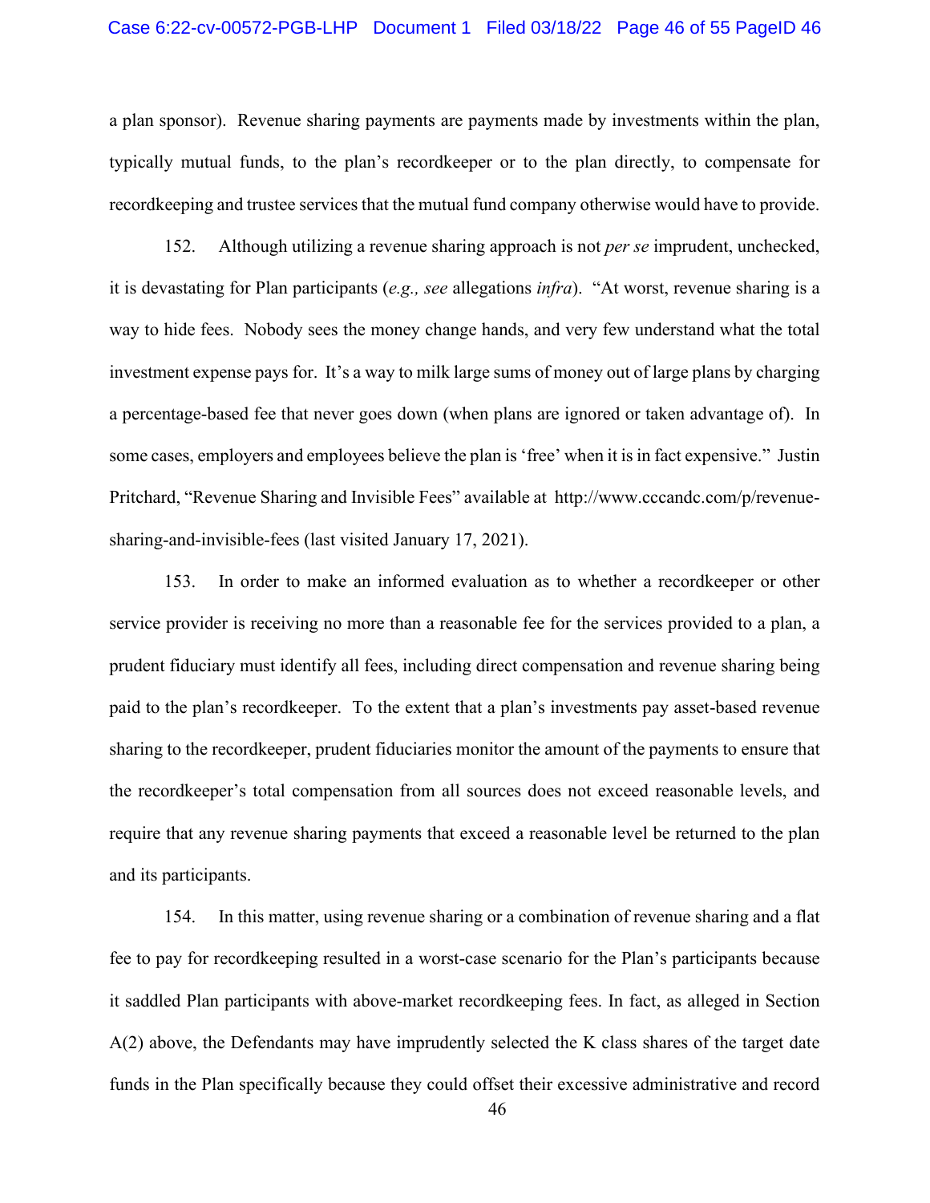a plan sponsor). Revenue sharing payments are payments made by investments within the plan, typically mutual funds, to the plan's recordkeeper or to the plan directly, to compensate for recordkeeping and trustee services that the mutual fund company otherwise would have to provide.

152. Although utilizing a revenue sharing approach is not *per se* imprudent, unchecked, it is devastating for Plan participants (*e.g., see* allegations *infra*). "At worst, revenue sharing is a way to hide fees. Nobody sees the money change hands, and very few understand what the total investment expense pays for. It's a way to milk large sums of money out of large plans by charging a percentage-based fee that never goes down (when plans are ignored or taken advantage of). In some cases, employers and employees believe the plan is 'free' when it is in fact expensive." Justin Pritchard, "Revenue Sharing and Invisible Fees" available at http://www.cccandc.com/p/revenue-sharing-and-invisible-fees (last visited January 17, 2021).

153. In order to make an informed evaluation as to whether a recordkeeper or other service provider is receiving no more than a reasonable fee for the services provided to a plan, a prudent fiduciary must identify all fees, including direct compensation and revenue sharing being paid to the plan's recordkeeper. To the extent that a plan's investments pay asset-based revenue sharing to the recordkeeper, prudent fiduciaries monitor the amount of the payments to ensure that the recordkeeper's total compensation from all sources does not exceed reasonable levels, and require that any revenue sharing payments that exceed a reasonable level be returned to the plan and its participants.

154. In this matter, using revenue sharing or a combination of revenue sharing and a flat fee to pay for recordkeeping resulted in a worst-case scenario for the Plan's participants because it saddled Plan participants with above-market recordkeeping fees. In fact, as alleged in Section A(2) above, the Defendants may have imprudently selected the K class shares of the target date funds in the Plan specifically because they could offset their excessive administrative and record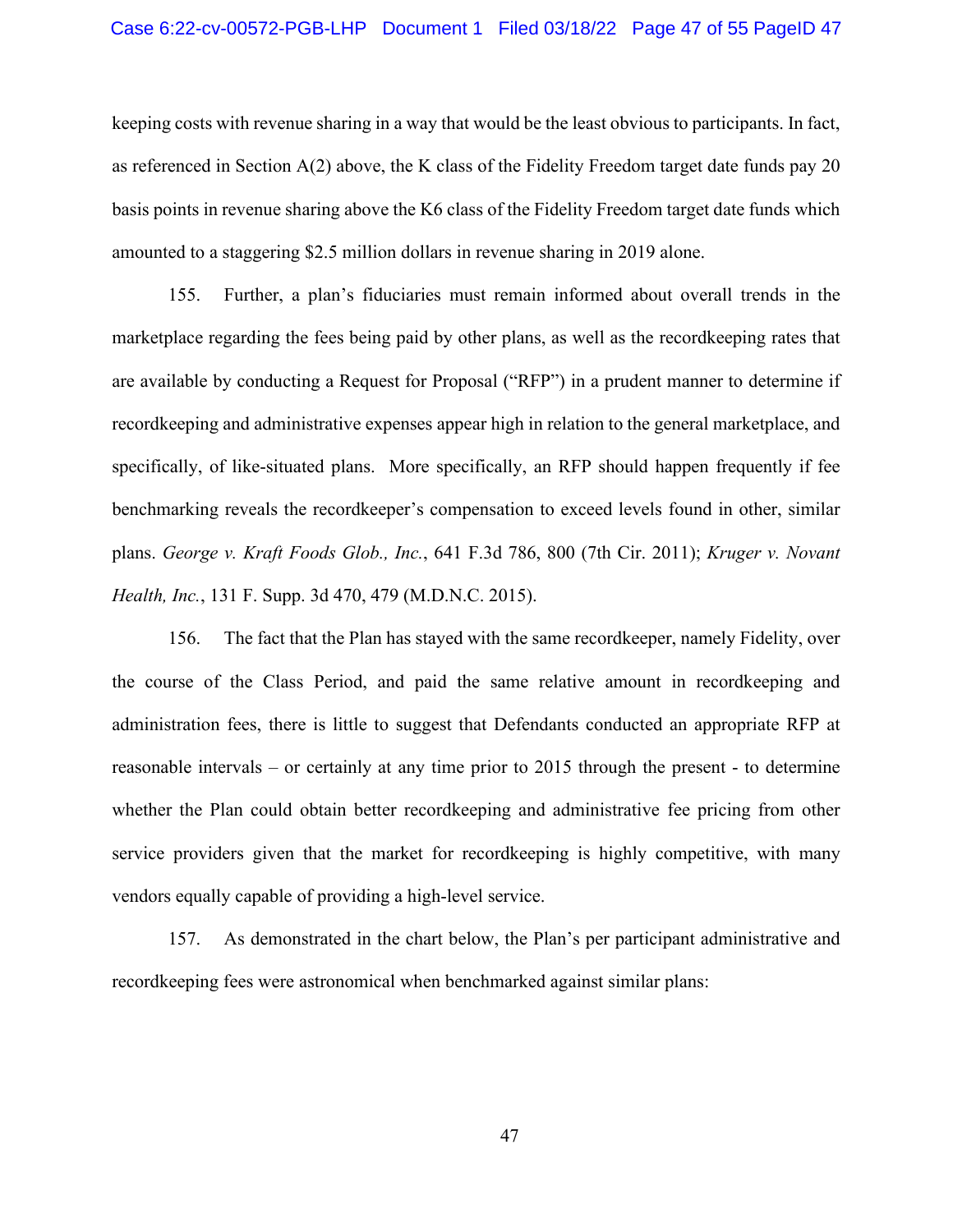keeping costs with revenue sharing in a way that would be the least obvious to participants. In fact, as referenced in Section A(2) above, the K class of the Fidelity Freedom target date funds pay 20 basis points in revenue sharing above the K6 class of the Fidelity Freedom target date funds which amounted to a staggering $2.5 million dollars in revenue sharing in 2019 alone.

155. Further, a plan's fiduciaries must remain informed about overall trends in the marketplace regarding the fees being paid by other plans, as well as the recordkeeping rates that are available by conducting a Request for Proposal ("RFP") in a prudent manner to determine if recordkeeping and administrative expenses appear high in relation to the general marketplace, and specifically, of like-situated plans. More specifically, an RFP should happen frequently if fee benchmarking reveals the recordkeeper's compensation to exceed levels found in other, similar plans. *George v. Kraft Foods Glob., Inc.*, 641 F.3d 786, 800 (7th Cir. 2011); *Kruger v. Novant Health, Inc.*, 131 F. Supp. 3d 470, 479 (M.D.N.C. 2015).

156. The fact that the Plan has stayed with the same recordkeeper, namely Fidelity, over the course of the Class Period, and paid the same relative amount in recordkeeping and administration fees, there is little to suggest that Defendants conducted an appropriate RFP at reasonable intervals – or certainly at any time prior to 2015 through the present - to determine whether the Plan could obtain better recordkeeping and administrative fee pricing from other service providers given that the market for recordkeeping is highly competitive, with many vendors equally capable of providing a high-level service.

157. As demonstrated in the chart below, the Plan's per participant administrative and recordkeeping fees were astronomical when benchmarked against similar plans: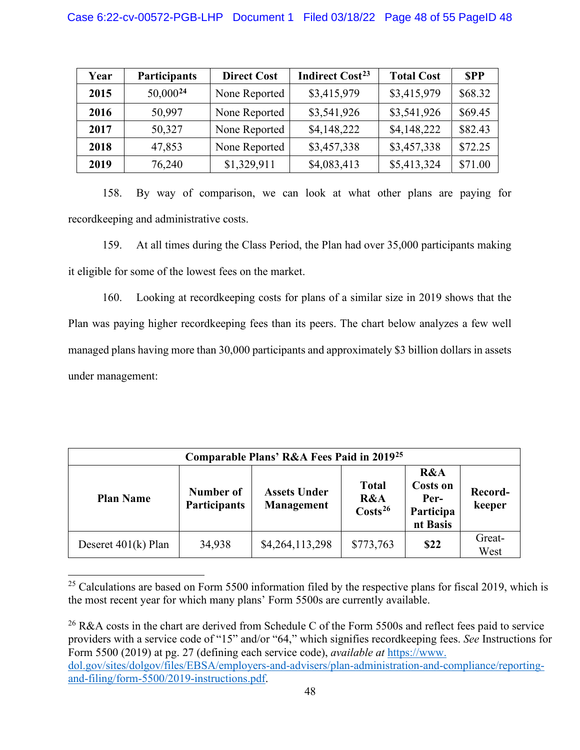| Year | Participants | Direct Cost | Indirect Cost[23] | Total Cost | $PP |
|---|---|---|---|---|---|
| **2015** | 50,000[24] | None Reported | $3,415,979 | $3,415,979 | $68.32 |
| **2016** | 50,997 | None Reported | $3,541,926 | $3,541,926 | $69.45 |
| **2017** | 50,327 | None Reported | $4,148,222 | $4,148,222 | $82.43 |
| **2018** | 47,853 | None Reported | $3,457,338 | $3,457,338 | $72.25 |
| **2019** | 76,240 | $1,329,911 | $4,083,413 | $5,413,324 | $71.00 |

158. By way of comparison, we can look at what other plans are paying for recordkeeping and administrative costs.

159. At all times during the Class Period, the Plan had over 35,000 participants making it eligible for some of the lowest fees on the market.

160. Looking at recordkeeping costs for plans of a similar size in 2019 shows that the Plan was paying higher recordkeeping fees than its peers. The chart below analyzes a few well managed plans having more than 30,000 participants and approximately $3 billion dollars in assets under management:

| **Comparable Plans' R&A Fees Paid in 2019[25]** | | | | | |
|---|---|---|---|---|---|
| **Plan Name** | **Number of Participants** | **Assets Under Management** | **Total R&A Costs[26]** | **R&A Costs on Per-Participant Basis** | **Record-keeper** |
| Deseret 401(k) Plan | 34,938 | $4,264,113,298 | $773,763 | **$22** | Great-West |

[25] Calculations are based on Form 5500 information filed by the respective plans for fiscal 2019, which is the most recent year for which many plans' Form 5500s are currently available.

[26] R&A costs in the chart are derived from Schedule C of the Form 5500s and reflect fees paid to service providers with a service code of "15" and/or "64," which signifies recordkeeping fees. *See* Instructions for Form 5500 (2019) at pg. 27 (defining each service code), *available at* https://www.dol.gov/sites/dolgov/files/EBSA/employers-and-advisers/plan-administration-and-compliance/reporting-and-filing/form-5500/2019-instructions.pdf.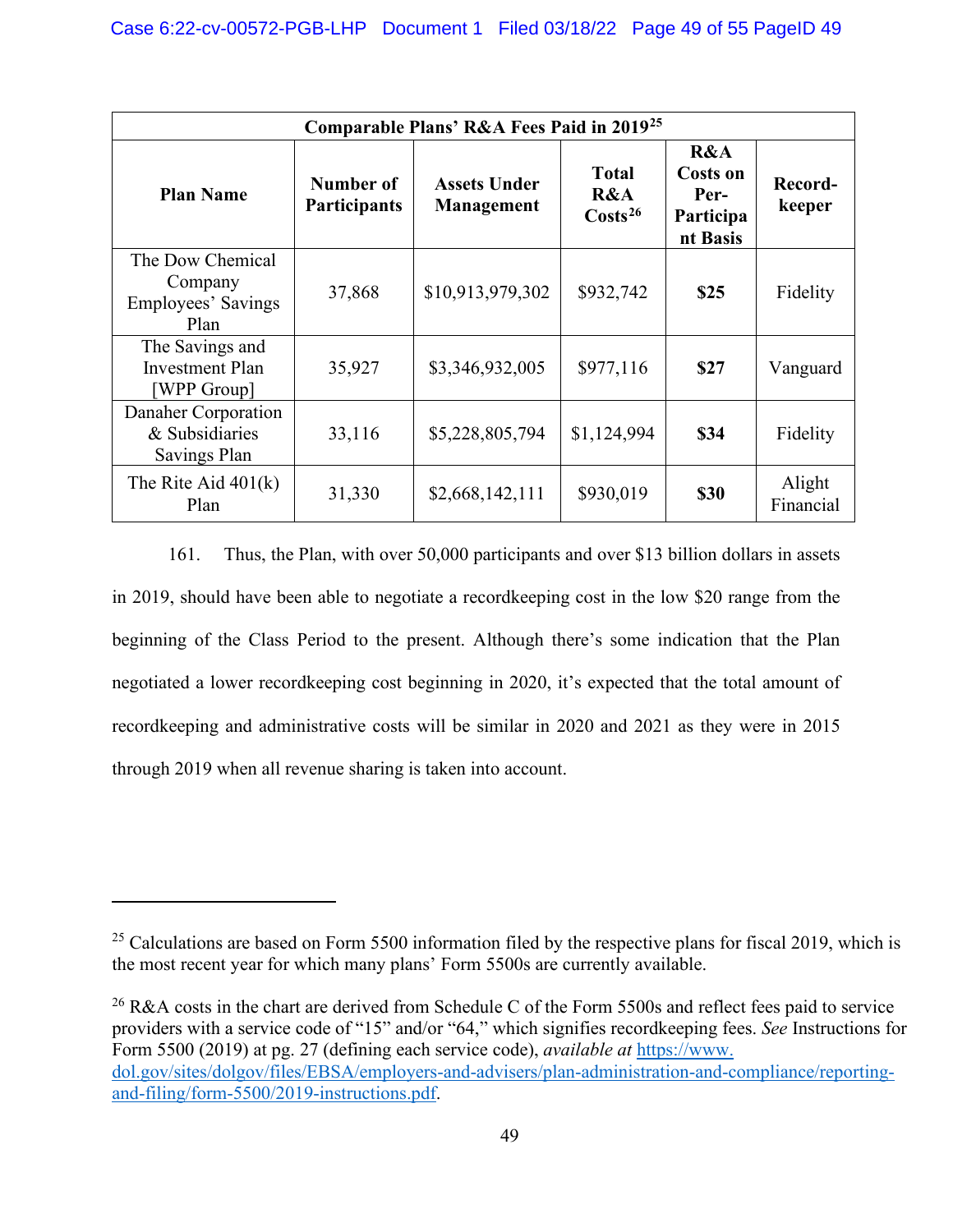| Comparable Plans' R&A Fees Paid in 2019[25] | | | | | |
|---|---|---|---|---|---|
| **Plan Name** | **Number of Participants** | **Assets Under Management** | **Total R&A Costs[26]** | **R&A Costs on Per-Participant Basis** | **Record-keeper** |
| The Dow Chemical Company Employees' Savings Plan | 37,868 | $10,913,979,302 | $932,742 | **$25** | Fidelity |
| The Savings and Investment Plan [WPP Group] | 35,927 | $3,346,932,005 | $977,116 | **$27** | Vanguard |
| Danaher Corporation & Subsidiaries Savings Plan | 33,116 | $5,228,805,794 | $1,124,994 | **$34** | Fidelity |
| The Rite Aid 401(k) Plan | 31,330 | $2,668,142,111 | $930,019 | **$30** | Alight Financial |

161. Thus, the Plan, with over 50,000 participants and over $13 billion dollars in assets in 2019, should have been able to negotiate a recordkeeping cost in the low $20 range from the beginning of the Class Period to the present. Although there's some indication that the Plan negotiated a lower recordkeeping cost beginning in 2020, it's expected that the total amount of recordkeeping and administrative costs will be similar in 2020 and 2021 as they were in 2015 through 2019 when all revenue sharing is taken into account.

---

[25] Calculations are based on Form 5500 information filed by the respective plans for fiscal 2019, which is the most recent year for which many plans' Form 5500s are currently available.

[26] R&A costs in the chart are derived from Schedule C of the Form 5500s and reflect fees paid to service providers with a service code of "15" and/or "64," which signifies recordkeeping fees. *See* Instructions for Form 5500 (2019) at pg. 27 (defining each service code), *available at* https://www.dol.gov/sites/dolgov/files/EBSA/employers-and-advisers/plan-administration-and-compliance/reporting-and-filing/form-5500/2019-instructions.pdf.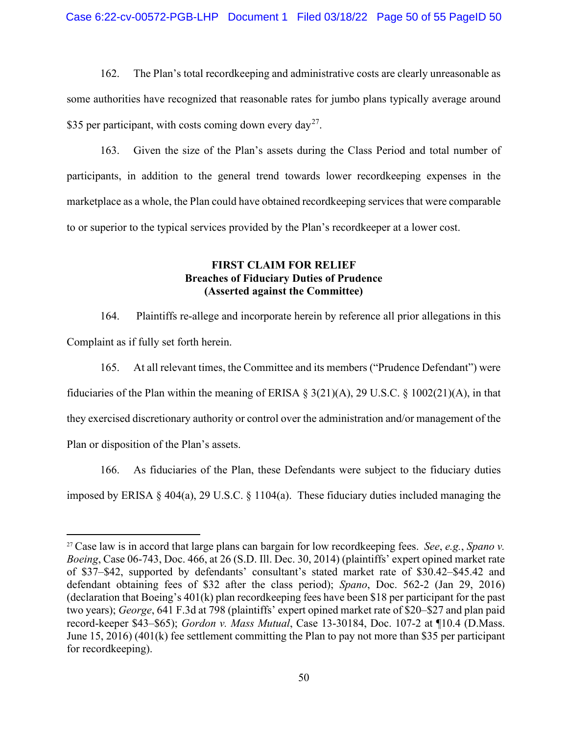162. The Plan's total recordkeeping and administrative costs are clearly unreasonable as some authorities have recognized that reasonable rates for jumbo plans typically average around $35 per participant, with costs coming down every day[27].

163. Given the size of the Plan's assets during the Class Period and total number of participants, in addition to the general trend towards lower recordkeeping expenses in the marketplace as a whole, the Plan could have obtained recordkeeping services that were comparable to or superior to the typical services provided by the Plan's recordkeeper at a lower cost.

**FIRST CLAIM FOR RELIEF**
**Breaches of Fiduciary Duties of Prudence**
**(Asserted against the Committee)**

164. Plaintiffs re-allege and incorporate herein by reference all prior allegations in this Complaint as if fully set forth herein.

165. At all relevant times, the Committee and its members ("Prudence Defendant") were fiduciaries of the Plan within the meaning of ERISA § 3(21)(A), 29 U.S.C. § 1002(21)(A), in that they exercised discretionary authority or control over the administration and/or management of the Plan or disposition of the Plan's assets.

166. As fiduciaries of the Plan, these Defendants were subject to the fiduciary duties imposed by ERISA § 404(a), 29 U.S.C. § 1104(a). These fiduciary duties included managing the

---

[27] Case law is in accord that large plans can bargain for low recordkeeping fees. *See*, *e.g.*, *Spano v. Boeing*, Case 06-743, Doc. 466, at 26 (S.D. Ill. Dec. 30, 2014) (plaintiffs' expert opined market rate of $37–$42, supported by defendants' consultant's stated market rate of $30.42–$45.42 and defendant obtaining fees of $32 after the class period); *Spano*, Doc. 562-2 (Jan 29, 2016) (declaration that Boeing's 401(k) plan recordkeeping fees have been $18 per participant for the past two years); *George*, 641 F.3d at 798 (plaintiffs' expert opined market rate of $20–$27 and plan paid record-keeper $43–$65); *Gordon v. Mass Mutual*, Case 13-30184, Doc. 107-2 at ¶10.4 (D.Mass. June 15, 2016) (401(k) fee settlement committing the Plan to pay not more than $35 per participant for recordkeeping).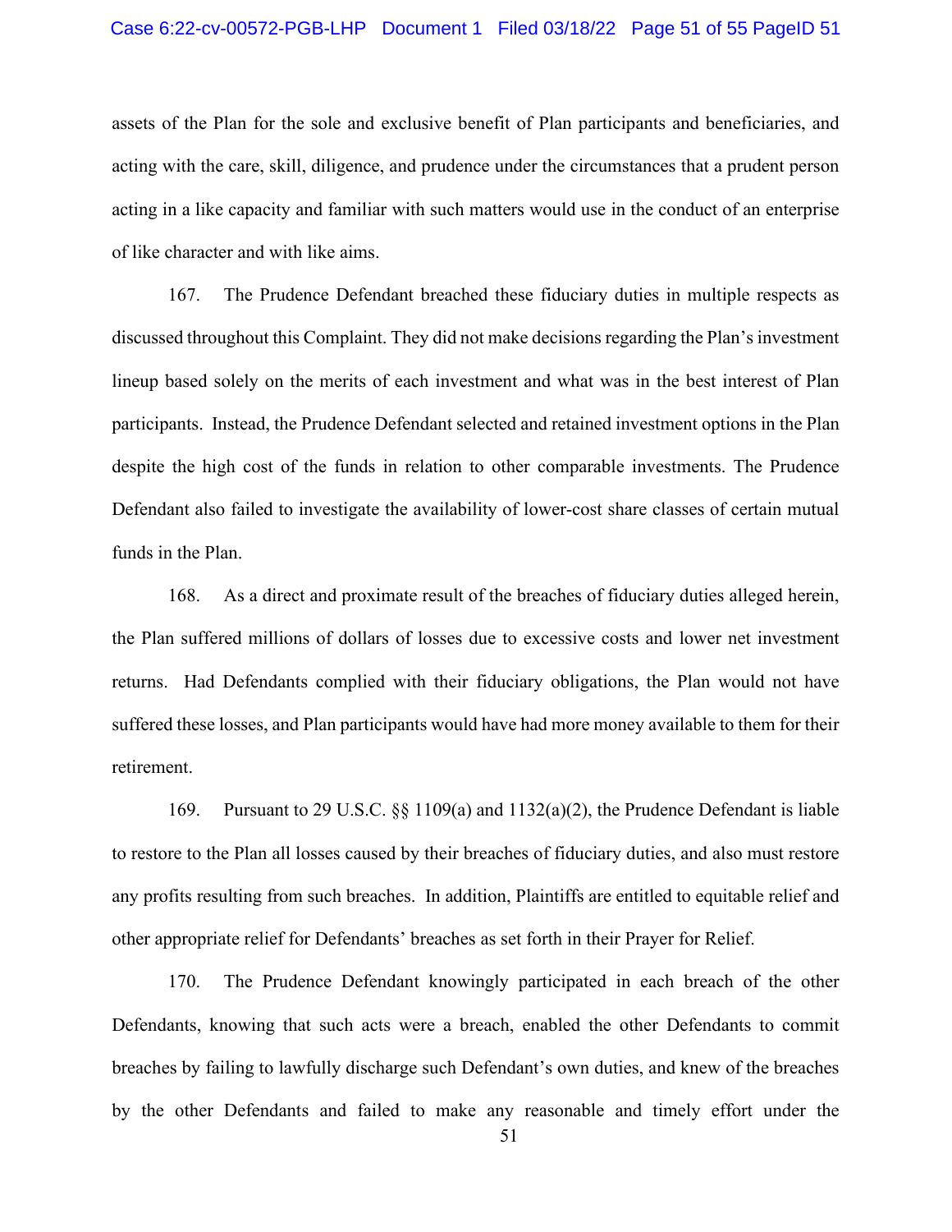assets of the Plan for the sole and exclusive benefit of Plan participants and beneficiaries, and acting with the care, skill, diligence, and prudence under the circumstances that a prudent person acting in a like capacity and familiar with such matters would use in the conduct of an enterprise of like character and with like aims.

167. The Prudence Defendant breached these fiduciary duties in multiple respects as discussed throughout this Complaint. They did not make decisions regarding the Plan's investment lineup based solely on the merits of each investment and what was in the best interest of Plan participants. Instead, the Prudence Defendant selected and retained investment options in the Plan despite the high cost of the funds in relation to other comparable investments. The Prudence Defendant also failed to investigate the availability of lower-cost share classes of certain mutual funds in the Plan.

168. As a direct and proximate result of the breaches of fiduciary duties alleged herein, the Plan suffered millions of dollars of losses due to excessive costs and lower net investment returns. Had Defendants complied with their fiduciary obligations, the Plan would not have suffered these losses, and Plan participants would have had more money available to them for their retirement.

169. Pursuant to 29 U.S.C. §§ 1109(a) and 1132(a)(2), the Prudence Defendant is liable to restore to the Plan all losses caused by their breaches of fiduciary duties, and also must restore any profits resulting from such breaches. In addition, Plaintiffs are entitled to equitable relief and other appropriate relief for Defendants' breaches as set forth in their Prayer for Relief.

170. The Prudence Defendant knowingly participated in each breach of the other Defendants, knowing that such acts were a breach, enabled the other Defendants to commit breaches by failing to lawfully discharge such Defendant's own duties, and knew of the breaches by the other Defendants and failed to make any reasonable and timely effort under the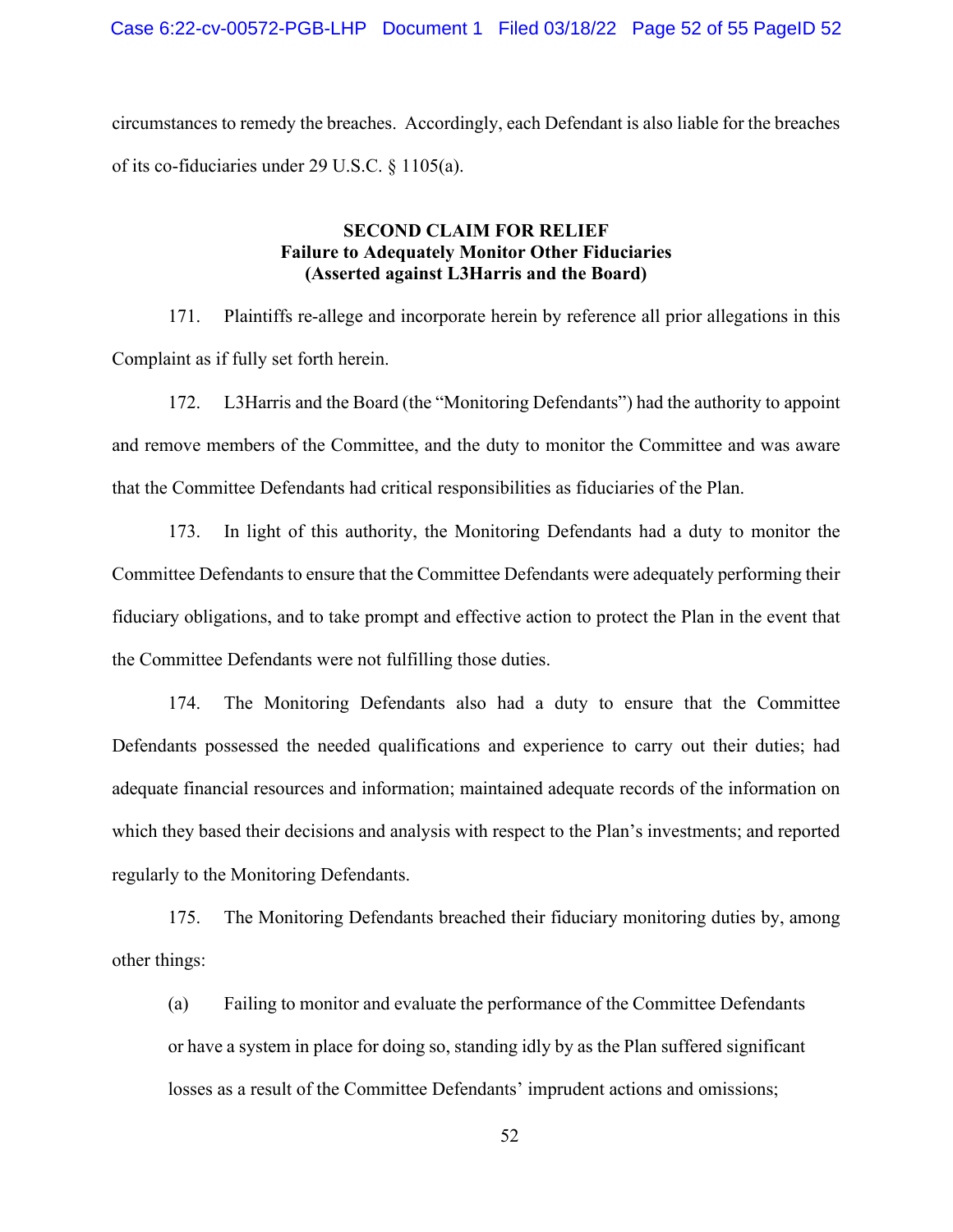circumstances to remedy the breaches. Accordingly, each Defendant is also liable for the breaches of its co-fiduciaries under 29 U.S.C. § 1105(a).

**SECOND CLAIM FOR RELIEF**
**Failure to Adequately Monitor Other Fiduciaries**
**(Asserted against L3Harris and the Board)**

171. Plaintiffs re-allege and incorporate herein by reference all prior allegations in this Complaint as if fully set forth herein.

172. L3Harris and the Board (the "Monitoring Defendants") had the authority to appoint and remove members of the Committee, and the duty to monitor the Committee and was aware that the Committee Defendants had critical responsibilities as fiduciaries of the Plan.

173. In light of this authority, the Monitoring Defendants had a duty to monitor the Committee Defendants to ensure that the Committee Defendants were adequately performing their fiduciary obligations, and to take prompt and effective action to protect the Plan in the event that the Committee Defendants were not fulfilling those duties.

174. The Monitoring Defendants also had a duty to ensure that the Committee Defendants possessed the needed qualifications and experience to carry out their duties; had adequate financial resources and information; maintained adequate records of the information on which they based their decisions and analysis with respect to the Plan's investments; and reported regularly to the Monitoring Defendants.

175. The Monitoring Defendants breached their fiduciary monitoring duties by, among other things:

(a) Failing to monitor and evaluate the performance of the Committee Defendants or have a system in place for doing so, standing idly by as the Plan suffered significant losses as a result of the Committee Defendants' imprudent actions and omissions;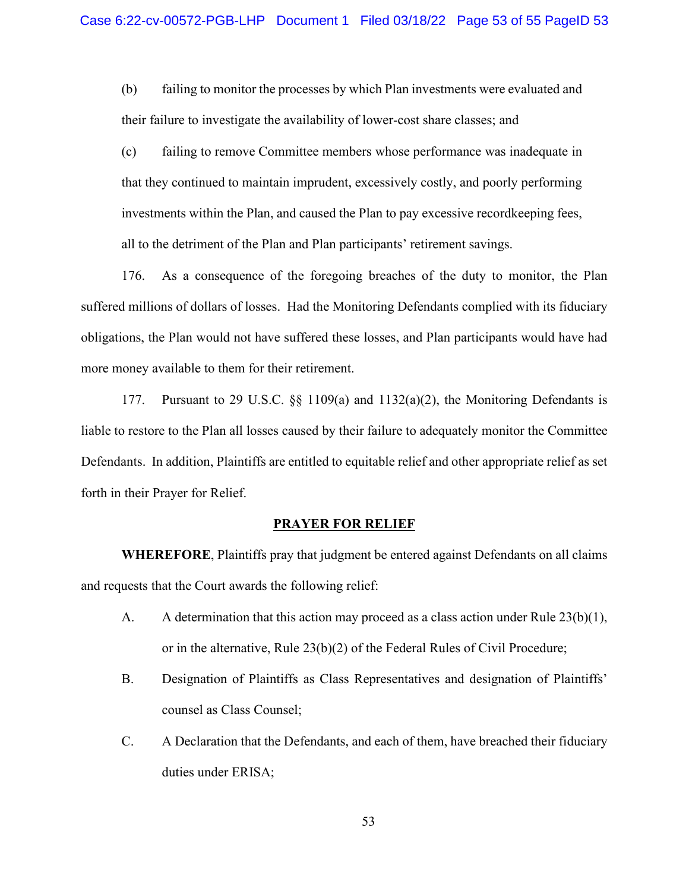(b) failing to monitor the processes by which Plan investments were evaluated and their failure to investigate the availability of lower-cost share classes; and

(c) failing to remove Committee members whose performance was inadequate in that they continued to maintain imprudent, excessively costly, and poorly performing investments within the Plan, and caused the Plan to pay excessive recordkeeping fees, all to the detriment of the Plan and Plan participants' retirement savings.

176. As a consequence of the foregoing breaches of the duty to monitor, the Plan suffered millions of dollars of losses. Had the Monitoring Defendants complied with its fiduciary obligations, the Plan would not have suffered these losses, and Plan participants would have had more money available to them for their retirement.

177. Pursuant to 29 U.S.C. §§ 1109(a) and 1132(a)(2), the Monitoring Defendants is liable to restore to the Plan all losses caused by their failure to adequately monitor the Committee Defendants. In addition, Plaintiffs are entitled to equitable relief and other appropriate relief as set forth in their Prayer for Relief.

## PRAYER FOR RELIEF

**WHEREFORE**, Plaintiffs pray that judgment be entered against Defendants on all claims and requests that the Court awards the following relief:

A. A determination that this action may proceed as a class action under Rule 23(b)(1), or in the alternative, Rule 23(b)(2) of the Federal Rules of Civil Procedure;

B. Designation of Plaintiffs as Class Representatives and designation of Plaintiffs' counsel as Class Counsel;

C. A Declaration that the Defendants, and each of them, have breached their fiduciary duties under ERISA;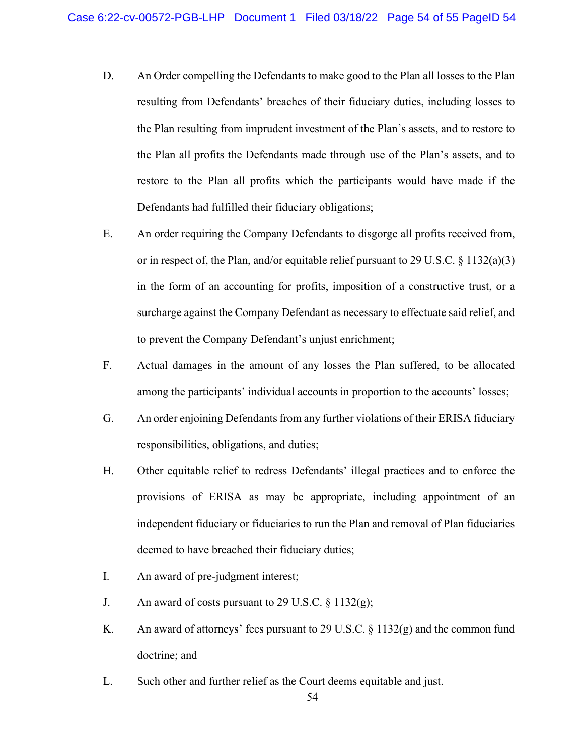D. An Order compelling the Defendants to make good to the Plan all losses to the Plan resulting from Defendants' breaches of their fiduciary duties, including losses to the Plan resulting from imprudent investment of the Plan's assets, and to restore to the Plan all profits the Defendants made through use of the Plan's assets, and to restore to the Plan all profits which the participants would have made if the Defendants had fulfilled their fiduciary obligations;

E. An order requiring the Company Defendants to disgorge all profits received from, or in respect of, the Plan, and/or equitable relief pursuant to 29 U.S.C. § 1132(a)(3) in the form of an accounting for profits, imposition of a constructive trust, or a surcharge against the Company Defendant as necessary to effectuate said relief, and to prevent the Company Defendant's unjust enrichment;

F. Actual damages in the amount of any losses the Plan suffered, to be allocated among the participants' individual accounts in proportion to the accounts' losses;

G. An order enjoining Defendants from any further violations of their ERISA fiduciary responsibilities, obligations, and duties;

H. Other equitable relief to redress Defendants' illegal practices and to enforce the provisions of ERISA as may be appropriate, including appointment of an independent fiduciary or fiduciaries to run the Plan and removal of Plan fiduciaries deemed to have breached their fiduciary duties;

I. An award of pre-judgment interest;

J. An award of costs pursuant to 29 U.S.C. § 1132(g);

K. An award of attorneys' fees pursuant to 29 U.S.C. § 1132(g) and the common fund doctrine; and

L. Such other and further relief as the Court deems equitable and just.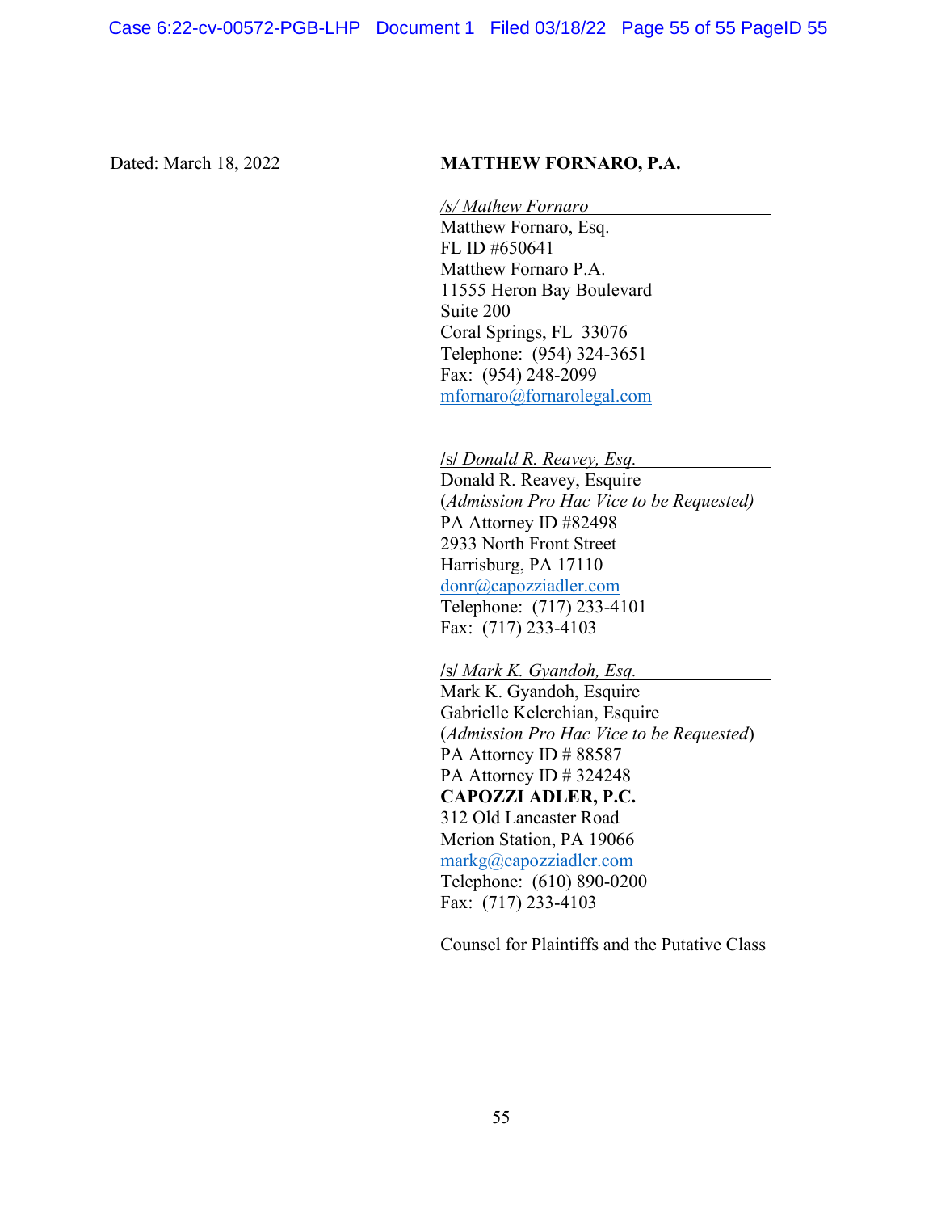Dated: March 18, 2022

**MATTHEW FORNARO, P.A.**

*/s/ Mathew Fornaro*
Matthew Fornaro, Esq.
FL ID #650641
Matthew Fornaro P.A.
11555 Heron Bay Boulevard
Suite 200
Coral Springs, FL 33076
Telephone: (954) 324-3651
Fax: (954) 248-2099
mfornaro@fornarolegal.com

/s/ *Donald R. Reavey, Esq.*
Donald R. Reavey, Esquire
(*Admission Pro Hac Vice to be Requested)*
PA Attorney ID #82498
2933 North Front Street
Harrisburg, PA 17110
donr@capozziadler.com
Telephone: (717) 233-4101
Fax: (717) 233-4103

/s/ *Mark K. Gyandoh, Esq.*
Mark K. Gyandoh, Esquire
Gabrielle Kelerchian, Esquire
(*Admission Pro Hac Vice to be Requested*)
PA Attorney ID # 88587
PA Attorney ID # 324248
**CAPOZZI ADLER, P.C.**
312 Old Lancaster Road
Merion Station, PA 19066
markg@capozziadler.com
Telephone: (610) 890-0200
Fax: (717) 233-4103

Counsel for Plaintiffs and the Putative Class